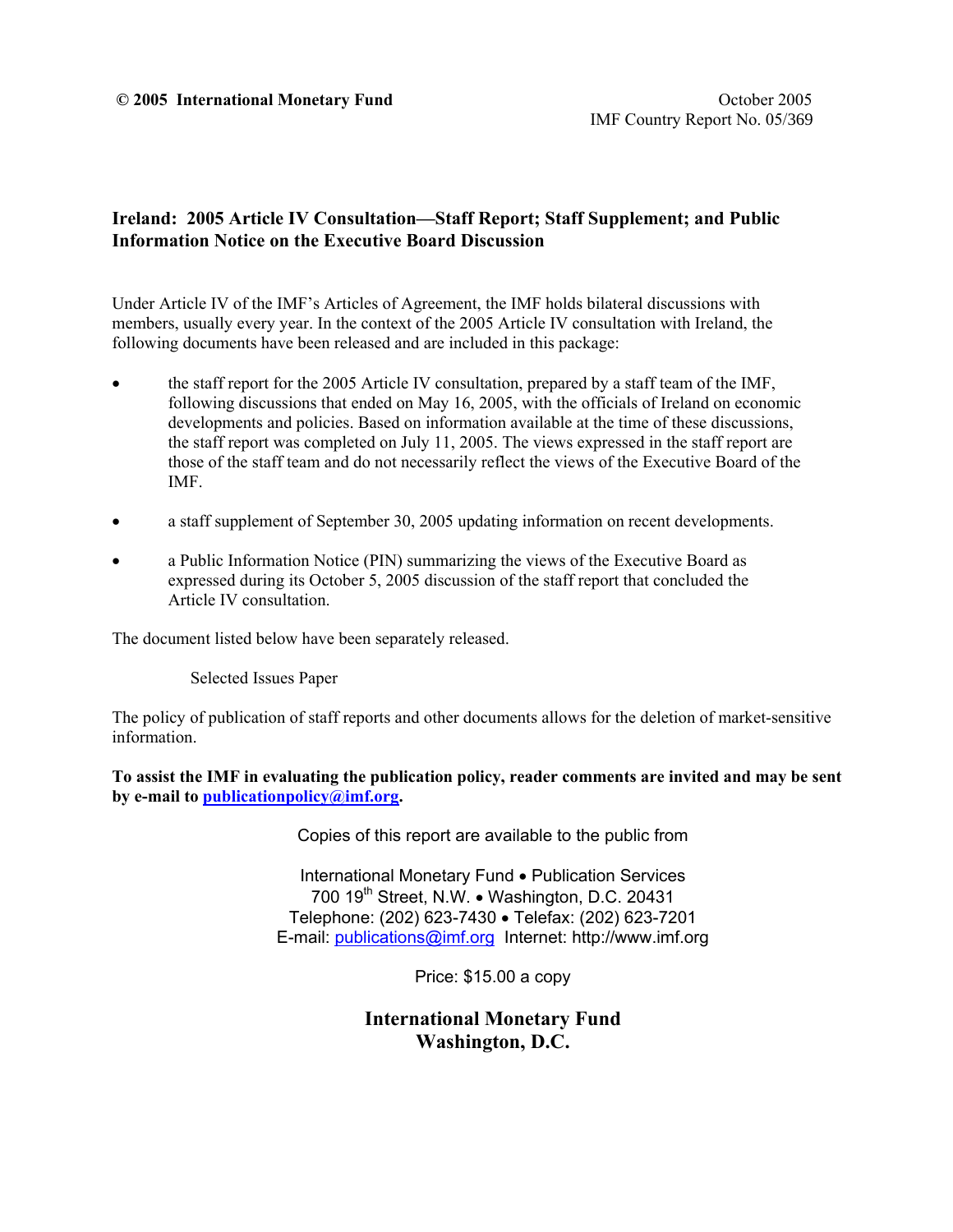**© 2005 International Monetary Fund**

October 2005
IMF Country Report No. 05/369

# Ireland: 2005 Article IV Consultation—Staff Report; Staff Supplement; and Public Information Notice on the Executive Board Discussion

Under Article IV of the IMF's Articles of Agreement, the IMF holds bilateral discussions with members, usually every year. In the context of the 2005 Article IV consultation with Ireland, the following documents have been released and are included in this package:

- the staff report for the 2005 Article IV consultation, prepared by a staff team of the IMF, following discussions that ended on May 16, 2005, with the officials of Ireland on economic developments and policies. Based on information available at the time of these discussions, the staff report was completed on July 11, 2005. The views expressed in the staff report are those of the staff team and do not necessarily reflect the views of the Executive Board of the IMF.
- a staff supplement of September 30, 2005 updating information on recent developments.
- a Public Information Notice (PIN) summarizing the views of the Executive Board as expressed during its October 5, 2005 discussion of the staff report that concluded the Article IV consultation.

The document listed below have been separately released.

Selected Issues Paper

The policy of publication of staff reports and other documents allows for the deletion of market-sensitive information.

**To assist the IMF in evaluating the publication policy, reader comments are invited and may be sent by e-mail to publicationpolicy@imf.org.**

Copies of this report are available to the public from

International Monetary Fund • Publication Services
700 19th Street, N.W. • Washington, D.C. 20431
Telephone: (202) 623-7430 • Telefax: (202) 623-7201
E-mail: publications@imf.org Internet: http://www.imf.org

Price: $15.00 a copy

**International Monetary Fund**
**Washington, D.C.**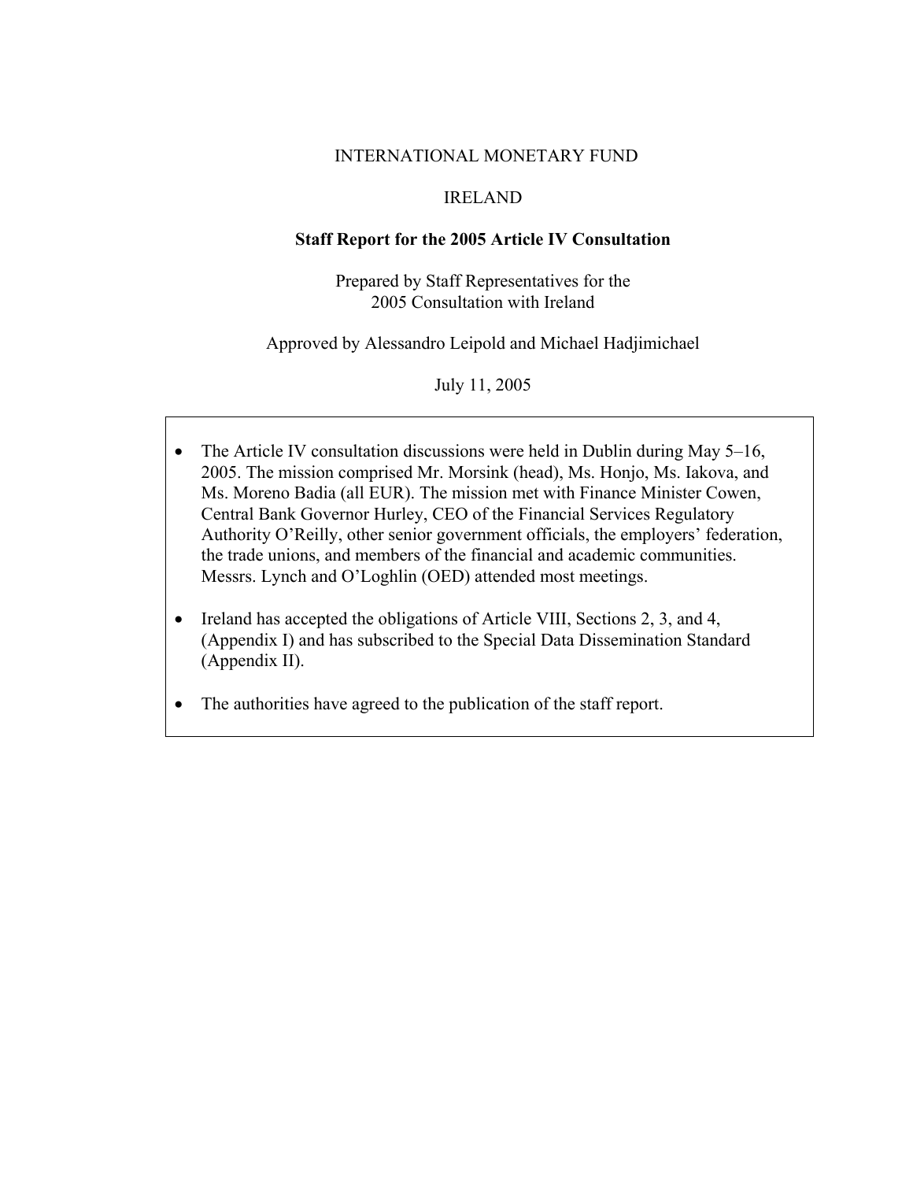INTERNATIONAL MONETARY FUND

IRELAND

**Staff Report for the 2005 Article IV Consultation**

Prepared by Staff Representatives for the
2005 Consultation with Ireland

Approved by Alessandro Leipold and Michael Hadjimichael

July 11, 2005

- The Article IV consultation discussions were held in Dublin during May 5–16, 2005. The mission comprised Mr. Morsink (head), Ms. Honjo, Ms. Iakova, and Ms. Moreno Badia (all EUR). The mission met with Finance Minister Cowen, Central Bank Governor Hurley, CEO of the Financial Services Regulatory Authority O'Reilly, other senior government officials, the employers' federation, the trade unions, and members of the financial and academic communities. Messrs. Lynch and O'Loghlin (OED) attended most meetings.
- Ireland has accepted the obligations of Article VIII, Sections 2, 3, and 4, (Appendix I) and has subscribed to the Special Data Dissemination Standard (Appendix II).
- The authorities have agreed to the publication of the staff report.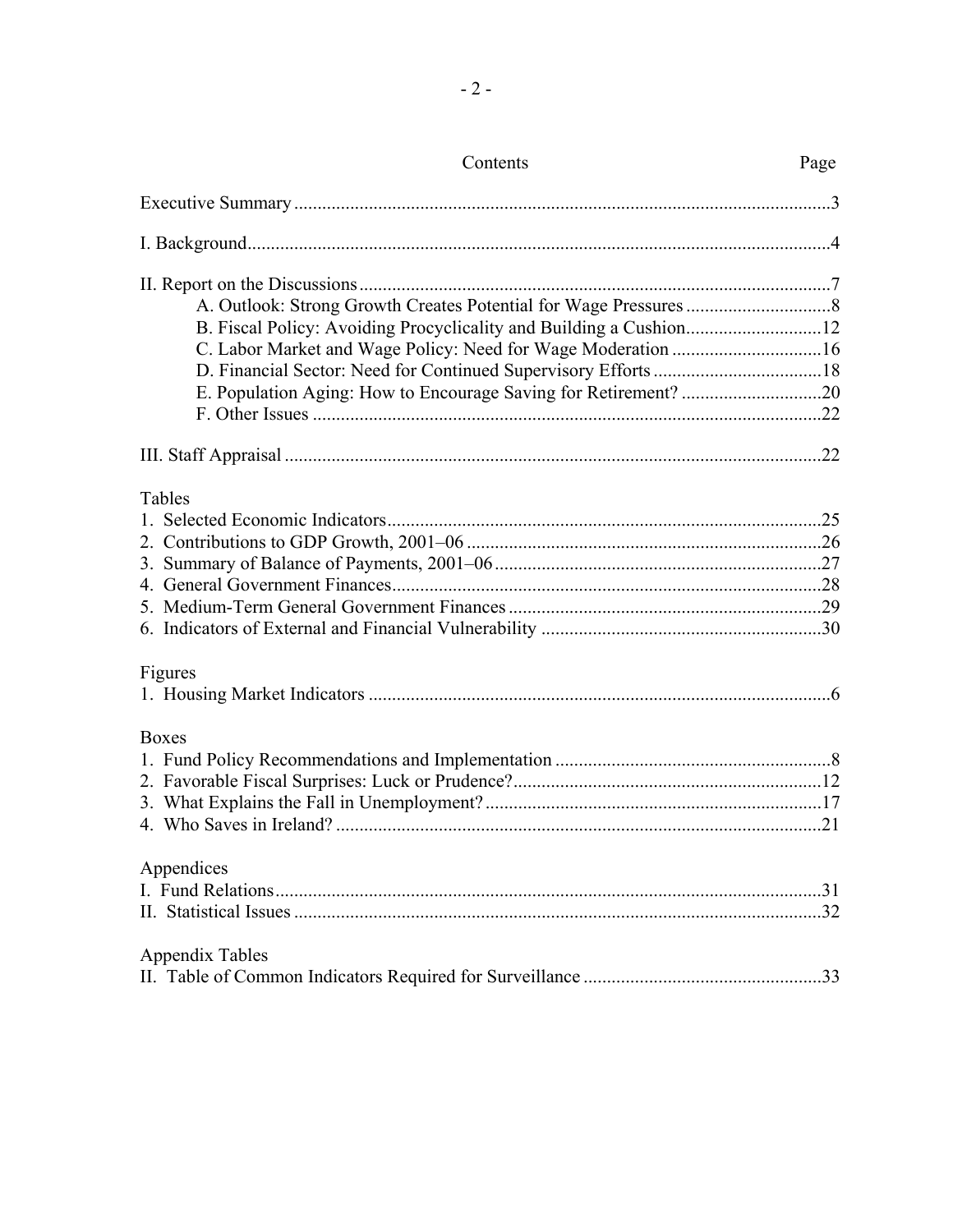# Contents

| | Page |
|---|---|
| Executive Summary | 3 |
| I. Background | 4 |
| II. Report on the Discussions | 7 |
| A. Outlook: Strong Growth Creates Potential for Wage Pressures | 8 |
| B. Fiscal Policy: Avoiding Procyclicality and Building a Cushion | 12 |
| C. Labor Market and Wage Policy: Need for Wage Moderation | 16 |
| D. Financial Sector: Need for Continued Supervisory Efforts | 18 |
| E. Population Aging: How to Encourage Saving for Retirement? | 20 |
| F. Other Issues | 22 |
| III. Staff Appraisal | 22 |
| **Tables** | |
| 1. Selected Economic Indicators | 25 |
| 2. Contributions to GDP Growth, 2001–06 | 26 |
| 3. Summary of Balance of Payments, 2001–06 | 27 |
| 4. General Government Finances | 28 |
| 5. Medium-Term General Government Finances | 29 |
| 6. Indicators of External and Financial Vulnerability | 30 |
| **Figures** | |
| 1. Housing Market Indicators | 6 |
| **Boxes** | |
| 1. Fund Policy Recommendations and Implementation | 8 |
| 2. Favorable Fiscal Surprises: Luck or Prudence? | 12 |
| 3. What Explains the Fall in Unemployment? | 17 |
| 4. Who Saves in Ireland? | 21 |
| **Appendices** | |
| I. Fund Relations | 31 |
| II. Statistical Issues | 32 |
| **Appendix Tables** | |
| II. Table of Common Indicators Required for Surveillance | 33 |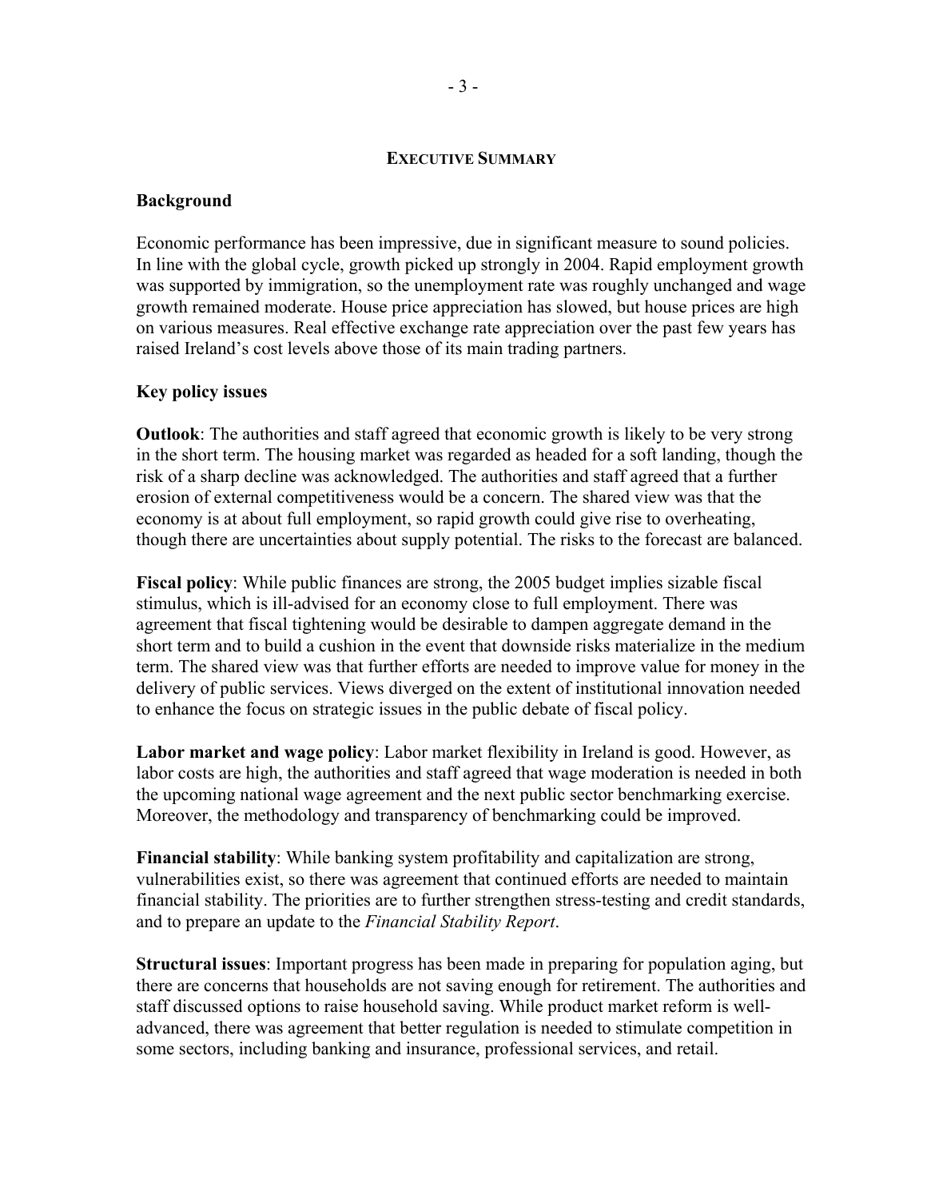# EXECUTIVE SUMMARY

## Background

Economic performance has been impressive, due in significant measure to sound policies. In line with the global cycle, growth picked up strongly in 2004. Rapid employment growth was supported by immigration, so the unemployment rate was roughly unchanged and wage growth remained moderate. House price appreciation has slowed, but house prices are high on various measures. Real effective exchange rate appreciation over the past few years has raised Ireland's cost levels above those of its main trading partners.

## Key policy issues

**Outlook**: The authorities and staff agreed that economic growth is likely to be very strong in the short term. The housing market was regarded as headed for a soft landing, though the risk of a sharp decline was acknowledged. The authorities and staff agreed that a further erosion of external competitiveness would be a concern. The shared view was that the economy is at about full employment, so rapid growth could give rise to overheating, though there are uncertainties about supply potential. The risks to the forecast are balanced.

**Fiscal policy**: While public finances are strong, the 2005 budget implies sizable fiscal stimulus, which is ill-advised for an economy close to full employment. There was agreement that fiscal tightening would be desirable to dampen aggregate demand in the short term and to build a cushion in the event that downside risks materialize in the medium term. The shared view was that further efforts are needed to improve value for money in the delivery of public services. Views diverged on the extent of institutional innovation needed to enhance the focus on strategic issues in the public debate of fiscal policy.

**Labor market and wage policy**: Labor market flexibility in Ireland is good. However, as labor costs are high, the authorities and staff agreed that wage moderation is needed in both the upcoming national wage agreement and the next public sector benchmarking exercise. Moreover, the methodology and transparency of benchmarking could be improved.

**Financial stability**: While banking system profitability and capitalization are strong, vulnerabilities exist, so there was agreement that continued efforts are needed to maintain financial stability. The priorities are to further strengthen stress-testing and credit standards, and to prepare an update to the *Financial Stability Report*.

**Structural issues**: Important progress has been made in preparing for population aging, but there are concerns that households are not saving enough for retirement. The authorities and staff discussed options to raise household saving. While product market reform is well-advanced, there was agreement that better regulation is needed to stimulate competition in some sectors, including banking and insurance, professional services, and retail.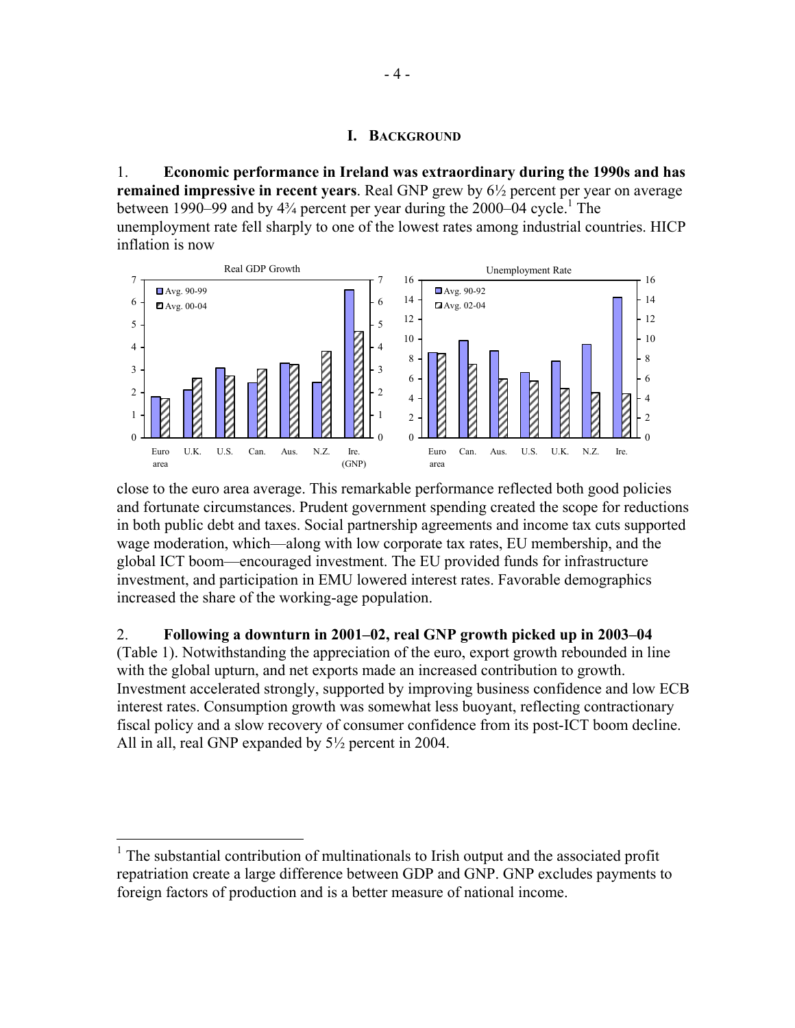## I. BACKGROUND

1. **Economic performance in Ireland was extraordinary during the 1990s and has remained impressive in recent years**. Real GNP grew by 6½ percent per year on average between 1990–99 and by 4¾ percent per year during the 2000–04 cycle.[1] The unemployment rate fell sharply to one of the lowest rates among industrial countries. HICP inflation is now close to the euro area average. This remarkable performance reflected both good policies and fortunate circumstances. Prudent government spending created the scope for reductions in both public debt and taxes. Social partnership agreements and income tax cuts supported wage moderation, which—along with low corporate tax rates, EU membership, and the global ICT boom—encouraged investment. The EU provided funds for infrastructure investment, and participation in EMU lowered interest rates. Favorable demographics increased the share of the working-age population.

2. **Following a downturn in 2001–02, real GNP growth picked up in 2003–04** (Table 1). Notwithstanding the appreciation of the euro, export growth rebounded in line with the global upturn, and net exports made an increased contribution to growth. Investment accelerated strongly, supported by improving business confidence and low ECB interest rates. Consumption growth was somewhat less buoyant, reflecting contractionary fiscal policy and a slow recovery of consumer confidence from its post-ICT boom decline. All in all, real GNP expanded by 5½ percent in 2004.

[1] The substantial contribution of multinationals to Irish output and the associated profit repatriation create a large difference between GDP and GNP. GNP excludes payments to foreign factors of production and is a better measure of national income.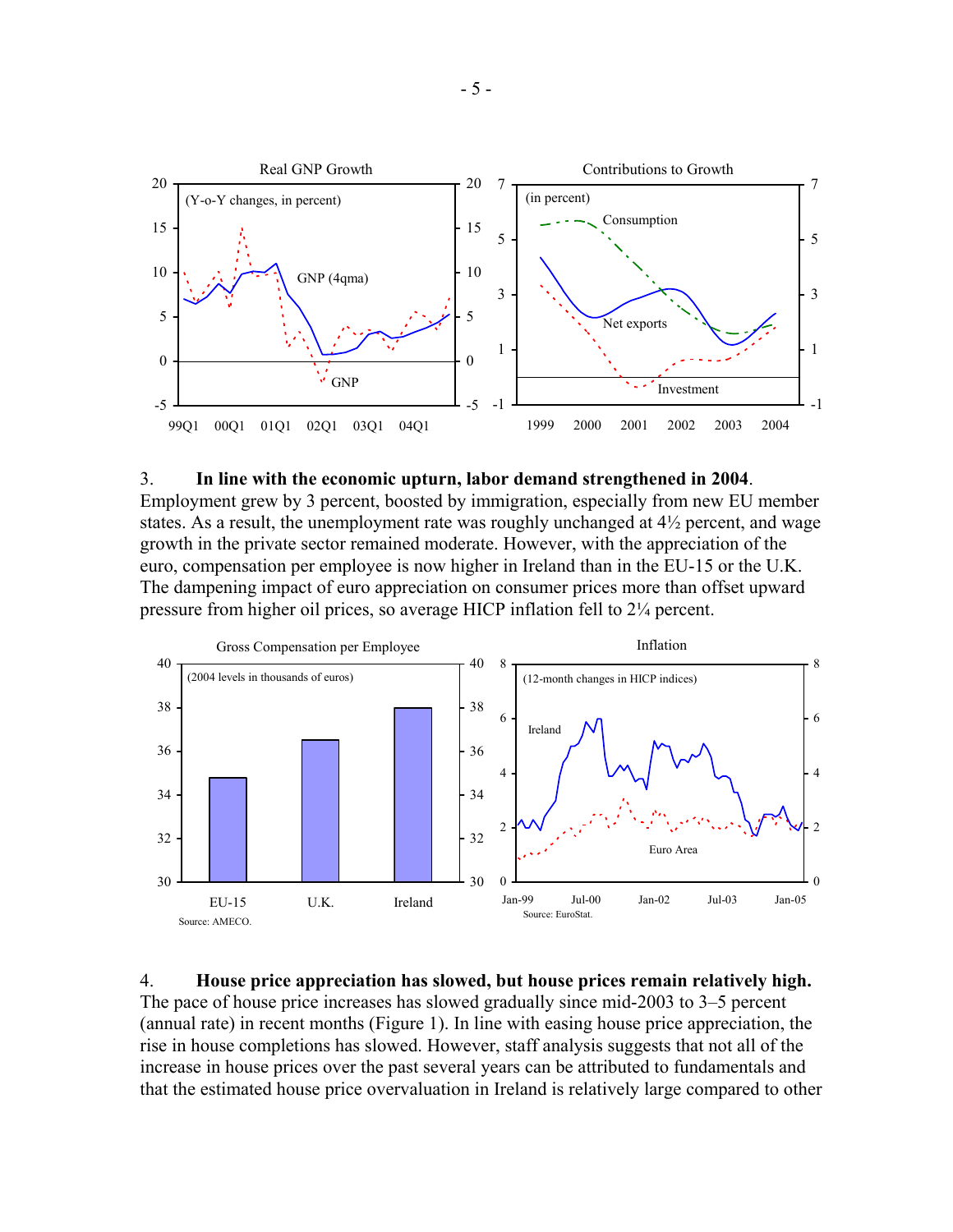3. **In line with the economic upturn, labor demand strengthened in 2004**. Employment grew by 3 percent, boosted by immigration, especially from new EU member states. As a result, the unemployment rate was roughly unchanged at 4½ percent, and wage growth in the private sector remained moderate. However, with the appreciation of the euro, compensation per employee is now higher in Ireland than in the EU-15 or the U.K. The dampening impact of euro appreciation on consumer prices more than offset upward pressure from higher oil prices, so average HICP inflation fell to 2¼ percent.

4. **House price appreciation has slowed, but house prices remain relatively high.** The pace of house price increases has slowed gradually since mid-2003 to 3–5 percent (annual rate) in recent months (Figure 1). In line with easing house price appreciation, the rise in house completions has slowed. However, staff analysis suggests that not all of the increase in house prices over the past several years can be attributed to fundamentals and that the estimated house price overvaluation in Ireland is relatively large compared to other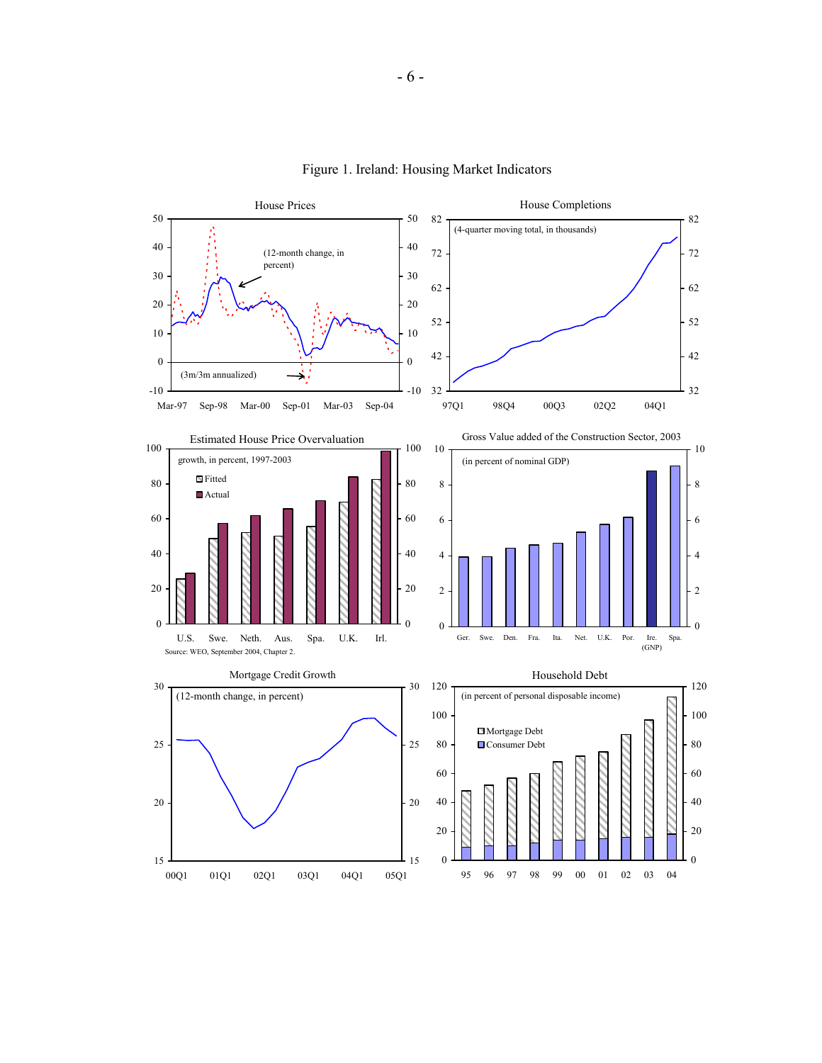Figure 1. Ireland: Housing Market Indicators

House Prices

(12-month change, in percent)

(3m/3m annualized)

Mar-97 Sep-98 Mar-00 Sep-01 Mar-03 Sep-04

House Completions

(4-quarter moving total, in thousands)

97Q1 98Q4 00Q3 02Q2 04Q1

Estimated House Price Overvaluation

growth, in percent, 1997-2003

Fitted

Actual

U.S. Swe. Neth. Aus. Spa. U.K. Irl.

Source: WEO, September 2004, Chapter 2.

Gross Value added of the Construction Sector, 2003

(in percent of nominal GDP)

Ger. Swe. Den. Fra. Ita. Net. U.K. Por. Ire. (GNP) Spa.

Mortgage Credit Growth

(12-month change, in percent)

00Q1 01Q1 02Q1 03Q1 04Q1 05Q1

Household Debt

(in percent of personal disposable income)

Mortgage Debt

Consumer Debt

95 96 97 98 99 00 01 02 03 04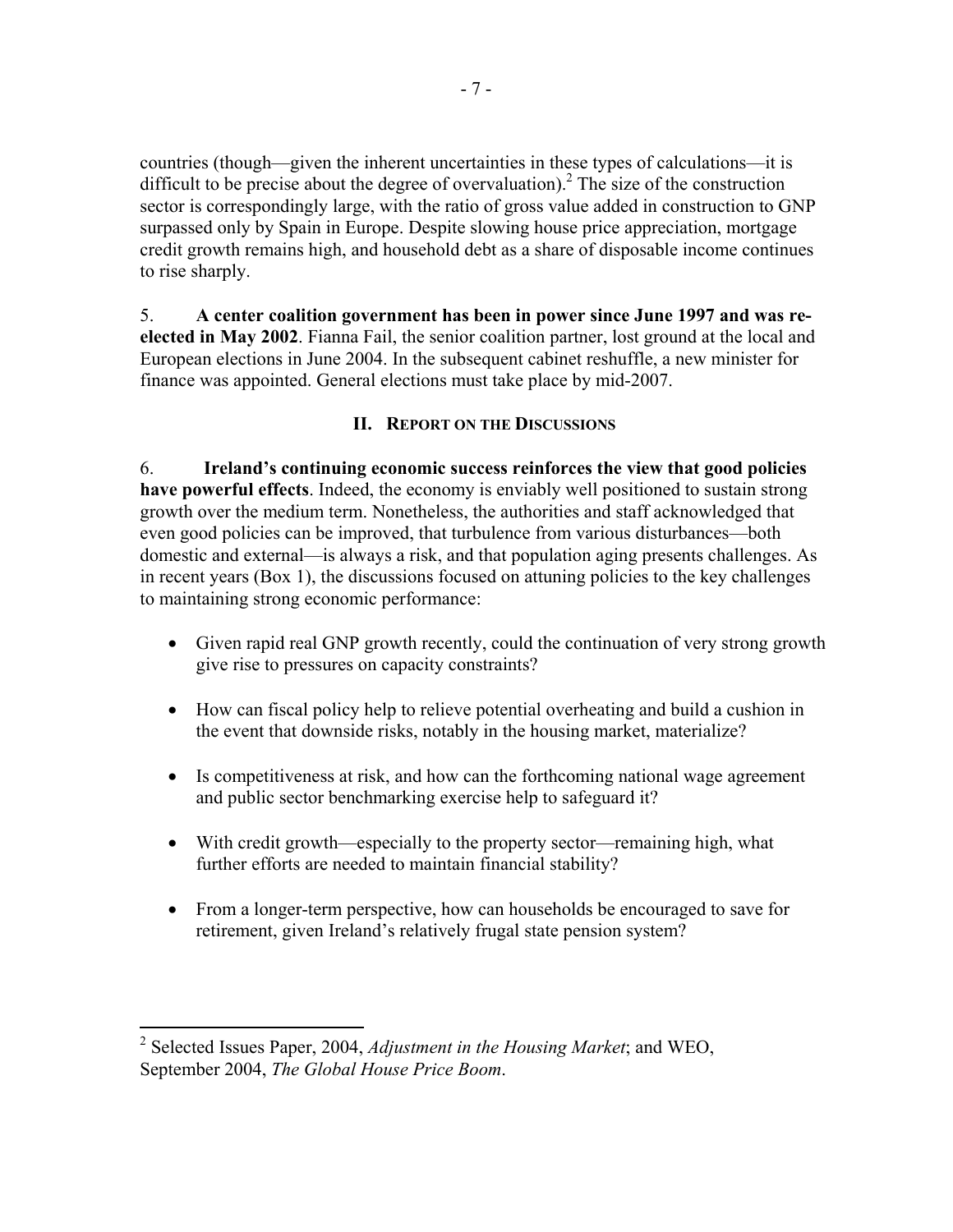countries (though—given the inherent uncertainties in these types of calculations—it is difficult to be precise about the degree of overvaluation).[2] The size of the construction sector is correspondingly large, with the ratio of gross value added in construction to GNP surpassed only by Spain in Europe. Despite slowing house price appreciation, mortgage credit growth remains high, and household debt as a share of disposable income continues to rise sharply.

5. **A center coalition government has been in power since June 1997 and was re-elected in May 2002**. Fianna Fail, the senior coalition partner, lost ground at the local and European elections in June 2004. In the subsequent cabinet reshuffle, a new minister for finance was appointed. General elections must take place by mid-2007.

## II. Report on the Discussions

6. **Ireland's continuing economic success reinforces the view that good policies have powerful effects**. Indeed, the economy is enviably well positioned to sustain strong growth over the medium term. Nonetheless, the authorities and staff acknowledged that even good policies can be improved, that turbulence from various disturbances—both domestic and external—is always a risk, and that population aging presents challenges. As in recent years (Box 1), the discussions focused on attuning policies to the key challenges to maintaining strong economic performance:

- Given rapid real GNP growth recently, could the continuation of very strong growth give rise to pressures on capacity constraints?
- How can fiscal policy help to relieve potential overheating and build a cushion in the event that downside risks, notably in the housing market, materialize?
- Is competitiveness at risk, and how can the forthcoming national wage agreement and public sector benchmarking exercise help to safeguard it?
- With credit growth—especially to the property sector—remaining high, what further efforts are needed to maintain financial stability?
- From a longer-term perspective, how can households be encouraged to save for retirement, given Ireland's relatively frugal state pension system?

---

[2] Selected Issues Paper, 2004, *Adjustment in the Housing Market*; and WEO, September 2004, *The Global House Price Boom*.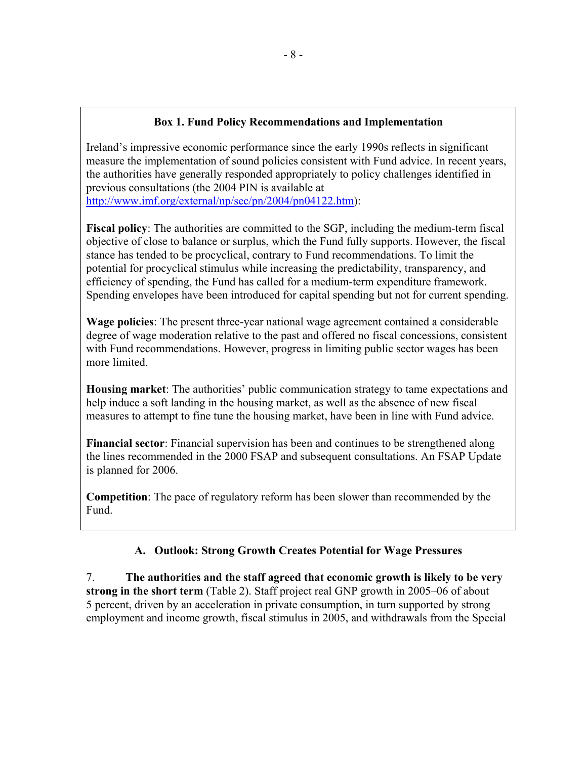### Box 1. Fund Policy Recommendations and Implementation

Ireland's impressive economic performance since the early 1990s reflects in significant measure the implementation of sound policies consistent with Fund advice. In recent years, the authorities have generally responded appropriately to policy challenges identified in previous consultations (the 2004 PIN is available at http://www.imf.org/external/np/sec/pn/2004/pn04122.htm):

**Fiscal policy**: The authorities are committed to the SGP, including the medium-term fiscal objective of close to balance or surplus, which the Fund fully supports. However, the fiscal stance has tended to be procyclical, contrary to Fund recommendations. To limit the potential for procyclical stimulus while increasing the predictability, transparency, and efficiency of spending, the Fund has called for a medium-term expenditure framework. Spending envelopes have been introduced for capital spending but not for current spending.

**Wage policies**: The present three-year national wage agreement contained a considerable degree of wage moderation relative to the past and offered no fiscal concessions, consistent with Fund recommendations. However, progress in limiting public sector wages has been more limited.

**Housing market**: The authorities' public communication strategy to tame expectations and help induce a soft landing in the housing market, as well as the absence of new fiscal measures to attempt to fine tune the housing market, have been in line with Fund advice.

**Financial sector**: Financial supervision has been and continues to be strengthened along the lines recommended in the 2000 FSAP and subsequent consultations. An FSAP Update is planned for 2006.

**Competition**: The pace of regulatory reform has been slower than recommended by the Fund.

## A. Outlook: Strong Growth Creates Potential for Wage Pressures

7. **The authorities and the staff agreed that economic growth is likely to be very strong in the short term** (Table 2). Staff project real GNP growth in 2005–06 of about 5 percent, driven by an acceleration in private consumption, in turn supported by strong employment and income growth, fiscal stimulus in 2005, and withdrawals from the Special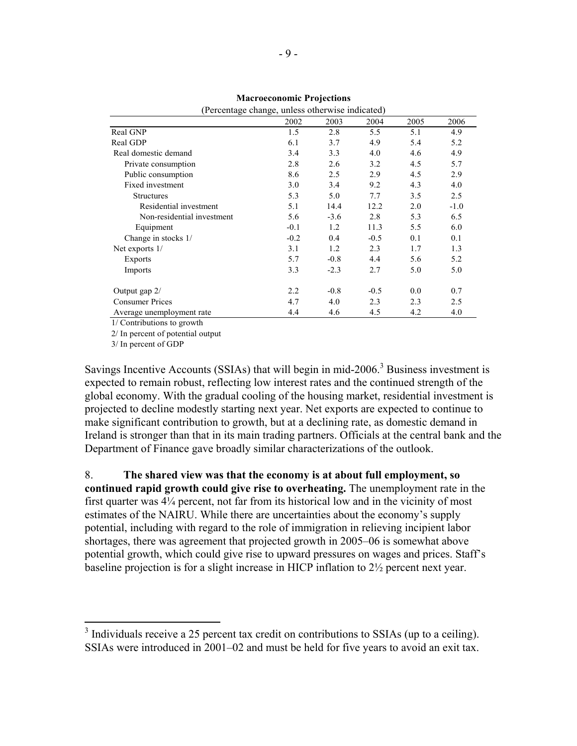**Macroeconomic Projections**

(Percentage change, unless otherwise indicated)

| | 2002 | 2003 | 2004 | 2005 | 2006 |
|---|---|---|---|---|---|
| Real GNP | 1.5 | 2.8 | 5.5 | 5.1 | 4.9 |
| Real GDP | 6.1 | 3.7 | 4.9 | 5.4 | 5.2 |
| Real domestic demand | 3.4 | 3.3 | 4.0 | 4.6 | 4.9 |
| Private consumption | 2.8 | 2.6 | 3.2 | 4.5 | 5.7 |
| Public consumption | 8.6 | 2.5 | 2.9 | 4.5 | 2.9 |
| Fixed investment | 3.0 | 3.4 | 9.2 | 4.3 | 4.0 |
| Structures | 5.3 | 5.0 | 7.7 | 3.5 | 2.5 |
| Residential investment | 5.1 | 14.4 | 12.2 | 2.0 | -1.0 |
| Non-residential investment | 5.6 | -3.6 | 2.8 | 5.3 | 6.5 |
| Equipment | -0.1 | 1.2 | 11.3 | 5.5 | 6.0 |
| Change in stocks 1/ | -0.2 | 0.4 | -0.5 | 0.1 | 0.1 |
| Net exports 1/ | 3.1 | 1.2 | 2.3 | 1.7 | 1.3 |
| Exports | 5.7 | -0.8 | 4.4 | 5.6 | 5.2 |
| Imports | 3.3 | -2.3 | 2.7 | 5.0 | 5.0 |
| Output gap 2/ | 2.2 | -0.8 | -0.5 | 0.0 | 0.7 |
| Consumer Prices | 4.7 | 4.0 | 2.3 | 2.3 | 2.5 |
| Average unemployment rate | 4.4 | 4.6 | 4.5 | 4.2 | 4.0 |

1/ Contributions to growth

2/ In percent of potential output

3/ In percent of GDP

Savings Incentive Accounts (SSIAs) that will begin in mid-2006.[3] Business investment is expected to remain robust, reflecting low interest rates and the continued strength of the global economy. With the gradual cooling of the housing market, residential investment is projected to decline modestly starting next year. Net exports are expected to continue to make significant contribution to growth, but at a declining rate, as domestic demand in Ireland is stronger than that in its main trading partners. Officials at the central bank and the Department of Finance gave broadly similar characterizations of the outlook.

8. **The shared view was that the economy is at about full employment, so continued rapid growth could give rise to overheating.** The unemployment rate in the first quarter was 4¼ percent, not far from its historical low and in the vicinity of most estimates of the NAIRU. While there are uncertainties about the economy's supply potential, including with regard to the role of immigration in relieving incipient labor shortages, there was agreement that projected growth in 2005–06 is somewhat above potential growth, which could give rise to upward pressures on wages and prices. Staff's baseline projection is for a slight increase in HICP inflation to 2½ percent next year.

[3] Individuals receive a 25 percent tax credit on contributions to SSIAs (up to a ceiling). SSIAs were introduced in 2001–02 and must be held for five years to avoid an exit tax.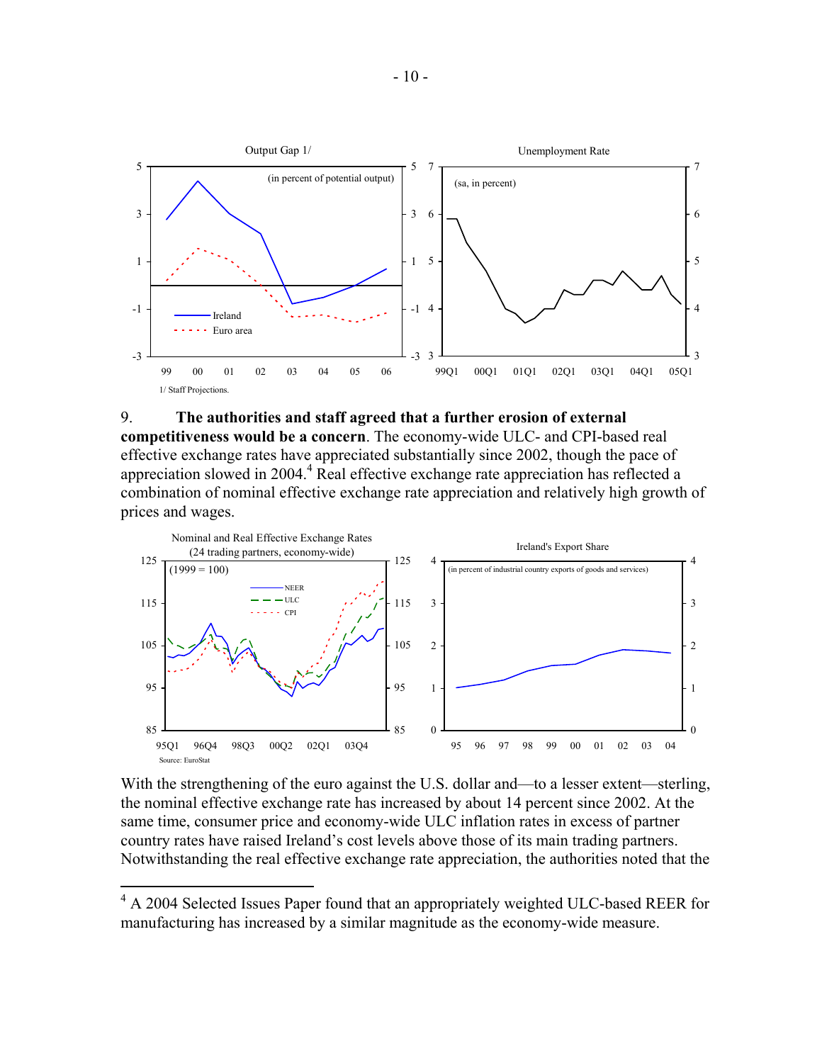Output Gap 1/

(in percent of potential output)

1/ Staff Projections.

Unemployment Rate

(sa, in percent)

9. **The authorities and staff agreed that a further erosion of external competitiveness would be a concern**. The economy-wide ULC- and CPI-based real effective exchange rates have appreciated substantially since 2002, though the pace of appreciation slowed in 2004.[4] Real effective exchange rate appreciation has reflected a combination of nominal effective exchange rate appreciation and relatively high growth of prices and wages.

Nominal and Real Effective Exchange Rates (24 trading partners, economy-wide)

(1999 = 100)

Source: EuroStat

Ireland's Export Share

(in percent of industrial country exports of goods and services)

With the strengthening of the euro against the U.S. dollar and—to a lesser extent—sterling, the nominal effective exchange rate has increased by about 14 percent since 2002. At the same time, consumer price and economy-wide ULC inflation rates in excess of partner country rates have raised Ireland's cost levels above those of its main trading partners. Notwithstanding the real effective exchange rate appreciation, the authorities noted that the

[4] A 2004 Selected Issues Paper found that an appropriately weighted ULC-based REER for manufacturing has increased by a similar magnitude as the economy-wide measure.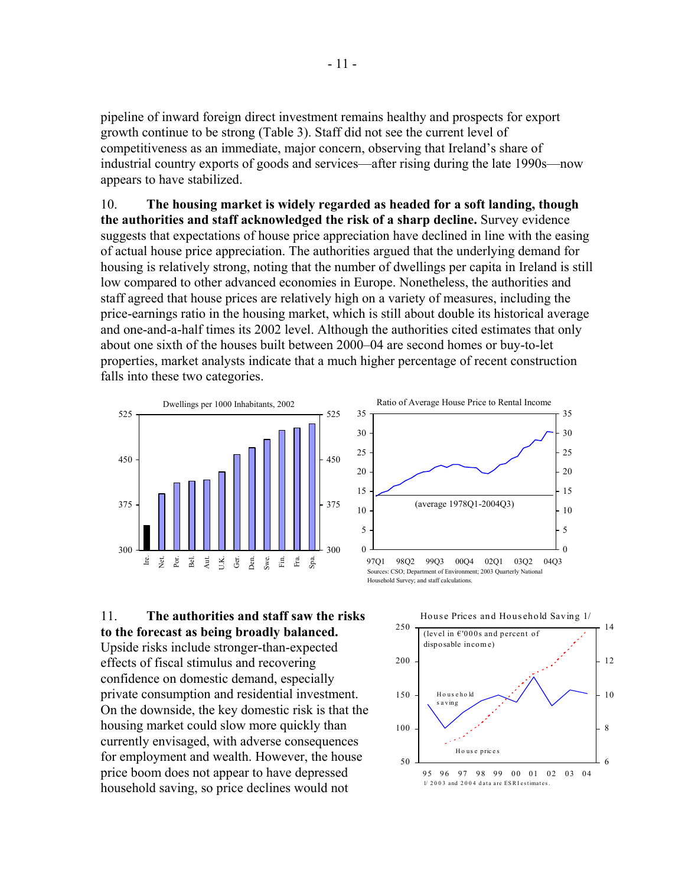pipeline of inward foreign direct investment remains healthy and prospects for export growth continue to be strong (Table 3). Staff did not see the current level of competitiveness as an immediate, major concern, observing that Ireland's share of industrial country exports of goods and services—after rising during the late 1990s—now appears to have stabilized.

10. **The housing market is widely regarded as headed for a soft landing, though the authorities and staff acknowledged the risk of a sharp decline.** Survey evidence suggests that expectations of house price appreciation have declined in line with the easing of actual house price appreciation. The authorities argued that the underlying demand for housing is relatively strong, noting that the number of dwellings per capita in Ireland is still low compared to other advanced economies in Europe. Nonetheless, the authorities and staff agreed that house prices are relatively high on a variety of measures, including the price-earnings ratio in the housing market, which is still about double its historical average and one-and-a-half times its 2002 level. Although the authorities cited estimates that only about one sixth of the houses built between 2000–04 are second homes or buy-to-let properties, market analysts indicate that a much higher percentage of recent construction falls into these two categories.

Dwellings per 1000 Inhabitants, 2002

Ratio of Average House Price to Rental Income

(average 1978Q1-2004Q3)

Sources: CSO; Department of Environment; 2003 Quarterly National Household Survey; and staff calculations.

11. **The authorities and staff saw the risks to the forecast as being broadly balanced.** Upside risks include stronger-than-expected effects of fiscal stimulus and recovering confidence on domestic demand, especially private consumption and residential investment. On the downside, the key domestic risk is that the housing market could slow more quickly than currently envisaged, with adverse consequences for employment and wealth. However, the house price boom does not appear to have depressed household saving, so price declines would not

House Prices and Household Saving 1/

(level in €'000s and percent of disposable income)

1/ 2003 and 2004 data are ESRI estimates.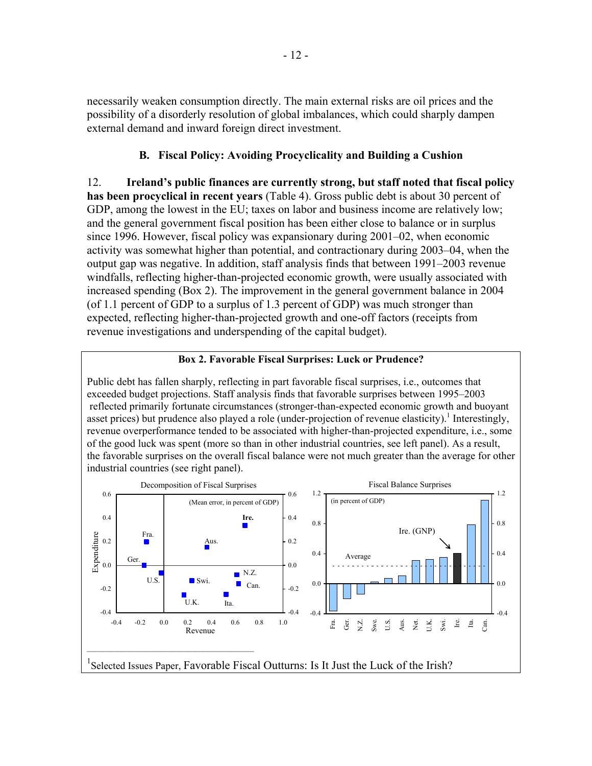necessarily weaken consumption directly. The main external risks are oil prices and the possibility of a disorderly resolution of global imbalances, which could sharply dampen external demand and inward foreign direct investment.

### B. Fiscal Policy: Avoiding Procyclicality and Building a Cushion

12. **Ireland's public finances are currently strong, but staff noted that fiscal policy has been procyclical in recent years** (Table 4). Gross public debt is about 30 percent of GDP, among the lowest in the EU; taxes on labor and business income are relatively low; and the general government fiscal position has been either close to balance or in surplus since 1996. However, fiscal policy was expansionary during 2001–02, when economic activity was somewhat higher than potential, and contractionary during 2003–04, when the output gap was negative. In addition, staff analysis finds that between 1991–2003 revenue windfalls, reflecting higher-than-projected economic growth, were usually associated with increased spending (Box 2). The improvement in the general government balance in 2004 (of 1.1 percent of GDP to a surplus of 1.3 percent of GDP) was much stronger than expected, reflecting higher-than-projected growth and one-off factors (receipts from revenue investigations and underspending of the capital budget).

**Box 2. Favorable Fiscal Surprises: Luck or Prudence?**

Public debt has fallen sharply, reflecting in part favorable fiscal surprises, i.e., outcomes that exceeded budget projections. Staff analysis finds that favorable surprises between 1995–2003 reflected primarily fortunate circumstances (stronger-than-expected economic growth and buoyant asset prices) but prudence also played a role (under-projection of revenue elasticity).[1] Interestingly, revenue overperformance tended to be associated with higher-than-projected expenditure, i.e., some of the good luck was spent (more so than in other industrial countries, see left panel). As a result, the favorable surprises on the overall fiscal balance were not much greater than the average for other industrial countries (see right panel).

[1] Selected Issues Paper, Favorable Fiscal Outturns: Is It Just the Luck of the Irish?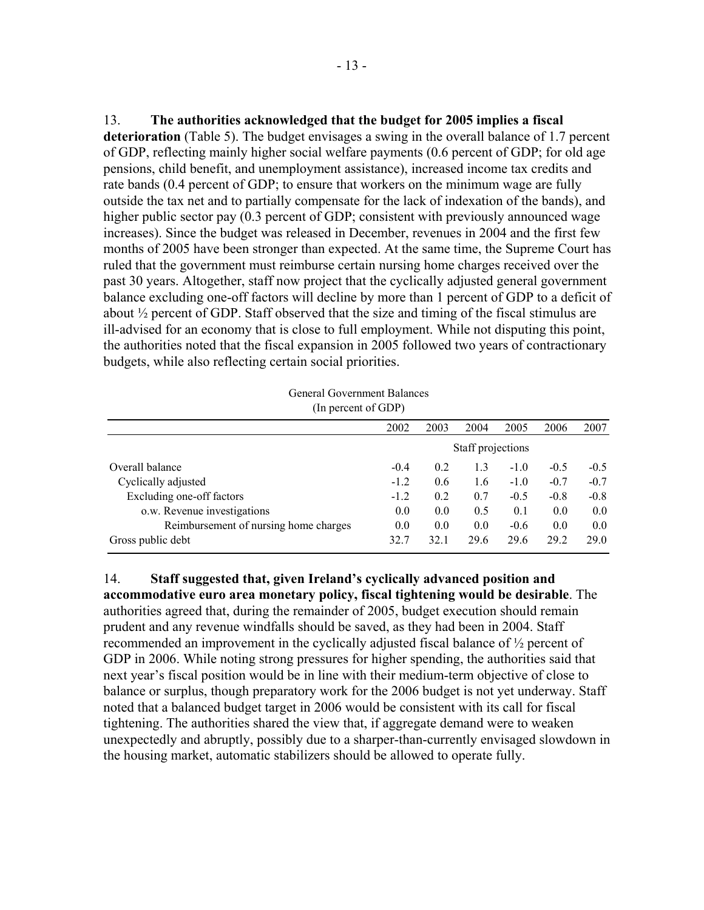13. **The authorities acknowledged that the budget for 2005 implies a fiscal deterioration** (Table 5). The budget envisages a swing in the overall balance of 1.7 percent of GDP, reflecting mainly higher social welfare payments (0.6 percent of GDP; for old age pensions, child benefit, and unemployment assistance), increased income tax credits and rate bands (0.4 percent of GDP; to ensure that workers on the minimum wage are fully outside the tax net and to partially compensate for the lack of indexation of the bands), and higher public sector pay (0.3 percent of GDP; consistent with previously announced wage increases). Since the budget was released in December, revenues in 2004 and the first few months of 2005 have been stronger than expected. At the same time, the Supreme Court has ruled that the government must reimburse certain nursing home charges received over the past 30 years. Altogether, staff now project that the cyclically adjusted general government balance excluding one-off factors will decline by more than 1 percent of GDP to a deficit of about ½ percent of GDP. Staff observed that the size and timing of the fiscal stimulus are ill-advised for an economy that is close to full employment. While not disputing this point, the authorities noted that the fiscal expansion in 2005 followed two years of contractionary budgets, while also reflecting certain social priorities.

General Government Balances
(In percent of GDP)

| | 2002 | 2003 | 2004 | 2005 | 2006 | 2007 |
|---|---|---|---|---|---|---|
| | | | | Staff projections | | |
| Overall balance | -0.4 | 0.2 | 1.3 | -1.0 | -0.5 | -0.5 |
| Cyclically adjusted | -1.2 | 0.6 | 1.6 | -1.0 | -0.7 | -0.7 |
| Excluding one-off factors | -1.2 | 0.2 | 0.7 | -0.5 | -0.8 | -0.8 |
| o.w. Revenue investigations | 0.0 | 0.0 | 0.5 | 0.1 | 0.0 | 0.0 |
| Reimbursement of nursing home charges | 0.0 | 0.0 | 0.0 | -0.6 | 0.0 | 0.0 |
| Gross public debt | 32.7 | 32.1 | 29.6 | 29.6 | 29.2 | 29.0 |

14. **Staff suggested that, given Ireland's cyclically advanced position and accommodative euro area monetary policy, fiscal tightening would be desirable**. The authorities agreed that, during the remainder of 2005, budget execution should remain prudent and any revenue windfalls should be saved, as they had been in 2004. Staff recommended an improvement in the cyclically adjusted fiscal balance of ½ percent of GDP in 2006. While noting strong pressures for higher spending, the authorities said that next year's fiscal position would be in line with their medium-term objective of close to balance or surplus, though preparatory work for the 2006 budget is not yet underway. Staff noted that a balanced budget target in 2006 would be consistent with its call for fiscal tightening. The authorities shared the view that, if aggregate demand were to weaken unexpectedly and abruptly, possibly due to a sharper-than-currently envisaged slowdown in the housing market, automatic stabilizers should be allowed to operate fully.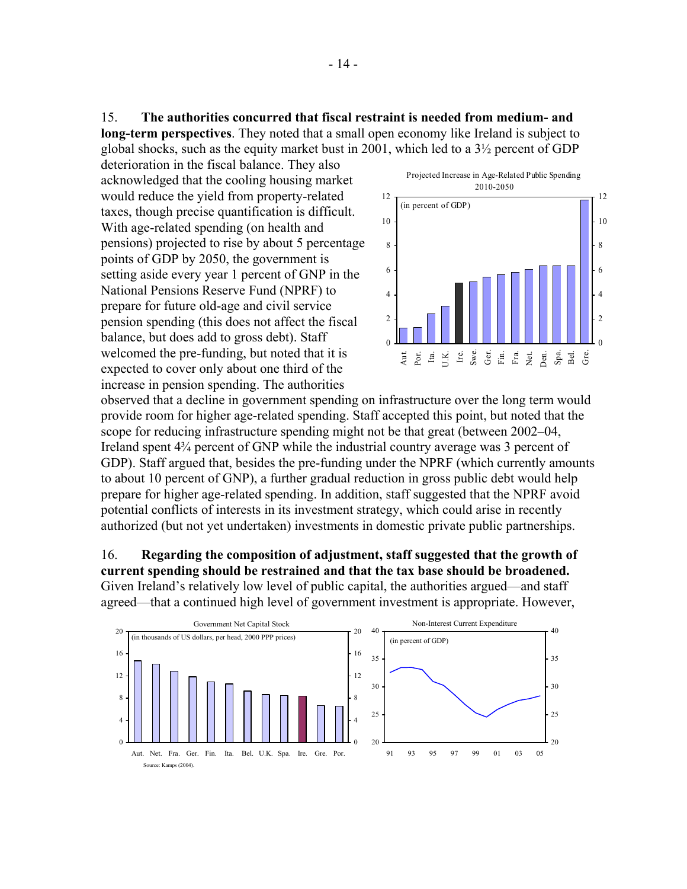15. **The authorities concurred that fiscal restraint is needed from medium- and long-term perspectives**. They noted that a small open economy like Ireland is subject to global shocks, such as the equity market bust in 2001, which led to a 3½ percent of GDP deterioration in the fiscal balance. They also acknowledged that the cooling housing market would reduce the yield from property-related taxes, though precise quantification is difficult. With age-related spending (on health and pensions) projected to rise by about 5 percentage points of GDP by 2050, the government is setting aside every year 1 percent of GNP in the National Pensions Reserve Fund (NPRF) to prepare for future old-age and civil service pension spending (this does not affect the fiscal balance, but does add to gross debt). Staff welcomed the pre-funding, but noted that it is expected to cover only about one third of the increase in pension spending. The authorities observed that a decline in government spending on infrastructure over the long term would provide room for higher age-related spending. Staff accepted this point, but noted that the scope for reducing infrastructure spending might not be that great (between 2002–04, Ireland spent 4¾ percent of GNP while the industrial country average was 3 percent of GDP). Staff argued that, besides the pre-funding under the NPRF (which currently amounts to about 10 percent of GNP), a further gradual reduction in gross public debt would help prepare for higher age-related spending. In addition, staff suggested that the NPRF avoid potential conflicts of interests in its investment strategy, which could arise in recently authorized (but not yet undertaken) investments in domestic private public partnerships.

Projected Increase in Age-Related Public Spending 2010-2050

(in percent of GDP)

16. **Regarding the composition of adjustment, staff suggested that the growth of current spending should be restrained and that the tax base should be broadened.** Given Ireland's relatively low level of public capital, the authorities argued—and staff agreed—that a continued high level of government investment is appropriate. However,

Government Net Capital Stock

(in thousands of US dollars, per head, 2000 PPP prices)

Source: Kamps (2004).

Non-Interest Current Expenditure

(in percent of GDP)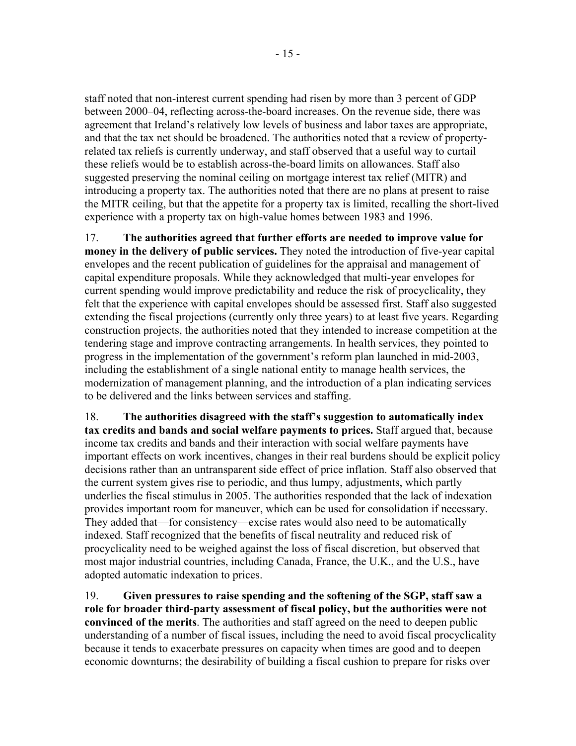staff noted that non-interest current spending had risen by more than 3 percent of GDP between 2000–04, reflecting across-the-board increases. On the revenue side, there was agreement that Ireland's relatively low levels of business and labor taxes are appropriate, and that the tax net should be broadened. The authorities noted that a review of property-related tax reliefs is currently underway, and staff observed that a useful way to curtail these reliefs would be to establish across-the-board limits on allowances. Staff also suggested preserving the nominal ceiling on mortgage interest tax relief (MITR) and introducing a property tax. The authorities noted that there are no plans at present to raise the MITR ceiling, but that the appetite for a property tax is limited, recalling the short-lived experience with a property tax on high-value homes between 1983 and 1996.

17. **The authorities agreed that further efforts are needed to improve value for money in the delivery of public services.** They noted the introduction of five-year capital envelopes and the recent publication of guidelines for the appraisal and management of capital expenditure proposals. While they acknowledged that multi-year envelopes for current spending would improve predictability and reduce the risk of procyclicality, they felt that the experience with capital envelopes should be assessed first. Staff also suggested extending the fiscal projections (currently only three years) to at least five years. Regarding construction projects, the authorities noted that they intended to increase competition at the tendering stage and improve contracting arrangements. In health services, they pointed to progress in the implementation of the government's reform plan launched in mid-2003, including the establishment of a single national entity to manage health services, the modernization of management planning, and the introduction of a plan indicating services to be delivered and the links between services and staffing.

18. **The authorities disagreed with the staff's suggestion to automatically index tax credits and bands and social welfare payments to prices.** Staff argued that, because income tax credits and bands and their interaction with social welfare payments have important effects on work incentives, changes in their real burdens should be explicit policy decisions rather than an untransparent side effect of price inflation. Staff also observed that the current system gives rise to periodic, and thus lumpy, adjustments, which partly underlies the fiscal stimulus in 2005. The authorities responded that the lack of indexation provides important room for maneuver, which can be used for consolidation if necessary. They added that—for consistency—excise rates would also need to be automatically indexed. Staff recognized that the benefits of fiscal neutrality and reduced risk of procyclicality need to be weighed against the loss of fiscal discretion, but observed that most major industrial countries, including Canada, France, the U.K., and the U.S., have adopted automatic indexation to prices.

19. **Given pressures to raise spending and the softening of the SGP, staff saw a role for broader third-party assessment of fiscal policy, but the authorities were not convinced of the merits**. The authorities and staff agreed on the need to deepen public understanding of a number of fiscal issues, including the need to avoid fiscal procyclicality because it tends to exacerbate pressures on capacity when times are good and to deepen economic downturns; the desirability of building a fiscal cushion to prepare for risks over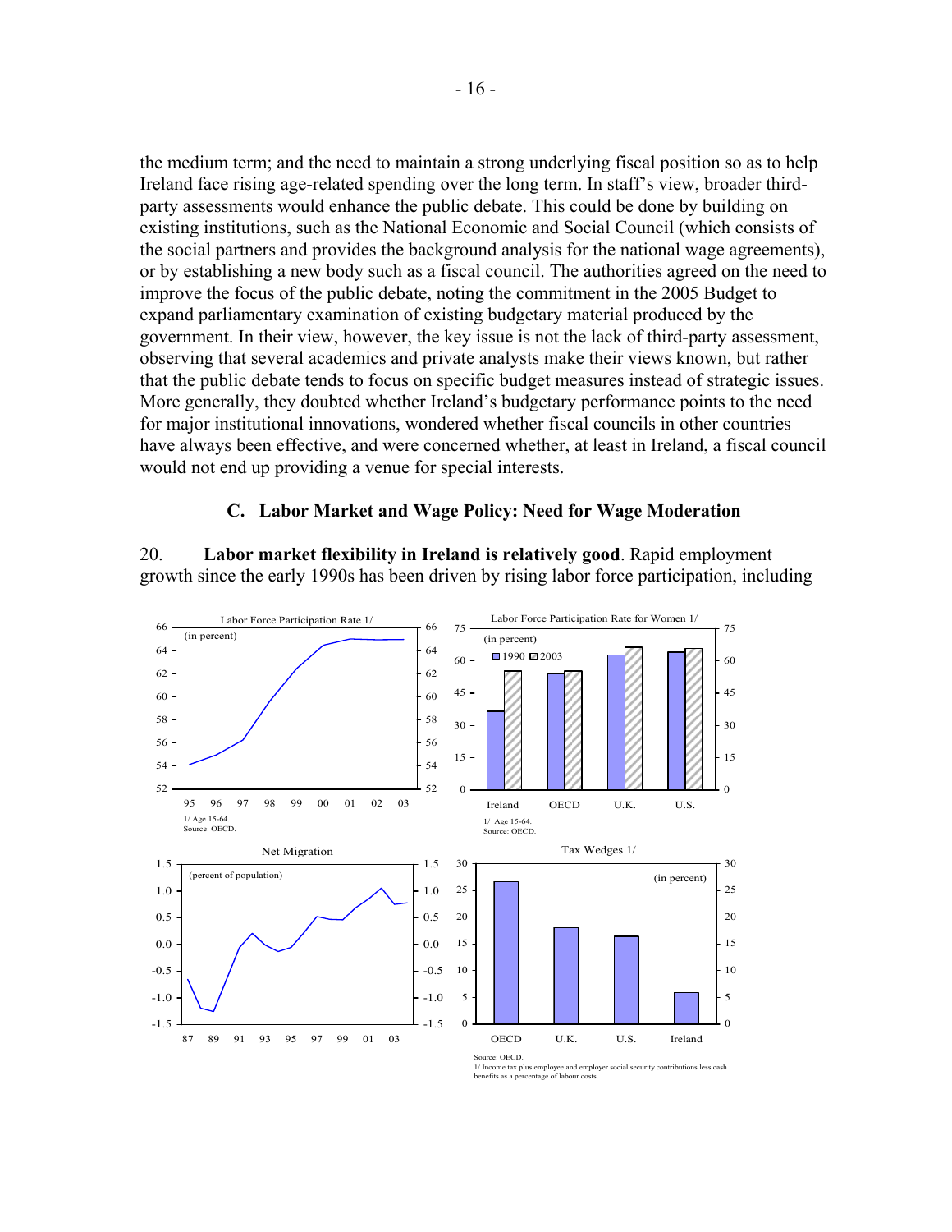the medium term; and the need to maintain a strong underlying fiscal position so as to help Ireland face rising age-related spending over the long term. In staff's view, broader third-party assessments would enhance the public debate. This could be done by building on existing institutions, such as the National Economic and Social Council (which consists of the social partners and provides the background analysis for the national wage agreements), or by establishing a new body such as a fiscal council. The authorities agreed on the need to improve the focus of the public debate, noting the commitment in the 2005 Budget to expand parliamentary examination of existing budgetary material produced by the government. In their view, however, the key issue is not the lack of third-party assessment, observing that several academics and private analysts make their views known, but rather that the public debate tends to focus on specific budget measures instead of strategic issues. More generally, they doubted whether Ireland's budgetary performance points to the need for major institutional innovations, wondered whether fiscal councils in other countries have always been effective, and were concerned whether, at least in Ireland, a fiscal council would not end up providing a venue for special interests.

### C. Labor Market and Wage Policy: Need for Wage Moderation

20. **Labor market flexibility in Ireland is relatively good**. Rapid employment growth since the early 1990s has been driven by rising labor force participation, including

Labor Force Participation Rate 1/

(in percent)

1/ Age 15-64.
Source: OECD.

Labor Force Participation Rate for Women 1/

(in percent)

1/ Age 15-64.
Source: OECD.

Net Migration

(percent of population)

Tax Wedges 1/

(in percent)

Source: OECD.
1/ Income tax plus employee and employer social security contributions less cash benefits as a percentage of labour costs.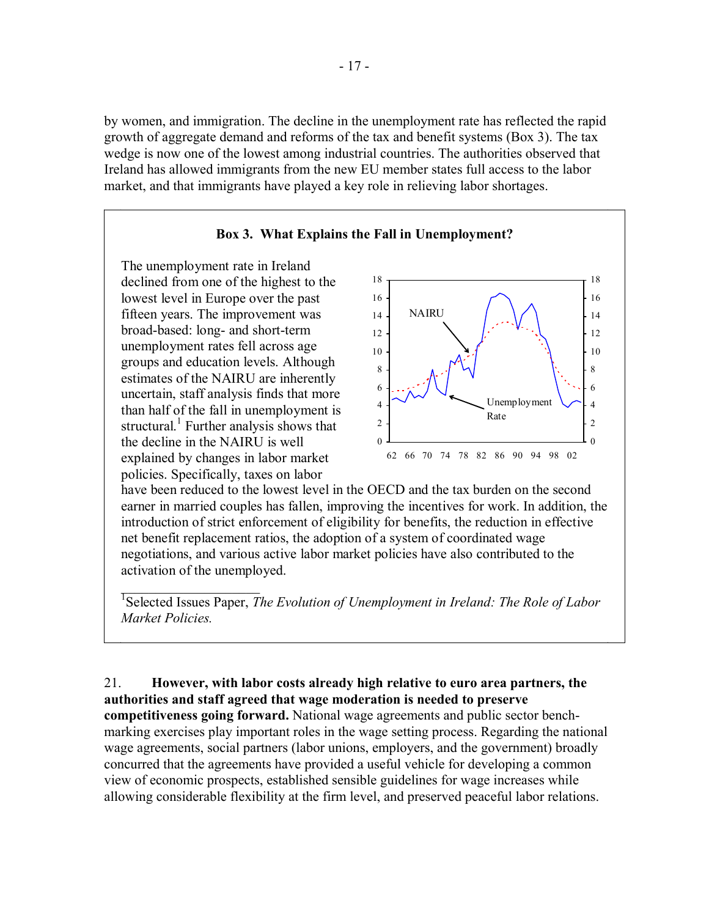by women, and immigration. The decline in the unemployment rate has reflected the rapid growth of aggregate demand and reforms of the tax and benefit systems (Box 3). The tax wedge is now one of the lowest among industrial countries. The authorities observed that Ireland has allowed immigrants from the new EU member states full access to the labor market, and that immigrants have played a key role in relieving labor shortages.

### Box 3. What Explains the Fall in Unemployment?

The unemployment rate in Ireland declined from one of the highest to the lowest level in Europe over the past fifteen years. The improvement was broad-based: long- and short-term unemployment rates fell across age groups and education levels. Although estimates of the NAIRU are inherently uncertain, staff analysis finds that more than half of the fall in unemployment is structural.[1] Further analysis shows that the decline in the NAIRU is well explained by changes in labor market policies. Specifically, taxes on labor have been reduced to the lowest level in the OECD and the tax burden on the second earner in married couples has fallen, improving the incentives for work. In addition, the introduction of strict enforcement of eligibility for benefits, the reduction in effective net benefit replacement ratios, the adoption of a system of coordinated wage negotiations, and various active labor market policies have also contributed to the activation of the unemployed.

[1] Selected Issues Paper, *The Evolution of Unemployment in Ireland: The Role of Labor Market Policies.*

21. **However, with labor costs already high relative to euro area partners, the authorities and staff agreed that wage moderation is needed to preserve competitiveness going forward.** National wage agreements and public sector benchmarking exercises play important roles in the wage setting process. Regarding the national wage agreements, social partners (labor unions, employers, and the government) broadly concurred that the agreements have provided a useful vehicle for developing a common view of economic prospects, established sensible guidelines for wage increases while allowing considerable flexibility at the firm level, and preserved peaceful labor relations.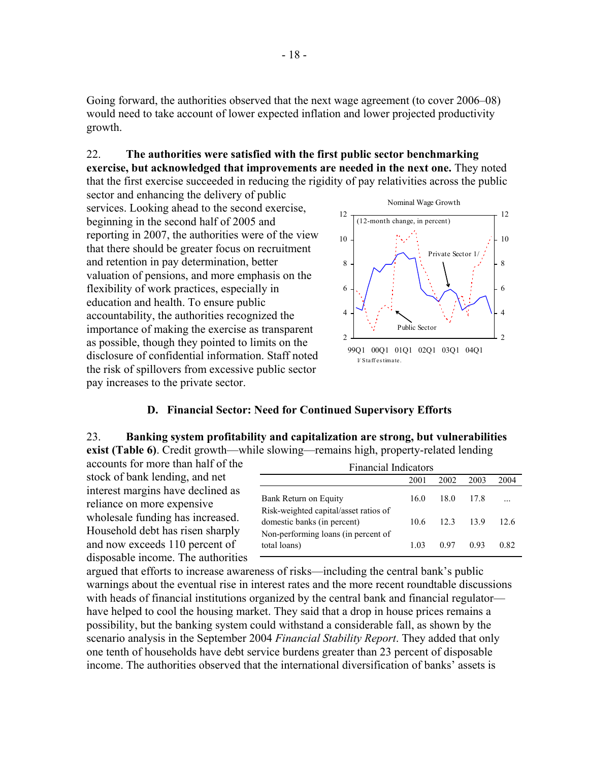Going forward, the authorities observed that the next wage agreement (to cover 2006–08) would need to take account of lower expected inflation and lower projected productivity growth.

22. **The authorities were satisfied with the first public sector benchmarking exercise, but acknowledged that improvements are needed in the next one.** They noted that the first exercise succeeded in reducing the rigidity of pay relativities across the public sector and enhancing the delivery of public services. Looking ahead to the second exercise, beginning in the second half of 2005 and reporting in 2007, the authorities were of the view that there should be greater focus on recruitment and retention in pay determination, better valuation of pensions, and more emphasis on the flexibility of work practices, especially in education and health. To ensure public accountability, the authorities recognized the importance of making the exercise as transparent as possible, though they pointed to limits on the disclosure of confidential information. Staff noted the risk of spillovers from excessive public sector pay increases to the private sector.

Nominal Wage Growth

(12-month change, in percent)

1/ Staff estimate.

### D. Financial Sector: Need for Continued Supervisory Efforts

23. **Banking system profitability and capitalization are strong, but vulnerabilities exist (Table 6)**. Credit growth—while slowing—remains high, property-related lending accounts for more than half of the stock of bank lending, and net interest margins have declined as reliance on more expensive wholesale funding has increased. Household debt has risen sharply and now exceeds 110 percent of disposable income. The authorities argued that efforts to increase awareness of risks—including the central bank's public warnings about the eventual rise in interest rates and the more recent roundtable discussions with heads of financial institutions organized by the central bank and financial regulator—have helped to cool the housing market. They said that a drop in house prices remains a possibility, but the banking system could withstand a considerable fall, as shown by the scenario analysis in the September 2004 *Financial Stability Report*. They added that only one tenth of households have debt service burdens greater than 23 percent of disposable income. The authorities observed that the international diversification of banks' assets is

Financial Indicators

| | 2001 | 2002 | 2003 | 2004 |
|---|---|---|---|---|
| Bank Return on Equity | 16.0 | 18.0 | 17.8 | ... |
| Risk-weighted capital/asset ratios of domestic banks (in percent) | 10.6 | 12.3 | 13.9 | 12.6 |
| Non-performing loans (in percent of total loans) | 1.03 | 0.97 | 0.93 | 0.82 |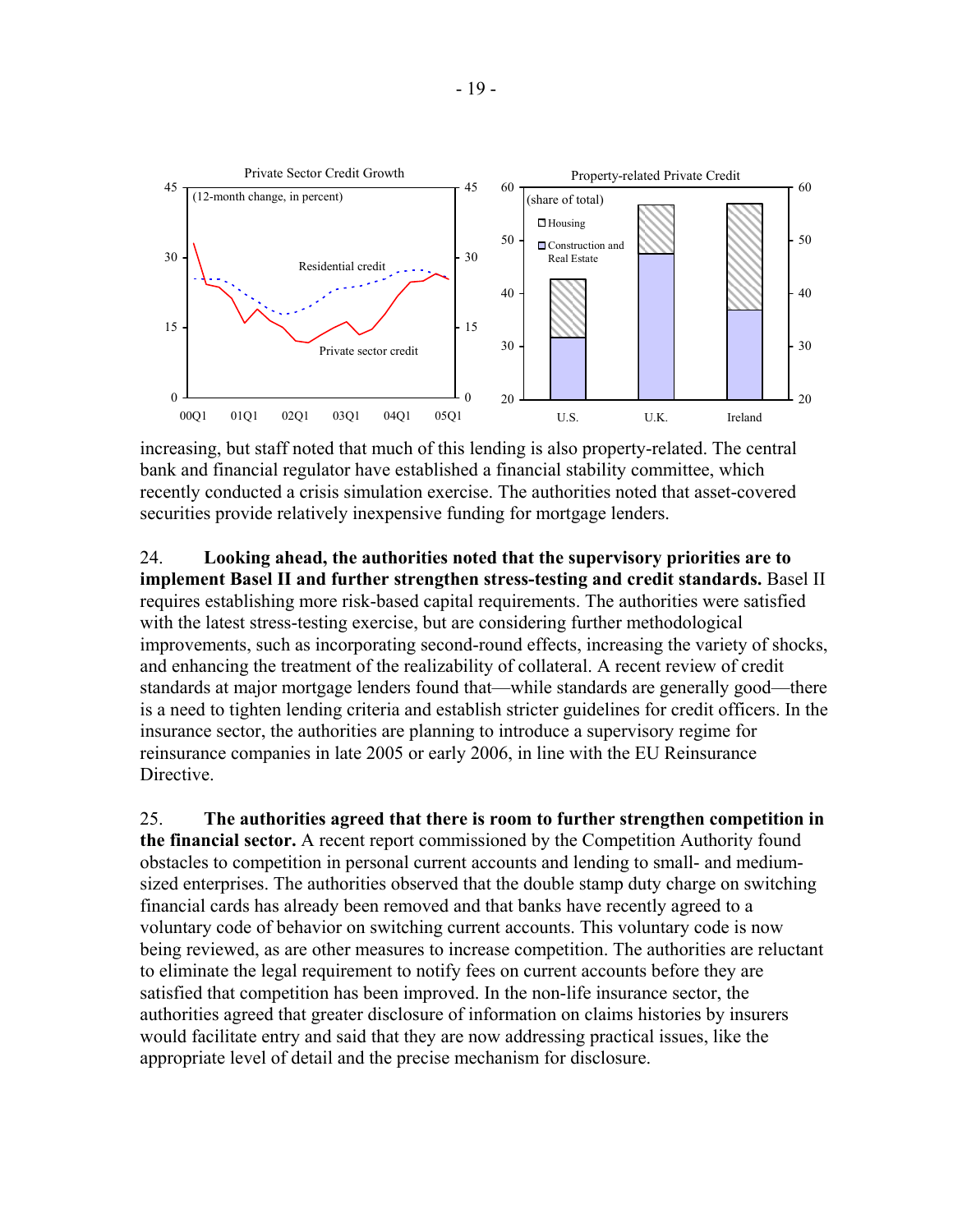Private Sector Credit Growth

(12-month change, in percent)

Property-related Private Credit

(share of total)

increasing, but staff noted that much of this lending is also property-related. The central bank and financial regulator have established a financial stability committee, which recently conducted a crisis simulation exercise. The authorities noted that asset-covered securities provide relatively inexpensive funding for mortgage lenders.

24. **Looking ahead, the authorities noted that the supervisory priorities are to implement Basel II and further strengthen stress-testing and credit standards.** Basel II requires establishing more risk-based capital requirements. The authorities were satisfied with the latest stress-testing exercise, but are considering further methodological improvements, such as incorporating second-round effects, increasing the variety of shocks, and enhancing the treatment of the realizability of collateral. A recent review of credit standards at major mortgage lenders found that—while standards are generally good—there is a need to tighten lending criteria and establish stricter guidelines for credit officers. In the insurance sector, the authorities are planning to introduce a supervisory regime for reinsurance companies in late 2005 or early 2006, in line with the EU Reinsurance Directive.

25. **The authorities agreed that there is room to further strengthen competition in the financial sector.** A recent report commissioned by the Competition Authority found obstacles to competition in personal current accounts and lending to small- and medium-sized enterprises. The authorities observed that the double stamp duty charge on switching financial cards has already been removed and that banks have recently agreed to a voluntary code of behavior on switching current accounts. This voluntary code is now being reviewed, as are other measures to increase competition. The authorities are reluctant to eliminate the legal requirement to notify fees on current accounts before they are satisfied that competition has been improved. In the non-life insurance sector, the authorities agreed that greater disclosure of information on claims histories by insurers would facilitate entry and said that they are now addressing practical issues, like the appropriate level of detail and the precise mechanism for disclosure.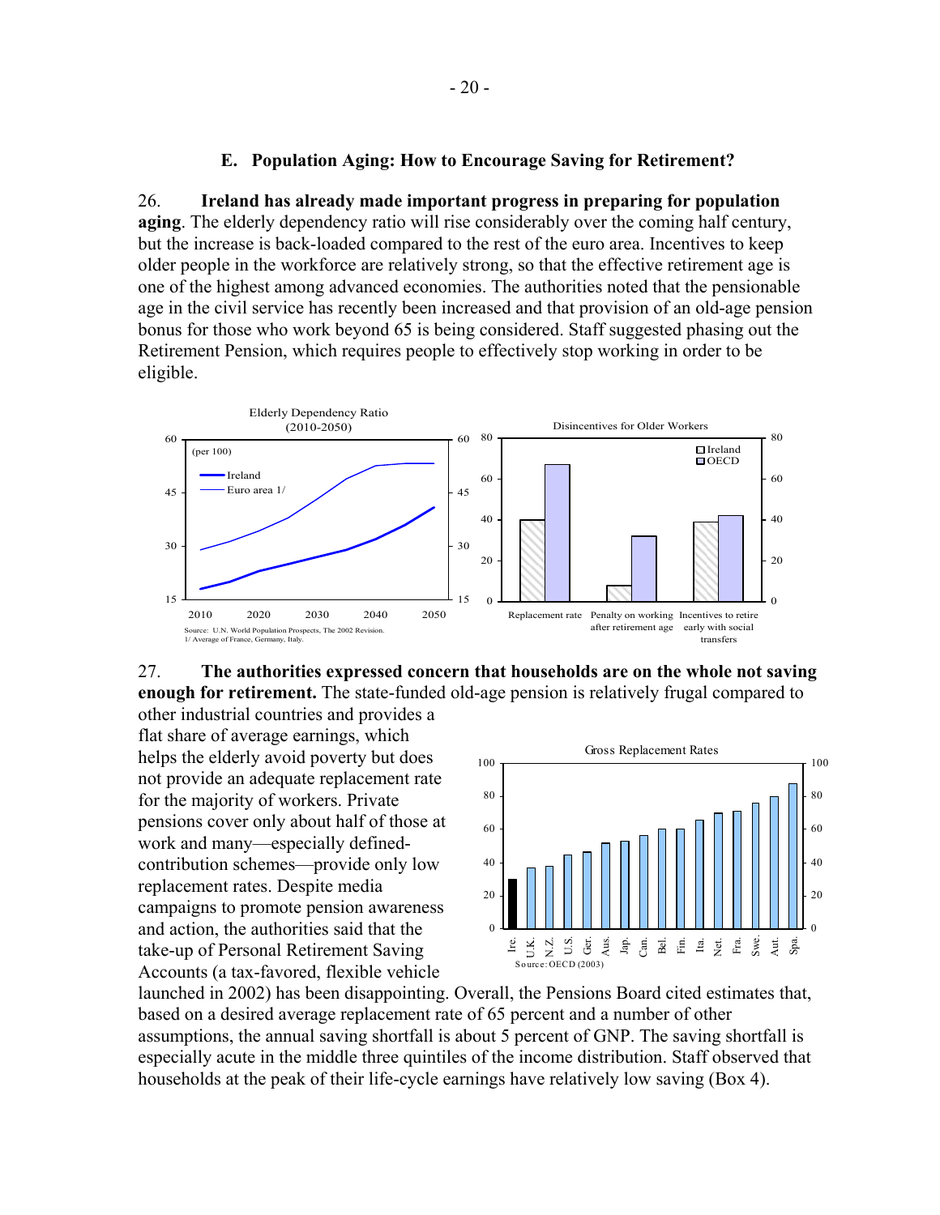### E. Population Aging: How to Encourage Saving for Retirement?

26. **Ireland has already made important progress in preparing for population aging**. The elderly dependency ratio will rise considerably over the coming half century, but the increase is back-loaded compared to the rest of the euro area. Incentives to keep older people in the workforce are relatively strong, so that the effective retirement age is one of the highest among advanced economies. The authorities noted that the pensionable age in the civil service has recently been increased and that provision of an old-age pension bonus for those who work beyond 65 is being considered. Staff suggested phasing out the Retirement Pension, which requires people to effectively stop working in order to be eligible.

27. **The authorities expressed concern that households are on the whole not saving enough for retirement.** The state-funded old-age pension is relatively frugal compared to other industrial countries and provides a flat share of average earnings, which helps the elderly avoid poverty but does not provide an adequate replacement rate for the majority of workers. Private pensions cover only about half of those at work and many—especially defined-contribution schemes—provide only low replacement rates. Despite media campaigns to promote pension awareness and action, the authorities said that the take-up of Personal Retirement Saving Accounts (a tax-favored, flexible vehicle launched in 2002) has been disappointing. Overall, the Pensions Board cited estimates that, based on a desired average replacement rate of 65 percent and a number of other assumptions, the annual saving shortfall is about 5 percent of GNP. The saving shortfall is especially acute in the middle three quintiles of the income distribution. Staff observed that households at the peak of their life-cycle earnings have relatively low saving (Box 4).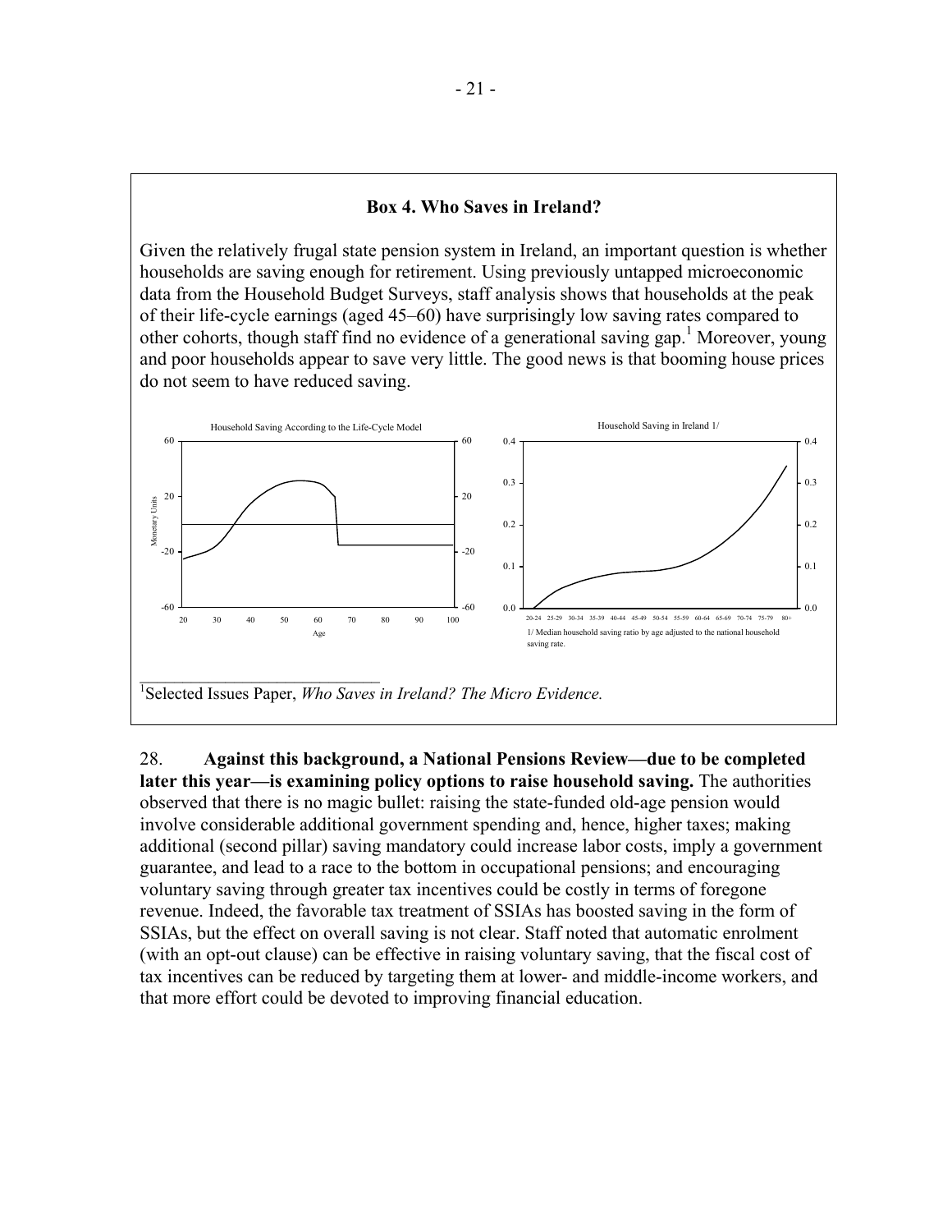## Box 4. Who Saves in Ireland?

Given the relatively frugal state pension system in Ireland, an important question is whether households are saving enough for retirement. Using previously untapped microeconomic data from the Household Budget Surveys, staff analysis shows that households at the peak of their life-cycle earnings (aged 45–60) have surprisingly low saving rates compared to other cohorts, though staff find no evidence of a generational saving gap.[1] Moreover, young and poor households appear to save very little. The good news is that booming house prices do not seem to have reduced saving.

Household Saving According to the Life-Cycle Model

Household Saving in Ireland 1/

1/ Median household saving ratio by age adjusted to the national household saving rate.

[1]Selected Issues Paper, *Who Saves in Ireland? The Micro Evidence.*

28. **Against this background, a National Pensions Review—due to be completed later this year—is examining policy options to raise household saving.** The authorities observed that there is no magic bullet: raising the state-funded old-age pension would involve considerable additional government spending and, hence, higher taxes; making additional (second pillar) saving mandatory could increase labor costs, imply a government guarantee, and lead to a race to the bottom in occupational pensions; and encouraging voluntary saving through greater tax incentives could be costly in terms of foregone revenue. Indeed, the favorable tax treatment of SSIAs has boosted saving in the form of SSIAs, but the effect on overall saving is not clear. Staff noted that automatic enrolment (with an opt-out clause) can be effective in raising voluntary saving, that the fiscal cost of tax incentives can be reduced by targeting them at lower- and middle-income workers, and that more effort could be devoted to improving financial education.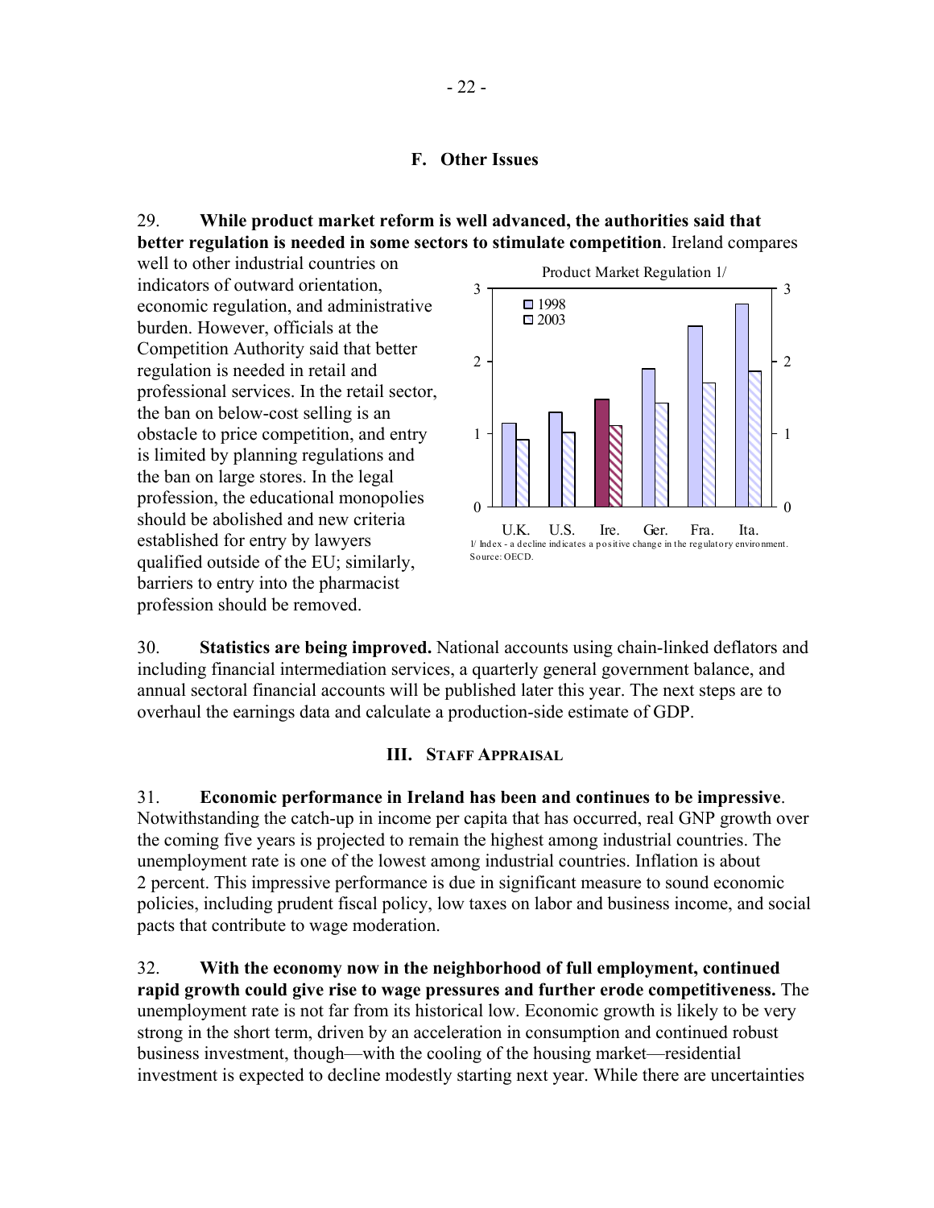### F. Other Issues

29. **While product market reform is well advanced, the authorities said that better regulation is needed in some sectors to stimulate competition**. Ireland compares well to other industrial countries on indicators of outward orientation, economic regulation, and administrative burden. However, officials at the Competition Authority said that better regulation is needed in retail and professional services. In the retail sector, the ban on below-cost selling is an obstacle to price competition, and entry is limited by planning regulations and the ban on large stores. In the legal profession, the educational monopolies should be abolished and new criteria established for entry by lawyers qualified outside of the EU; similarly, barriers to entry into the pharmacist profession should be removed.

Product Market Regulation 1/

1/ Index - a decline indicates a positive change in the regulatory environment.
Source: OECD.

30. **Statistics are being improved.** National accounts using chain-linked deflators and including financial intermediation services, a quarterly general government balance, and annual sectoral financial accounts will be published later this year. The next steps are to overhaul the earnings data and calculate a production-side estimate of GDP.

## III. Staff Appraisal

31. **Economic performance in Ireland has been and continues to be impressive**. Notwithstanding the catch-up in income per capita that has occurred, real GNP growth over the coming five years is projected to remain the highest among industrial countries. The unemployment rate is one of the lowest among industrial countries. Inflation is about 2 percent. This impressive performance is due in significant measure to sound economic policies, including prudent fiscal policy, low taxes on labor and business income, and social pacts that contribute to wage moderation.

32. **With the economy now in the neighborhood of full employment, continued rapid growth could give rise to wage pressures and further erode competitiveness.** The unemployment rate is not far from its historical low. Economic growth is likely to be very strong in the short term, driven by an acceleration in consumption and continued robust business investment, though—with the cooling of the housing market—residential investment is expected to decline modestly starting next year. While there are uncertainties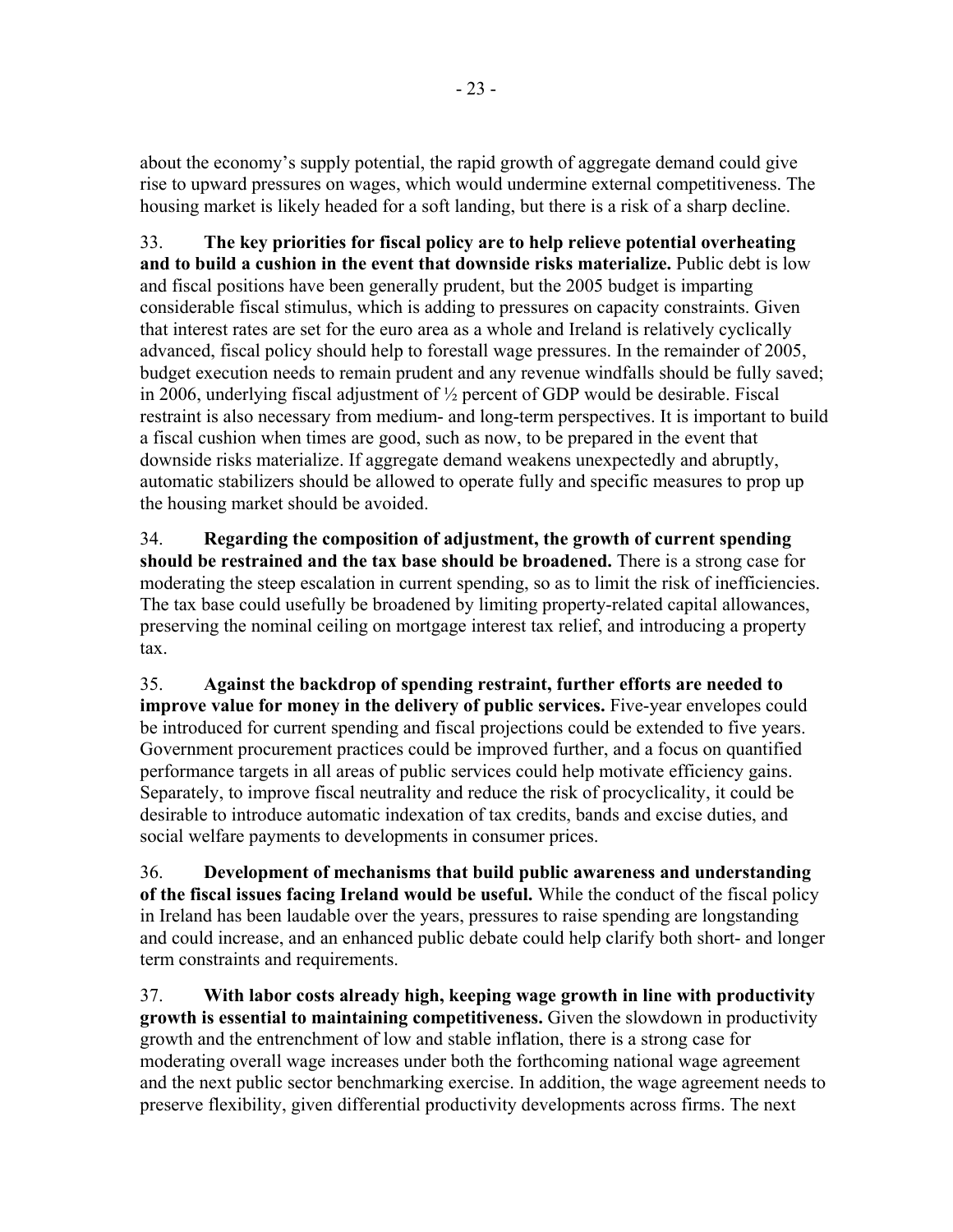about the economy's supply potential, the rapid growth of aggregate demand could give rise to upward pressures on wages, which would undermine external competitiveness. The housing market is likely headed for a soft landing, but there is a risk of a sharp decline.

33. **The key priorities for fiscal policy are to help relieve potential overheating and to build a cushion in the event that downside risks materialize.** Public debt is low and fiscal positions have been generally prudent, but the 2005 budget is imparting considerable fiscal stimulus, which is adding to pressures on capacity constraints. Given that interest rates are set for the euro area as a whole and Ireland is relatively cyclically advanced, fiscal policy should help to forestall wage pressures. In the remainder of 2005, budget execution needs to remain prudent and any revenue windfalls should be fully saved; in 2006, underlying fiscal adjustment of ½ percent of GDP would be desirable. Fiscal restraint is also necessary from medium- and long-term perspectives. It is important to build a fiscal cushion when times are good, such as now, to be prepared in the event that downside risks materialize. If aggregate demand weakens unexpectedly and abruptly, automatic stabilizers should be allowed to operate fully and specific measures to prop up the housing market should be avoided.

34. **Regarding the composition of adjustment, the growth of current spending should be restrained and the tax base should be broadened.** There is a strong case for moderating the steep escalation in current spending, so as to limit the risk of inefficiencies. The tax base could usefully be broadened by limiting property-related capital allowances, preserving the nominal ceiling on mortgage interest tax relief, and introducing a property tax.

35. **Against the backdrop of spending restraint, further efforts are needed to improve value for money in the delivery of public services.** Five-year envelopes could be introduced for current spending and fiscal projections could be extended to five years. Government procurement practices could be improved further, and a focus on quantified performance targets in all areas of public services could help motivate efficiency gains. Separately, to improve fiscal neutrality and reduce the risk of procyclicality, it could be desirable to introduce automatic indexation of tax credits, bands and excise duties, and social welfare payments to developments in consumer prices.

36. **Development of mechanisms that build public awareness and understanding of the fiscal issues facing Ireland would be useful.** While the conduct of the fiscal policy in Ireland has been laudable over the years, pressures to raise spending are longstanding and could increase, and an enhanced public debate could help clarify both short- and longer term constraints and requirements.

37. **With labor costs already high, keeping wage growth in line with productivity growth is essential to maintaining competitiveness.** Given the slowdown in productivity growth and the entrenchment of low and stable inflation, there is a strong case for moderating overall wage increases under both the forthcoming national wage agreement and the next public sector benchmarking exercise. In addition, the wage agreement needs to preserve flexibility, given differential productivity developments across firms. The next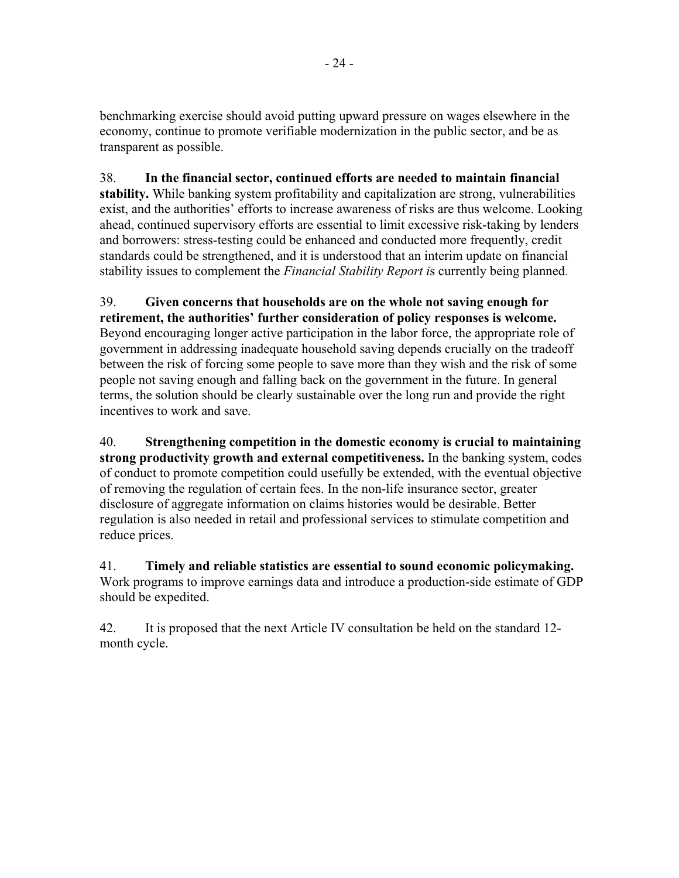benchmarking exercise should avoid putting upward pressure on wages elsewhere in the economy, continue to promote verifiable modernization in the public sector, and be as transparent as possible.

38. **In the financial sector, continued efforts are needed to maintain financial stability.** While banking system profitability and capitalization are strong, vulnerabilities exist, and the authorities' efforts to increase awareness of risks are thus welcome. Looking ahead, continued supervisory efforts are essential to limit excessive risk-taking by lenders and borrowers: stress-testing could be enhanced and conducted more frequently, credit standards could be strengthened, and it is understood that an interim update on financial stability issues to complement the *Financial Stability Report* is currently being planned.

39. **Given concerns that households are on the whole not saving enough for retirement, the authorities' further consideration of policy responses is welcome.** Beyond encouraging longer active participation in the labor force, the appropriate role of government in addressing inadequate household saving depends crucially on the tradeoff between the risk of forcing some people to save more than they wish and the risk of some people not saving enough and falling back on the government in the future. In general terms, the solution should be clearly sustainable over the long run and provide the right incentives to work and save.

40. **Strengthening competition in the domestic economy is crucial to maintaining strong productivity growth and external competitiveness.** In the banking system, codes of conduct to promote competition could usefully be extended, with the eventual objective of removing the regulation of certain fees. In the non-life insurance sector, greater disclosure of aggregate information on claims histories would be desirable. Better regulation is also needed in retail and professional services to stimulate competition and reduce prices.

41. **Timely and reliable statistics are essential to sound economic policymaking.** Work programs to improve earnings data and introduce a production-side estimate of GDP should be expedited.

42. It is proposed that the next Article IV consultation be held on the standard 12-month cycle.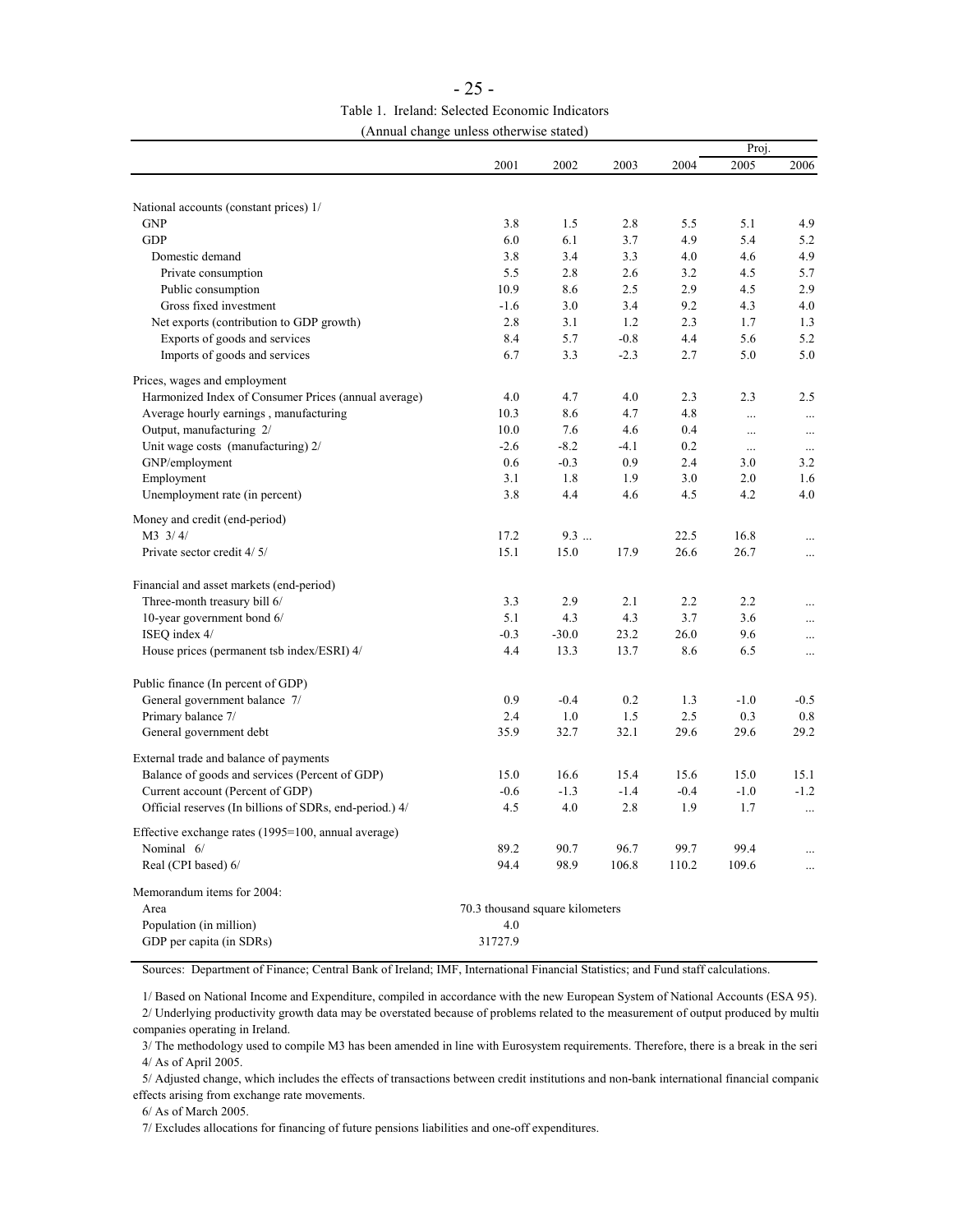Table 1. Ireland: Selected Economic Indicators

(Annual change unless otherwise stated)

| | 2001 | 2002 | 2003 | 2004 | Proj. 2005 | 2006 |
|---|---|---|---|---|---|---|
| National accounts (constant prices) 1/ | | | | | | |
| GNP | 3.8 | 1.5 | 2.8 | 5.5 | 5.1 | 4.9 |
| GDP | 6.0 | 6.1 | 3.7 | 4.9 | 5.4 | 5.2 |
| Domestic demand | 3.8 | 3.4 | 3.3 | 4.0 | 4.6 | 4.9 |
| Private consumption | 5.5 | 2.8 | 2.6 | 3.2 | 4.5 | 5.7 |
| Public consumption | 10.9 | 8.6 | 2.5 | 2.9 | 4.5 | 2.9 |
| Gross fixed investment | -1.6 | 3.0 | 3.4 | 9.2 | 4.3 | 4.0 |
| Net exports (contribution to GDP growth) | 2.8 | 3.1 | 1.2 | 2.3 | 1.7 | 1.3 |
| Exports of goods and services | 8.4 | 5.7 | -0.8 | 4.4 | 5.6 | 5.2 |
| Imports of goods and services | 6.7 | 3.3 | -2.3 | 2.7 | 5.0 | 5.0 |
| Prices, wages and employment | | | | | | |
| Harmonized Index of Consumer Prices (annual average) | 4.0 | 4.7 | 4.0 | 2.3 | 2.3 | 2.5 |
| Average hourly earnings , manufacturing | 10.3 | 8.6 | 4.7 | 4.8 | ... | ... |
| Output, manufacturing 2/ | 10.0 | 7.6 | 4.6 | 0.4 | ... | ... |
| Unit wage costs (manufacturing) 2/ | -2.6 | -8.2 | -4.1 | 0.2 | ... | ... |
| GNP/employment | 0.6 | -0.3 | 0.9 | 2.4 | 3.0 | 3.2 |
| Employment | 3.1 | 1.8 | 1.9 | 3.0 | 2.0 | 1.6 |
| Unemployment rate (in percent) | 3.8 | 4.4 | 4.6 | 4.5 | 4.2 | 4.0 |
| Money and credit (end-period) | | | | | | |
| M3 3/ 4/ | 17.2 | 9.3 ... | | 22.5 | 16.8 | ... |
| Private sector credit 4/ 5/ | 15.1 | 15.0 | 17.9 | 26.6 | 26.7 | ... |
| Financial and asset markets (end-period) | | | | | | |
| Three-month treasury bill 6/ | 3.3 | 2.9 | 2.1 | 2.2 | 2.2 | ... |
| 10-year government bond 6/ | 5.1 | 4.3 | 4.3 | 3.7 | 3.6 | ... |
| ISEQ index 4/ | -0.3 | -30.0 | 23.2 | 26.0 | 9.6 | ... |
| House prices (permanent tsb index/ESRI) 4/ | 4.4 | 13.3 | 13.7 | 8.6 | 6.5 | ... |
| Public finance (In percent of GDP) | | | | | | |
| General government balance 7/ | 0.9 | -0.4 | 0.2 | 1.3 | -1.0 | -0.5 |
| Primary balance 7/ | 2.4 | 1.0 | 1.5 | 2.5 | 0.3 | 0.8 |
| General government debt | 35.9 | 32.7 | 32.1 | 29.6 | 29.6 | 29.2 |
| External trade and balance of payments | | | | | | |
| Balance of goods and services (Percent of GDP) | 15.0 | 16.6 | 15.4 | 15.6 | 15.0 | 15.1 |
| Current account (Percent of GDP) | -0.6 | -1.3 | -1.4 | -0.4 | -1.0 | -1.2 |
| Official reserves (In billions of SDRs, end-period.) 4/ | 4.5 | 4.0 | 2.8 | 1.9 | 1.7 | ... |
| Effective exchange rates (1995=100, annual average) | | | | | | |
| Nominal 6/ | 89.2 | 90.7 | 96.7 | 99.7 | 99.4 | ... |
| Real (CPI based) 6/ | 94.4 | 98.9 | 106.8 | 110.2 | 109.6 | ... |
| Memorandum items for 2004: | | | | | | |
| Area | 70.3 thousand square kilometers | | | | | |
| Population (in million) | 4.0 | | | | | |
| GDP per capita (in SDRs) | 31727.9 | | | | | |

Sources: Department of Finance; Central Bank of Ireland; IMF, International Financial Statistics; and Fund staff calculations.

1/ Based on National Income and Expenditure, compiled in accordance with the new European System of National Accounts (ESA 95).

2/ Underlying productivity growth data may be overstated because of problems related to the measurement of output produced by multi companies operating in Ireland.

3/ The methodology used to compile M3 has been amended in line with Eurosystem requirements. Therefore, there is a break in the seri

4/ As of April 2005.

5/ Adjusted change, which includes the effects of transactions between credit institutions and non-bank international financial companie effects arising from exchange rate movements.

6/ As of March 2005.

7/ Excludes allocations for financing of future pensions liabilities and one-off expenditures.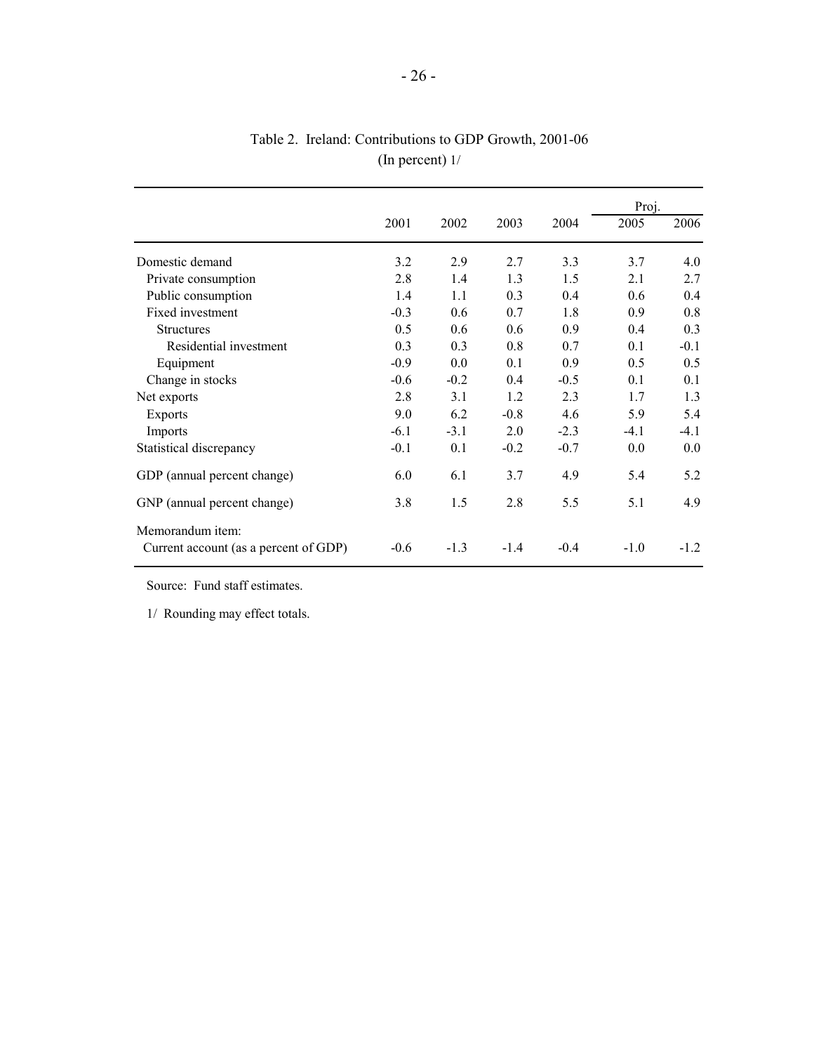# Table 2. Ireland: Contributions to GDP Growth, 2001-06
(In percent) 1/

| | | | | | Proj. | |
|---|---|---|---|---|---|---|
| | 2001 | 2002 | 2003 | 2004 | 2005 | 2006 |
| Domestic demand | 3.2 | 2.9 | 2.7 | 3.3 | 3.7 | 4.0 |
| Private consumption | 2.8 | 1.4 | 1.3 | 1.5 | 2.1 | 2.7 |
| Public consumption | 1.4 | 1.1 | 0.3 | 0.4 | 0.6 | 0.4 |
| Fixed investment | -0.3 | 0.6 | 0.7 | 1.8 | 0.9 | 0.8 |
| Structures | 0.5 | 0.6 | 0.6 | 0.9 | 0.4 | 0.3 |
| Residential investment | 0.3 | 0.3 | 0.8 | 0.7 | 0.1 | -0.1 |
| Equipment | -0.9 | 0.0 | 0.1 | 0.9 | 0.5 | 0.5 |
| Change in stocks | -0.6 | -0.2 | 0.4 | -0.5 | 0.1 | 0.1 |
| Net exports | 2.8 | 3.1 | 1.2 | 2.3 | 1.7 | 1.3 |
| Exports | 9.0 | 6.2 | -0.8 | 4.6 | 5.9 | 5.4 |
| Imports | -6.1 | -3.1 | 2.0 | -2.3 | -4.1 | -4.1 |
| Statistical discrepancy | -0.1 | 0.1 | -0.2 | -0.7 | 0.0 | 0.0 |
| GDP (annual percent change) | 6.0 | 6.1 | 3.7 | 4.9 | 5.4 | 5.2 |
| GNP (annual percent change) | 3.8 | 1.5 | 2.8 | 5.5 | 5.1 | 4.9 |
| Memorandum item: | | | | | | |
| Current account (as a percent of GDP) | -0.6 | -1.3 | -1.4 | -0.4 | -1.0 | -1.2 |

Source: Fund staff estimates.

1/ Rounding may effect totals.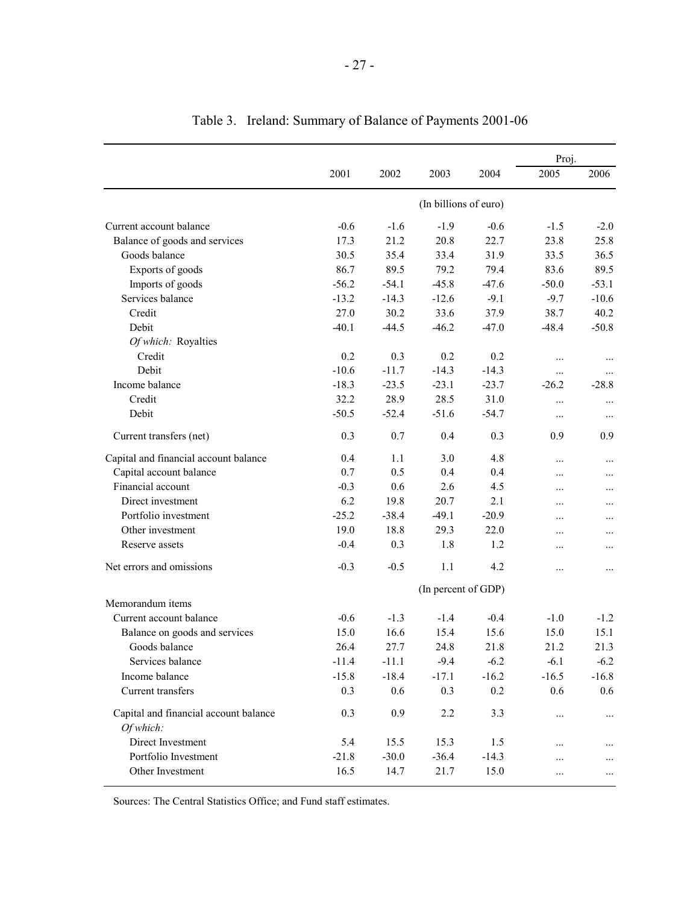# Table 3. Ireland: Summary of Balance of Payments 2001-06

| | 2001 | 2002 | 2003 | 2004 | Proj. 2005 | Proj. 2006 |
|---|---|---|---|---|---|---|
| | (In billions of euro) | | | | | |
| Current account balance | -0.6 | -1.6 | -1.9 | -0.6 | -1.5 | -2.0 |
| Balance of goods and services | 17.3 | 21.2 | 20.8 | 22.7 | 23.8 | 25.8 |
| Goods balance | 30.5 | 35.4 | 33.4 | 31.9 | 33.5 | 36.5 |
| Exports of goods | 86.7 | 89.5 | 79.2 | 79.4 | 83.6 | 89.5 |
| Imports of goods | -56.2 | -54.1 | -45.8 | -47.6 | -50.0 | -53.1 |
| Services balance | -13.2 | -14.3 | -12.6 | -9.1 | -9.7 | -10.6 |
| Credit | 27.0 | 30.2 | 33.6 | 37.9 | 38.7 | 40.2 |
| Debit | -40.1 | -44.5 | -46.2 | -47.0 | -48.4 | -50.8 |
| *Of which:* Royalties | | | | | | |
| Credit | 0.2 | 0.3 | 0.2 | 0.2 | ... | ... |
| Debit | -10.6 | -11.7 | -14.3 | -14.3 | ... | ... |
| Income balance | -18.3 | -23.5 | -23.1 | -23.7 | -26.2 | -28.8 |
| Credit | 32.2 | 28.9 | 28.5 | 31.0 | ... | ... |
| Debit | -50.5 | -52.4 | -51.6 | -54.7 | ... | ... |
| Current transfers (net) | 0.3 | 0.7 | 0.4 | 0.3 | 0.9 | 0.9 |
| Capital and financial account balance | 0.4 | 1.1 | 3.0 | 4.8 | ... | ... |
| Capital account balance | 0.7 | 0.5 | 0.4 | 0.4 | ... | ... |
| Financial account | -0.3 | 0.6 | 2.6 | 4.5 | ... | ... |
| Direct investment | 6.2 | 19.8 | 20.7 | 2.1 | ... | ... |
| Portfolio investment | -25.2 | -38.4 | -49.1 | -20.9 | ... | ... |
| Other investment | 19.0 | 18.8 | 29.3 | 22.0 | ... | ... |
| Reserve assets | -0.4 | 0.3 | 1.8 | 1.2 | ... | ... |
| Net errors and omissions | -0.3 | -0.5 | 1.1 | 4.2 | ... | ... |
| | (In percent of GDP) | | | | | |
| Memorandum items | | | | | | |
| Current account balance | -0.6 | -1.3 | -1.4 | -0.4 | -1.0 | -1.2 |
| Balance on goods and services | 15.0 | 16.6 | 15.4 | 15.6 | 15.0 | 15.1 |
| Goods balance | 26.4 | 27.7 | 24.8 | 21.8 | 21.2 | 21.3 |
| Services balance | -11.4 | -11.1 | -9.4 | -6.2 | -6.1 | -6.2 |
| Income balance | -15.8 | -18.4 | -17.1 | -16.2 | -16.5 | -16.8 |
| Current transfers | 0.3 | 0.6 | 0.3 | 0.2 | 0.6 | 0.6 |
| Capital and financial account balance | 0.3 | 0.9 | 2.2 | 3.3 | ... | ... |
| *Of which:* | | | | | | |
| Direct Investment | 5.4 | 15.5 | 15.3 | 1.5 | ... | ... |
| Portfolio Investment | -21.8 | -30.0 | -36.4 | -14.3 | ... | ... |
| Other Investment | 16.5 | 14.7 | 21.7 | 15.0 | ... | ... |

Sources: The Central Statistics Office; and Fund staff estimates.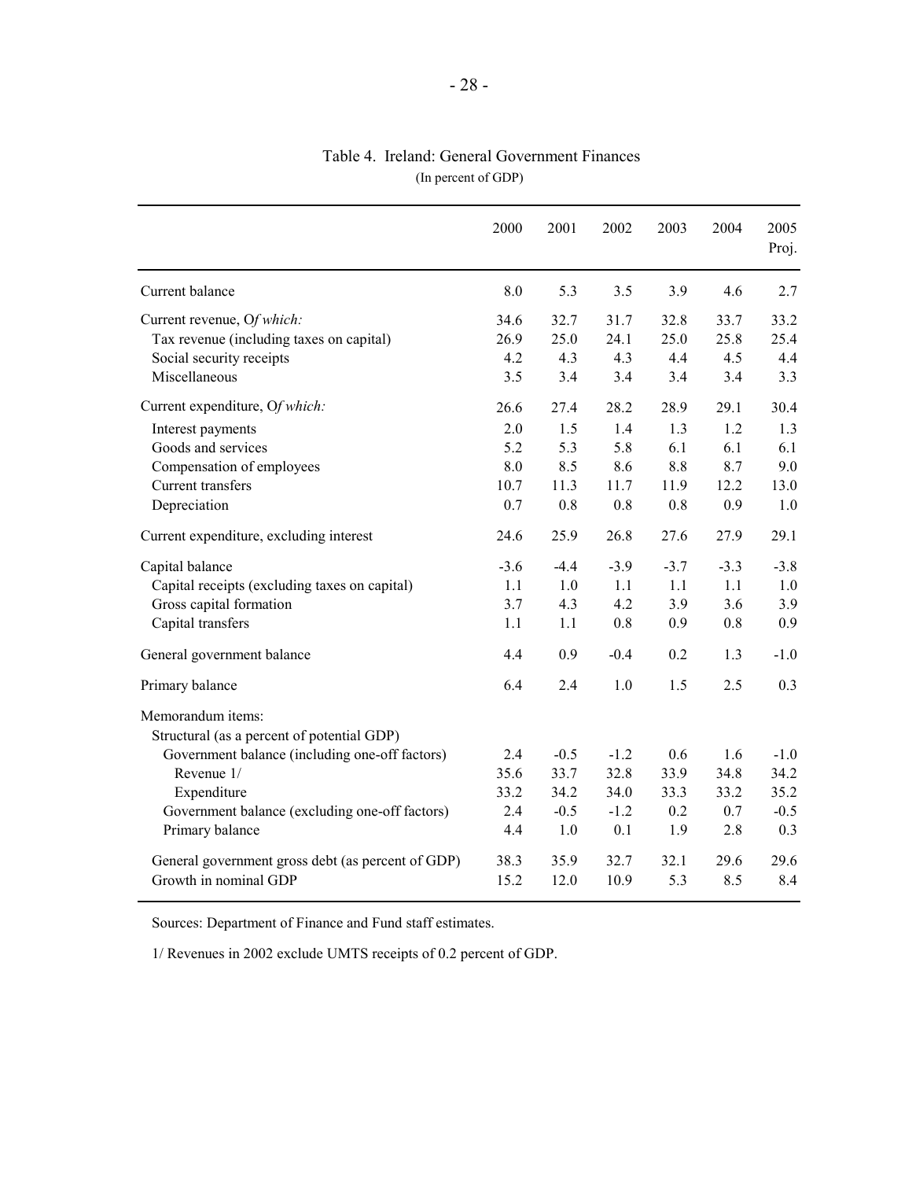Table 4. Ireland: General Government Finances

(In percent of GDP)

| | 2000 | 2001 | 2002 | 2003 | 2004 | 2005 Proj. |
|---|---|---|---|---|---|---|
| Current balance | 8.0 | 5.3 | 3.5 | 3.9 | 4.6 | 2.7 |
| Current revenue, *Of which:* | 34.6 | 32.7 | 31.7 | 32.8 | 33.7 | 33.2 |
| Tax revenue (including taxes on capital) | 26.9 | 25.0 | 24.1 | 25.0 | 25.8 | 25.4 |
| Social security receipts | 4.2 | 4.3 | 4.3 | 4.4 | 4.5 | 4.4 |
| Miscellaneous | 3.5 | 3.4 | 3.4 | 3.4 | 3.4 | 3.3 |
| Current expenditure, *Of which:* | 26.6 | 27.4 | 28.2 | 28.9 | 29.1 | 30.4 |
| Interest payments | 2.0 | 1.5 | 1.4 | 1.3 | 1.2 | 1.3 |
| Goods and services | 5.2 | 5.3 | 5.8 | 6.1 | 6.1 | 6.1 |
| Compensation of employees | 8.0 | 8.5 | 8.6 | 8.8 | 8.7 | 9.0 |
| Current transfers | 10.7 | 11.3 | 11.7 | 11.9 | 12.2 | 13.0 |
| Depreciation | 0.7 | 0.8 | 0.8 | 0.8 | 0.9 | 1.0 |
| Current expenditure, excluding interest | 24.6 | 25.9 | 26.8 | 27.6 | 27.9 | 29.1 |
| Capital balance | -3.6 | -4.4 | -3.9 | -3.7 | -3.3 | -3.8 |
| Capital receipts (excluding taxes on capital) | 1.1 | 1.0 | 1.1 | 1.1 | 1.1 | 1.0 |
| Gross capital formation | 3.7 | 4.3 | 4.2 | 3.9 | 3.6 | 3.9 |
| Capital transfers | 1.1 | 1.1 | 0.8 | 0.9 | 0.8 | 0.9 |
| General government balance | 4.4 | 0.9 | -0.4 | 0.2 | 1.3 | -1.0 |
| Primary balance | 6.4 | 2.4 | 1.0 | 1.5 | 2.5 | 0.3 |
| Memorandum items: | | | | | | |
| Structural (as a percent of potential GDP) | | | | | | |
| Government balance (including one-off factors) | 2.4 | -0.5 | -1.2 | 0.6 | 1.6 | -1.0 |
| Revenue 1/ | 35.6 | 33.7 | 32.8 | 33.9 | 34.8 | 34.2 |
| Expenditure | 33.2 | 34.2 | 34.0 | 33.3 | 33.2 | 35.2 |
| Government balance (excluding one-off factors) | 2.4 | -0.5 | -1.2 | 0.2 | 0.7 | -0.5 |
| Primary balance | 4.4 | 1.0 | 0.1 | 1.9 | 2.8 | 0.3 |
| General government gross debt (as percent of GDP) | 38.3 | 35.9 | 32.7 | 32.1 | 29.6 | 29.6 |
| Growth in nominal GDP | 15.2 | 12.0 | 10.9 | 5.3 | 8.5 | 8.4 |

Sources: Department of Finance and Fund staff estimates.

1/ Revenues in 2002 exclude UMTS receipts of 0.2 percent of GDP.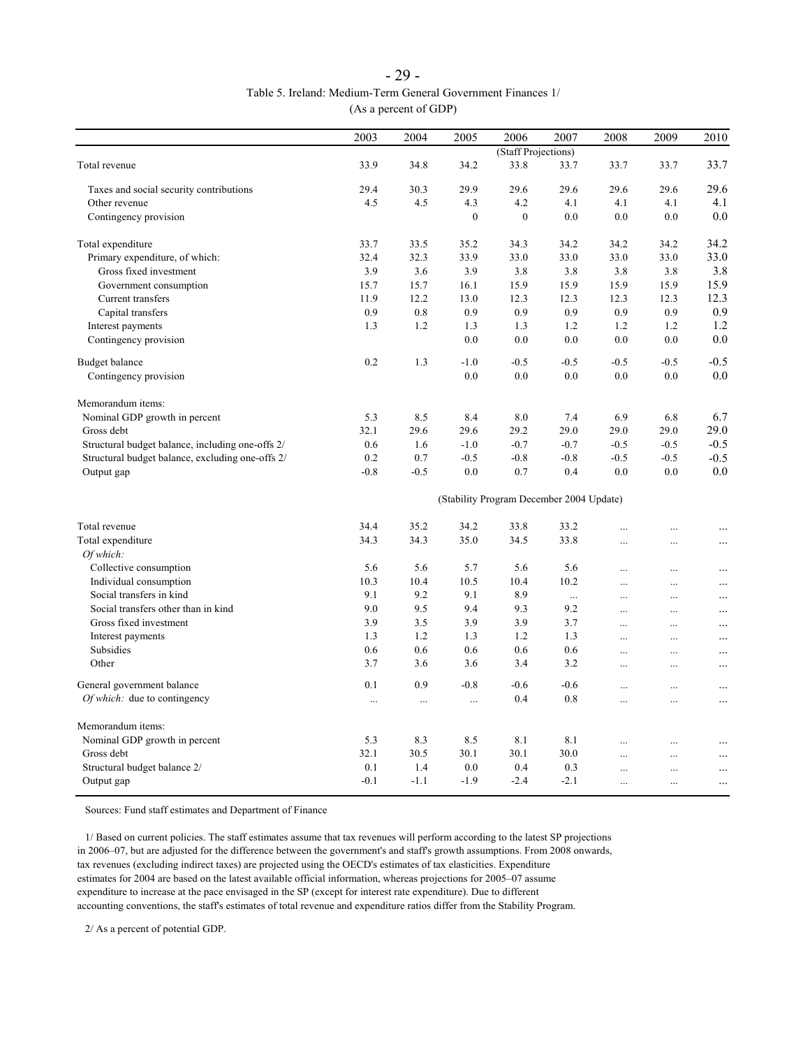Table 5. Ireland: Medium-Term General Government Finances 1/

(As a percent of GDP)

| | 2003 | 2004 | 2005 | 2006 | 2007 | 2008 | 2009 | 2010 |
|---|---|---|---|---|---|---|---|---|
| | | | | (Staff Projections) | | | | |
| Total revenue | 33.9 | 34.8 | 34.2 | 33.8 | 33.7 | 33.7 | 33.7 | 33.7 |
| Taxes and social security contributions | 29.4 | 30.3 | 29.9 | 29.6 | 29.6 | 29.6 | 29.6 | 29.6 |
| Other revenue | 4.5 | 4.5 | 4.3 | 4.2 | 4.1 | 4.1 | 4.1 | 4.1 |
| Contingency provision | | | 0 | 0 | 0.0 | 0.0 | 0.0 | 0.0 |
| Total expenditure | 33.7 | 33.5 | 35.2 | 34.3 | 34.2 | 34.2 | 34.2 | 34.2 |
| Primary expenditure, of which: | 32.4 | 32.3 | 33.9 | 33.0 | 33.0 | 33.0 | 33.0 | 33.0 |
| Gross fixed investment | 3.9 | 3.6 | 3.9 | 3.8 | 3.8 | 3.8 | 3.8 | 3.8 |
| Government consumption | 15.7 | 15.7 | 16.1 | 15.9 | 15.9 | 15.9 | 15.9 | 15.9 |
| Current transfers | 11.9 | 12.2 | 13.0 | 12.3 | 12.3 | 12.3 | 12.3 | 12.3 |
| Capital transfers | 0.9 | 0.8 | 0.9 | 0.9 | 0.9 | 0.9 | 0.9 | 0.9 |
| Interest payments | 1.3 | 1.2 | 1.3 | 1.3 | 1.2 | 1.2 | 1.2 | 1.2 |
| Contingency provision | | | 0.0 | 0.0 | 0.0 | 0.0 | 0.0 | 0.0 |
| Budget balance | 0.2 | 1.3 | -1.0 | -0.5 | -0.5 | -0.5 | -0.5 | -0.5 |
| Contingency provision | | | 0.0 | 0.0 | 0.0 | 0.0 | 0.0 | 0.0 |
| Memorandum items: | | | | | | | | |
| Nominal GDP growth in percent | 5.3 | 8.5 | 8.4 | 8.0 | 7.4 | 6.9 | 6.8 | 6.7 |
| Gross debt | 32.1 | 29.6 | 29.6 | 29.2 | 29.0 | 29.0 | 29.0 | 29.0 |
| Structural budget balance, including one-offs 2/ | 0.6 | 1.6 | -1.0 | -0.7 | -0.7 | -0.5 | -0.5 | -0.5 |
| Structural budget balance, excluding one-offs 2/ | 0.2 | 0.7 | -0.5 | -0.8 | -0.8 | -0.5 | -0.5 | -0.5 |
| Output gap | -0.8 | -0.5 | 0.0 | 0.7 | 0.4 | 0.0 | 0.0 | 0.0 |
| | | | | (Stability Program December 2004 Update) | | | | |
| Total revenue | 34.4 | 35.2 | 34.2 | 33.8 | 33.2 | ... | ... | ... |
| Total expenditure | 34.3 | 34.3 | 35.0 | 34.5 | 33.8 | ... | ... | ... |
| *Of which:* | | | | | | | | |
| Collective consumption | 5.6 | 5.6 | 5.7 | 5.6 | 5.6 | ... | ... | ... |
| Individual consumption | 10.3 | 10.4 | 10.5 | 10.4 | 10.2 | ... | ... | ... |
| Social transfers in kind | 9.1 | 9.2 | 9.1 | 8.9 | ... | ... | ... | ... |
| Social transfers other than in kind | 9.0 | 9.5 | 9.4 | 9.3 | 9.2 | ... | ... | ... |
| Gross fixed investment | 3.9 | 3.5 | 3.9 | 3.9 | 3.7 | ... | ... | ... |
| Interest payments | 1.3 | 1.2 | 1.3 | 1.2 | 1.3 | ... | ... | ... |
| Subsidies | 0.6 | 0.6 | 0.6 | 0.6 | 0.6 | ... | ... | ... |
| Other | 3.7 | 3.6 | 3.6 | 3.4 | 3.2 | ... | ... | ... |
| General government balance | 0.1 | 0.9 | -0.8 | -0.6 | -0.6 | ... | ... | ... |
| *Of which:* due to contingency | ... | ... | ... | 0.4 | 0.8 | ... | ... | ... |
| Memorandum items: | | | | | | | | |
| Nominal GDP growth in percent | 5.3 | 8.3 | 8.5 | 8.1 | 8.1 | ... | ... | ... |
| Gross debt | 32.1 | 30.5 | 30.1 | 30.1 | 30.0 | ... | ... | ... |
| Structural budget balance 2/ | 0.1 | 1.4 | 0.0 | 0.4 | 0.3 | ... | ... | ... |
| Output gap | -0.1 | -1.1 | -1.9 | -2.4 | -2.1 | ... | ... | ... |

Sources: Fund staff estimates and Department of Finance

1/ Based on current policies. The staff estimates assume that tax revenues will perform according to the latest SP projections in 2006–07, but are adjusted for the difference between the government's and staff's growth assumptions. From 2008 onwards, tax revenues (excluding indirect taxes) are projected using the OECD's estimates of tax elasticities. Expenditure estimates for 2004 are based on the latest available official information, whereas projections for 2005–07 assume expenditure to increase at the pace envisaged in the SP (except for interest rate expenditure). Due to different accounting conventions, the staff's estimates of total revenue and expenditure ratios differ from the Stability Program.

2/ As a percent of potential GDP.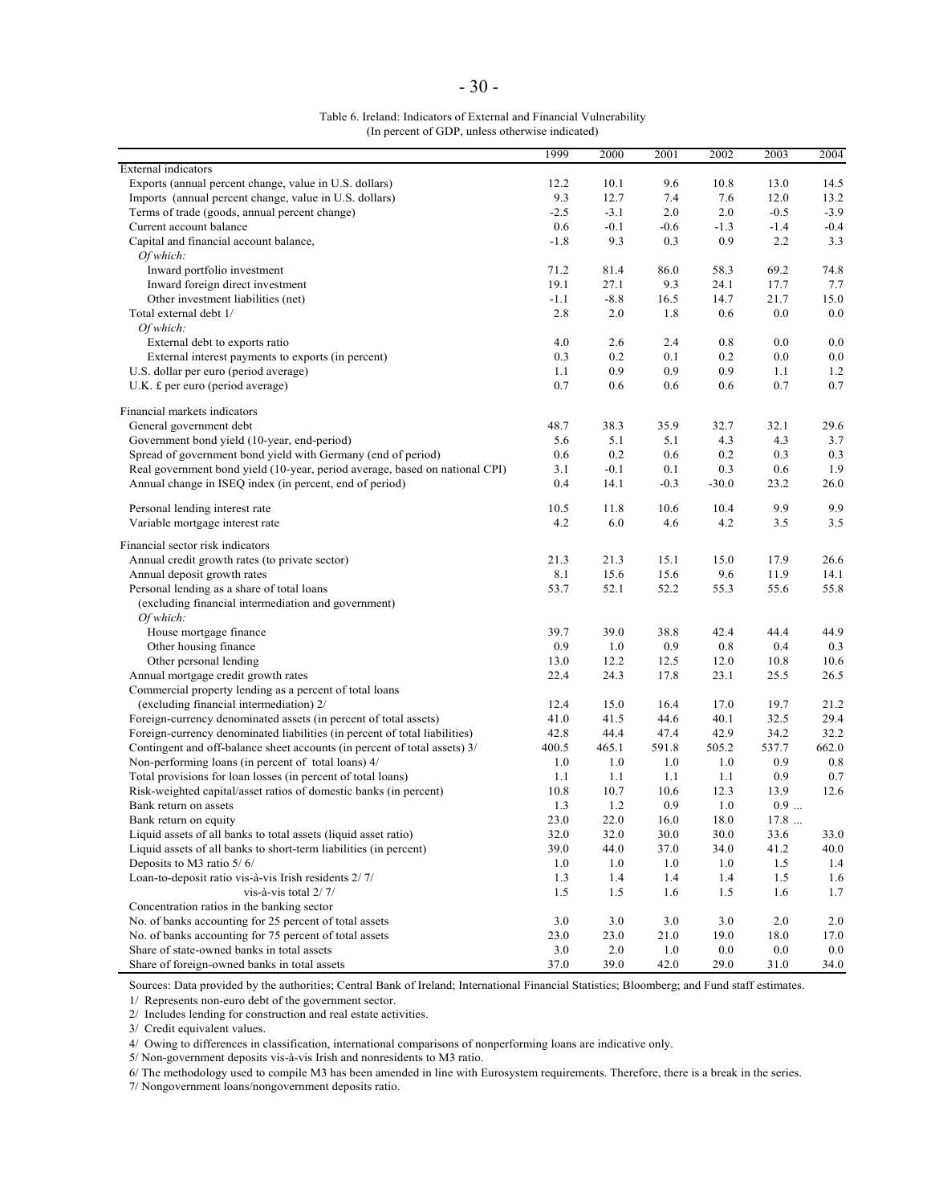Table 6. Ireland: Indicators of External and Financial Vulnerability
(In percent of GDP, unless otherwise indicated)

| | 1999 | 2000 | 2001 | 2002 | 2003 | 2004 |
|---|---|---|---|---|---|---|
| External indicators | | | | | | |
| Exports (annual percent change, value in U.S. dollars) | 12.2 | 10.1 | 9.6 | 10.8 | 13.0 | 14.5 |
| Imports (annual percent change, value in U.S. dollars) | 9.3 | 12.7 | 7.4 | 7.6 | 12.0 | 13.2 |
| Terms of trade (goods, annual percent change) | -2.5 | -3.1 | 2.0 | 2.0 | -0.5 | -3.9 |
| Current account balance | 0.6 | -0.1 | -0.6 | -1.3 | -1.4 | -0.4 |
| Capital and financial account balance, | -1.8 | 9.3 | 0.3 | 0.9 | 2.2 | 3.3 |
| *Of which:* | | | | | | |
| Inward portfolio investment | 71.2 | 81.4 | 86.0 | 58.3 | 69.2 | 74.8 |
| Inward foreign direct investment | 19.1 | 27.1 | 9.3 | 24.1 | 17.7 | 7.7 |
| Other investment liabilities (net) | -1.1 | -8.8 | 16.5 | 14.7 | 21.7 | 15.0 |
| Total external debt 1/ | 2.8 | 2.0 | 1.8 | 0.6 | 0.0 | 0.0 |
| *Of which:* | | | | | | |
| External debt to exports ratio | 4.0 | 2.6 | 2.4 | 0.8 | 0.0 | 0.0 |
| External interest payments to exports (in percent) | 0.3 | 0.2 | 0.1 | 0.2 | 0.0 | 0.0 |
| U.S. dollar per euro (period average) | 1.1 | 0.9 | 0.9 | 0.9 | 1.1 | 1.2 |
| U.K. £ per euro (period average) | 0.7 | 0.6 | 0.6 | 0.6 | 0.7 | 0.7 |
| Financial markets indicators | | | | | | |
| General government debt | 48.7 | 38.3 | 35.9 | 32.7 | 32.1 | 29.6 |
| Government bond yield (10-year, end-period) | 5.6 | 5.1 | 5.1 | 4.3 | 4.3 | 3.7 |
| Spread of government bond yield with Germany (end of period) | 0.6 | 0.2 | 0.6 | 0.2 | 0.3 | 0.3 |
| Real government bond yield (10-year, period average, based on national CPI) | 3.1 | -0.1 | 0.1 | 0.3 | 0.6 | 1.9 |
| Annual change in ISEQ index (in percent, end of period) | 0.4 | 14.1 | -0.3 | -30.0 | 23.2 | 26.0 |
| Personal lending interest rate | 10.5 | 11.8 | 10.6 | 10.4 | 9.9 | 9.9 |
| Variable mortgage interest rate | 4.2 | 6.0 | 4.6 | 4.2 | 3.5 | 3.5 |
| Financial sector risk indicators | | | | | | |
| Annual credit growth rates (to private sector) | 21.3 | 21.3 | 15.1 | 15.0 | 17.9 | 26.6 |
| Annual deposit growth rates | 8.1 | 15.6 | 15.6 | 9.6 | 11.9 | 14.1 |
| Personal lending as a share of total loans (excluding financial intermediation and government) | 53.7 | 52.1 | 52.2 | 55.3 | 55.6 | 55.8 |
| *Of which:* | | | | | | |
| House mortgage finance | 39.7 | 39.0 | 38.8 | 42.4 | 44.4 | 44.9 |
| Other housing finance | 0.9 | 1.0 | 0.9 | 0.8 | 0.4 | 0.3 |
| Other personal lending | 13.0 | 12.2 | 12.5 | 12.0 | 10.8 | 10.6 |
| Annual mortgage credit growth rates | 22.4 | 24.3 | 17.8 | 23.1 | 25.5 | 26.5 |
| Commercial property lending as a percent of total loans (excluding financial intermediation) 2/ | 12.4 | 15.0 | 16.4 | 17.0 | 19.7 | 21.2 |
| Foreign-currency denominated assets (in percent of total assets) | 41.0 | 41.5 | 44.6 | 40.1 | 32.5 | 29.4 |
| Foreign-currency denominated liabilities (in percent of total liabilities) | 42.8 | 44.4 | 47.4 | 42.9 | 34.2 | 32.2 |
| Contingent and off-balance sheet accounts (in percent of total assets) 3/ | 400.5 | 465.1 | 591.8 | 505.2 | 537.7 | 662.0 |
| Non-performing loans (in percent of total loans) 4/ | 1.0 | 1.0 | 1.0 | 1.0 | 0.9 | 0.8 |
| Total provisions for loan losses (in percent of total loans) | 1.1 | 1.1 | 1.1 | 1.1 | 0.9 | 0.7 |
| Risk-weighted capital/asset ratios of domestic banks (in percent) | 10.8 | 10.7 | 10.6 | 12.3 | 13.9 | 12.6 |
| Bank return on assets | 1.3 | 1.2 | 0.9 | 1.0 | 0.9 | ... |
| Bank return on equity | 23.0 | 22.0 | 16.0 | 18.0 | 17.8 | ... |
| Liquid assets of all banks to total assets (liquid asset ratio) | 32.0 | 32.0 | 30.0 | 30.0 | 33.6 | 33.0 |
| Liquid assets of all banks to short-term liabilities (in percent) | 39.0 | 44.0 | 37.0 | 34.0 | 41.2 | 40.0 |
| Deposits to M3 ratio 5/ 6/ | 1.0 | 1.0 | 1.0 | 1.0 | 1.5 | 1.4 |
| Loan-to-deposit ratio vis-à-vis Irish residents 2/ 7/ | 1.3 | 1.4 | 1.4 | 1.4 | 1.5 | 1.6 |
| vis-à-vis total 2/ 7/ | 1.5 | 1.5 | 1.6 | 1.5 | 1.6 | 1.7 |
| Concentration ratios in the banking sector | | | | | | |
| No. of banks accounting for 25 percent of total assets | 3.0 | 3.0 | 3.0 | 3.0 | 2.0 | 2.0 |
| No. of banks accounting for 75 percent of total assets | 23.0 | 23.0 | 21.0 | 19.0 | 18.0 | 17.0 |
| Share of state-owned banks in total assets | 3.0 | 2.0 | 1.0 | 0.0 | 0.0 | 0.0 |
| Share of foreign-owned banks in total assets | 37.0 | 39.0 | 42.0 | 29.0 | 31.0 | 34.0 |

Sources: Data provided by the authorities; Central Bank of Ireland; International Financial Statistics; Bloomberg; and Fund staff estimates.

1/ Represents non-euro debt of the government sector.

2/ Includes lending for construction and real estate activities.

3/ Credit equivalent values.

4/ Owing to differences in classification, international comparisons of nonperforming loans are indicative only.

5/ Non-government deposits vis-à-vis Irish and nonresidents to M3 ratio.

6/ The methodology used to compile M3 has been amended in line with Eurosystem requirements. Therefore, there is a break in the series.

7/ Nongovernment loans/nongovernment deposits ratio.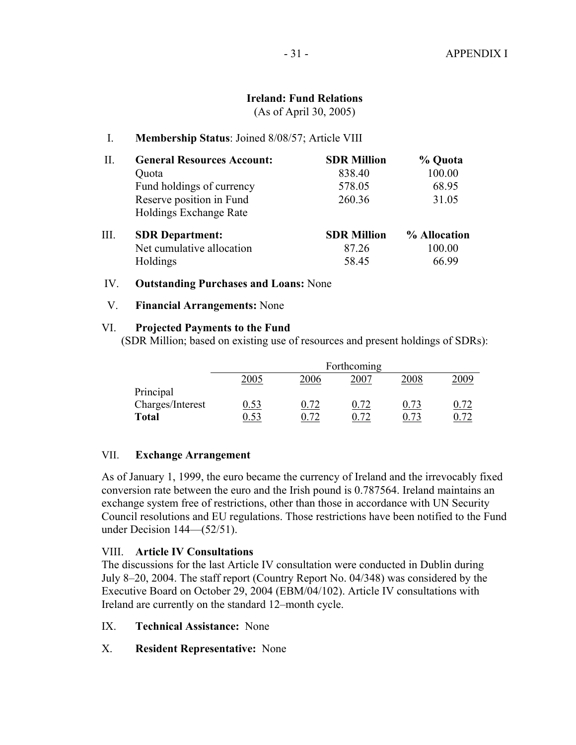## Ireland: Fund Relations

(As of April 30, 2005)

I. **Membership Status**: Joined 8/08/57; Article VIII

| II. | **General Resources Account:** | **SDR Million** | **% Quota** |
|---|---|---|---|
| | Quota | 838.40 | 100.00 |
| | Fund holdings of currency | 578.05 | 68.95 |
| | Reserve position in Fund | 260.36 | 31.05 |
| | Holdings Exchange Rate | | |

| III. | **SDR Department:** | **SDR Million** | **% Allocation** |
|---|---|---|---|
| | Net cumulative allocation | 87.26 | 100.00 |
| | Holdings | 58.45 | 66.99 |

IV. **Outstanding Purchases and Loans:** None

V. **Financial Arrangements:** None

VI. **Projected Payments to the Fund**

(SDR Million; based on existing use of resources and present holdings of SDRs):

| | Forthcoming | | | | |
|---|---|---|---|---|---|
| | 2005 | 2006 | 2007 | 2008 | 2009 |
| Principal | | | | | |
| Charges/Interest | 0.53 | 0.72 | 0.72 | 0.73 | 0.72 |
| **Total** | 0.53 | 0.72 | 0.72 | 0.73 | 0.72 |

VII. **Exchange Arrangement**

As of January 1, 1999, the euro became the currency of Ireland and the irrevocably fixed conversion rate between the euro and the Irish pound is 0.787564. Ireland maintains an exchange system free of restrictions, other than those in accordance with UN Security Council resolutions and EU regulations. Those restrictions have been notified to the Fund under Decision 144—(52/51).

VIII. **Article IV Consultations**

The discussions for the last Article IV consultation were conducted in Dublin during July 8–20, 2004. The staff report (Country Report No. 04/348) was considered by the Executive Board on October 29, 2004 (EBM/04/102). Article IV consultations with Ireland are currently on the standard 12–month cycle.

IX. **Technical Assistance:** None

X. **Resident Representative:** None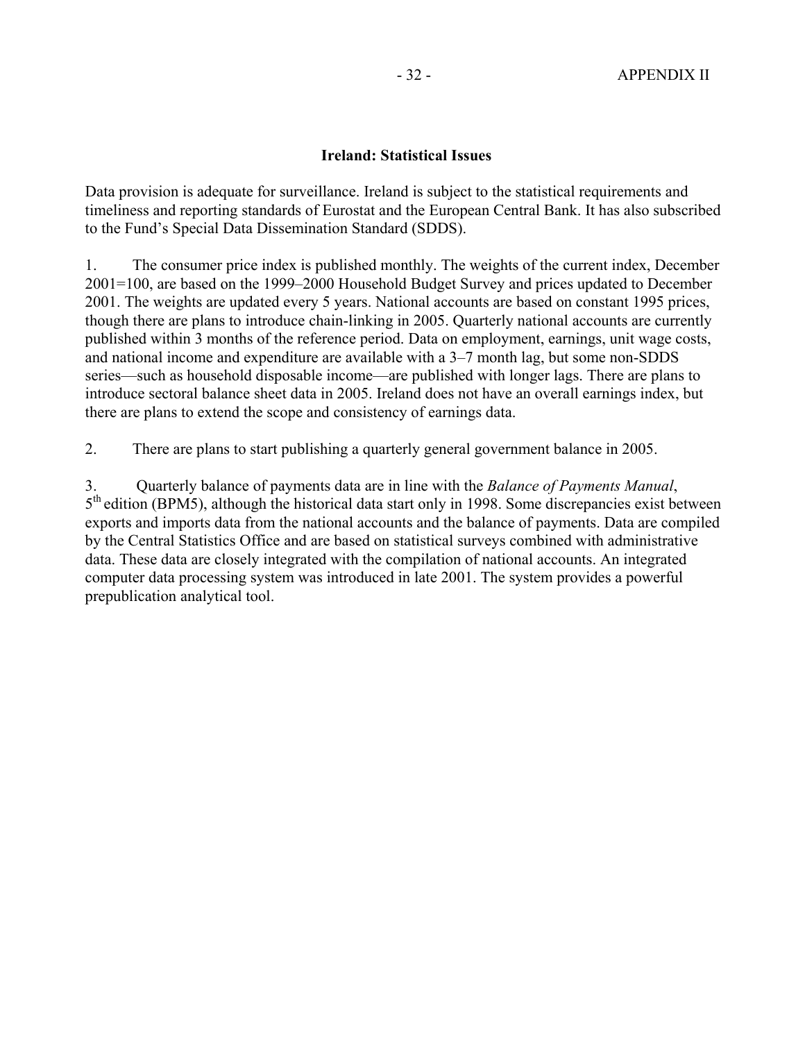## Ireland: Statistical Issues

Data provision is adequate for surveillance. Ireland is subject to the statistical requirements and timeliness and reporting standards of Eurostat and the European Central Bank. It has also subscribed to the Fund's Special Data Dissemination Standard (SDDS).

1. The consumer price index is published monthly. The weights of the current index, December 2001=100, are based on the 1999–2000 Household Budget Survey and prices updated to December 2001. The weights are updated every 5 years. National accounts are based on constant 1995 prices, though there are plans to introduce chain-linking in 2005. Quarterly national accounts are currently published within 3 months of the reference period. Data on employment, earnings, unit wage costs, and national income and expenditure are available with a 3–7 month lag, but some non-SDDS series—such as household disposable income—are published with longer lags. There are plans to introduce sectoral balance sheet data in 2005. Ireland does not have an overall earnings index, but there are plans to extend the scope and consistency of earnings data.

2. There are plans to start publishing a quarterly general government balance in 2005.

3. Quarterly balance of payments data are in line with the *Balance of Payments Manual*, 5th edition (BPM5), although the historical data start only in 1998. Some discrepancies exist between exports and imports data from the national accounts and the balance of payments. Data are compiled by the Central Statistics Office and are based on statistical surveys combined with administrative data. These data are closely integrated with the compilation of national accounts. An integrated computer data processing system was introduced in late 2001. The system provides a powerful prepublication analytical tool.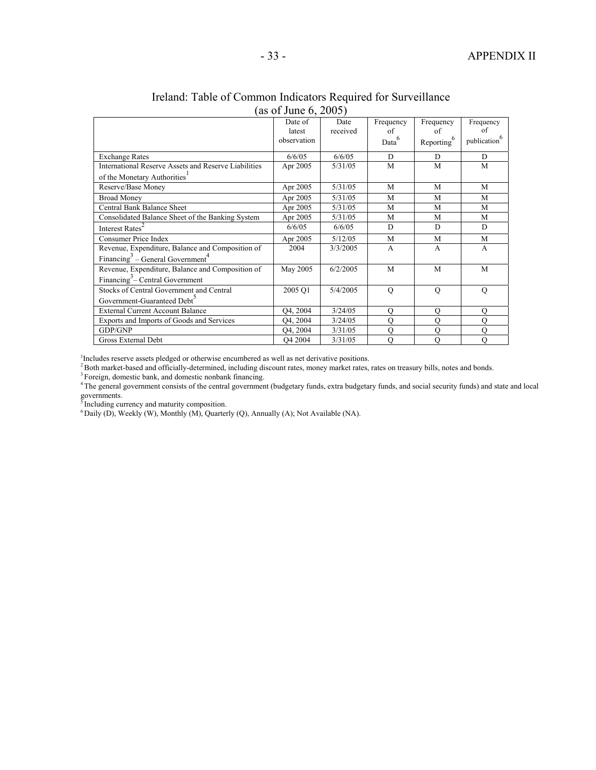# Ireland: Table of Common Indicators Required for Surveillance
(as of June 6, 2005)

| | Date of latest observation | Date received | Frequency of Data[6] | Frequency of Reporting[6] | Frequency of publication[6] |
|---|---|---|---|---|---|
| Exchange Rates | 6/6/05 | 6/6/05 | D | D | D |
| International Reserve Assets and Reserve Liabilities of the Monetary Authorities[1] | Apr 2005 | 5/31/05 | M | M | M |
| Reserve/Base Money | Apr 2005 | 5/31/05 | M | M | M |
| Broad Money | Apr 2005 | 5/31/05 | M | M | M |
| Central Bank Balance Sheet | Apr 2005 | 5/31/05 | M | M | M |
| Consolidated Balance Sheet of the Banking System | Apr 2005 | 5/31/05 | M | M | M |
| Interest Rates[2] | 6/6/05 | 6/6/05 | D | D | D |
| Consumer Price Index | Apr 2005 | 5/12/05 | M | M | M |
| Revenue, Expenditure, Balance and Composition of Financing[3] – General Government[4] | 2004 | 3/3/2005 | A | A | A |
| Revenue, Expenditure, Balance and Composition of Financing[3] – Central Government | May 2005 | 6/2/2005 | M | M | M |
| Stocks of Central Government and Central Government-Guaranteed Debt[5] | 2005 Q1 | 5/4/2005 | Q | Q | Q |
| External Current Account Balance | Q4, 2004 | 3/24/05 | Q | Q | Q |
| Exports and Imports of Goods and Services | Q4, 2004 | 3/24/05 | Q | Q | Q |
| GDP/GNP | Q4, 2004 | 3/31/05 | Q | Q | Q |
| Gross External Debt | Q4 2004 | 3/31/05 | Q | Q | Q |

[1] Includes reserve assets pledged or otherwise encumbered as well as net derivative positions.

[2] Both market-based and officially-determined, including discount rates, money market rates, rates on treasury bills, notes and bonds.

[3] Foreign, domestic bank, and domestic nonbank financing.

[4] The general government consists of the central government (budgetary funds, extra budgetary funds, and social security funds) and state and local governments.

[5] Including currency and maturity composition.

[6] Daily (D), Weekly (W), Monthly (M), Quarterly (Q), Annually (A); Not Available (NA).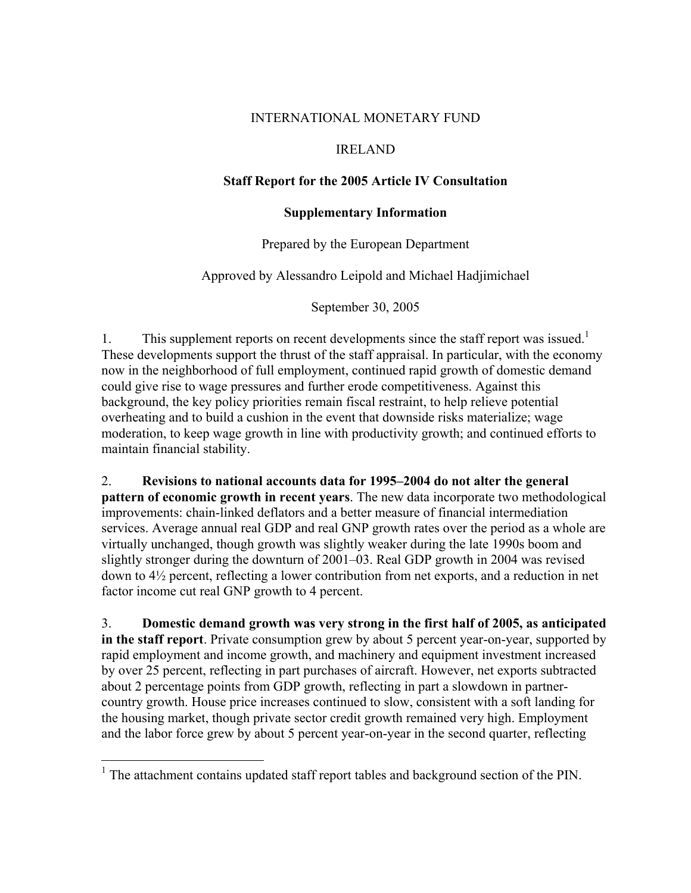INTERNATIONAL MONETARY FUND

IRELAND

**Staff Report for the 2005 Article IV Consultation**

**Supplementary Information**

Prepared by the European Department

Approved by Alessandro Leipold and Michael Hadjimichael

September 30, 2005

1. This supplement reports on recent developments since the staff report was issued.[1] These developments support the thrust of the staff appraisal. In particular, with the economy now in the neighborhood of full employment, continued rapid growth of domestic demand could give rise to wage pressures and further erode competitiveness. Against this background, the key policy priorities remain fiscal restraint, to help relieve potential overheating and to build a cushion in the event that downside risks materialize; wage moderation, to keep wage growth in line with productivity growth; and continued efforts to maintain financial stability.

2. **Revisions to national accounts data for 1995–2004 do not alter the general pattern of economic growth in recent years**. The new data incorporate two methodological improvements: chain-linked deflators and a better measure of financial intermediation services. Average annual real GDP and real GNP growth rates over the period as a whole are virtually unchanged, though growth was slightly weaker during the late 1990s boom and slightly stronger during the downturn of 2001–03. Real GDP growth in 2004 was revised down to 4½ percent, reflecting a lower contribution from net exports, and a reduction in net factor income cut real GNP growth to 4 percent.

3. **Domestic demand growth was very strong in the first half of 2005, as anticipated in the staff report**. Private consumption grew by about 5 percent year-on-year, supported by rapid employment and income growth, and machinery and equipment investment increased by over 25 percent, reflecting in part purchases of aircraft. However, net exports subtracted about 2 percentage points from GDP growth, reflecting in part a slowdown in partner-country growth. House price increases continued to slow, consistent with a soft landing for the housing market, though private sector credit growth remained very high. Employment and the labor force grew by about 5 percent year-on-year in the second quarter, reflecting

[1] The attachment contains updated staff report tables and background section of the PIN.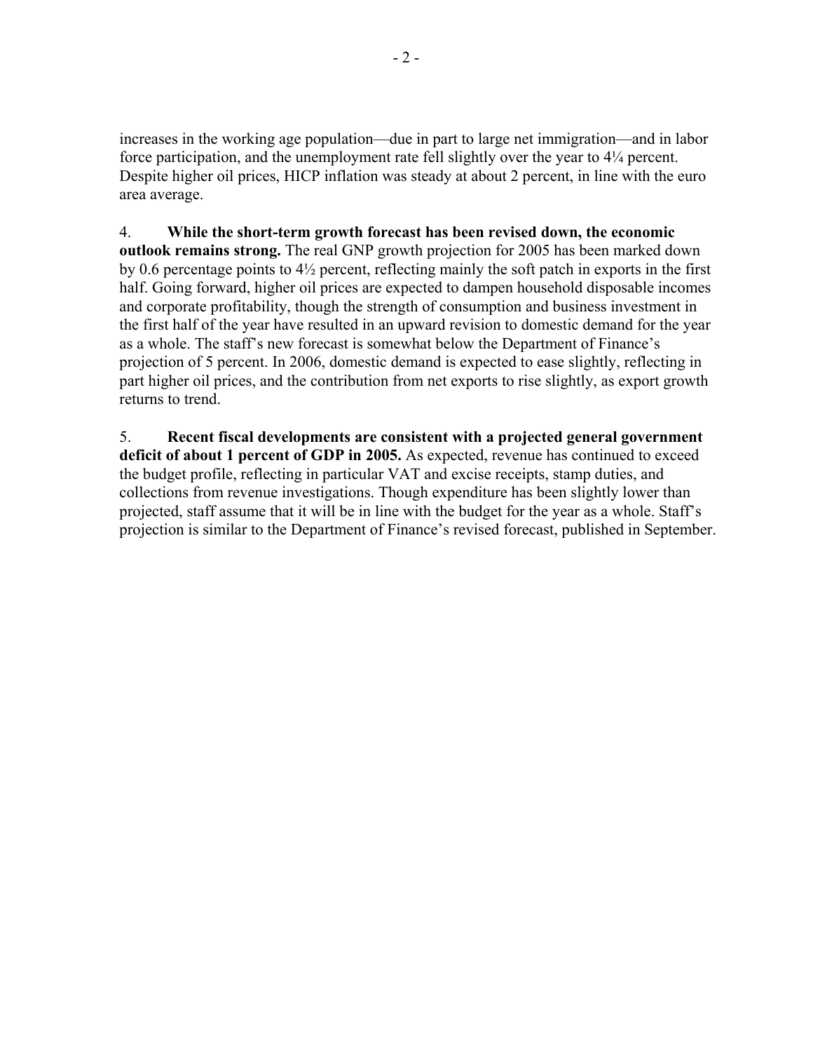increases in the working age population—due in part to large net immigration—and in labor force participation, and the unemployment rate fell slightly over the year to 4¼ percent. Despite higher oil prices, HICP inflation was steady at about 2 percent, in line with the euro area average.

4. **While the short-term growth forecast has been revised down, the economic outlook remains strong.** The real GNP growth projection for 2005 has been marked down by 0.6 percentage points to 4½ percent, reflecting mainly the soft patch in exports in the first half. Going forward, higher oil prices are expected to dampen household disposable incomes and corporate profitability, though the strength of consumption and business investment in the first half of the year have resulted in an upward revision to domestic demand for the year as a whole. The staff's new forecast is somewhat below the Department of Finance's projection of 5 percent. In 2006, domestic demand is expected to ease slightly, reflecting in part higher oil prices, and the contribution from net exports to rise slightly, as export growth returns to trend.

5. **Recent fiscal developments are consistent with a projected general government deficit of about 1 percent of GDP in 2005.** As expected, revenue has continued to exceed the budget profile, reflecting in particular VAT and excise receipts, stamp duties, and collections from revenue investigations. Though expenditure has been slightly lower than projected, staff assume that it will be in line with the budget for the year as a whole. Staff's projection is similar to the Department of Finance's revised forecast, published in September.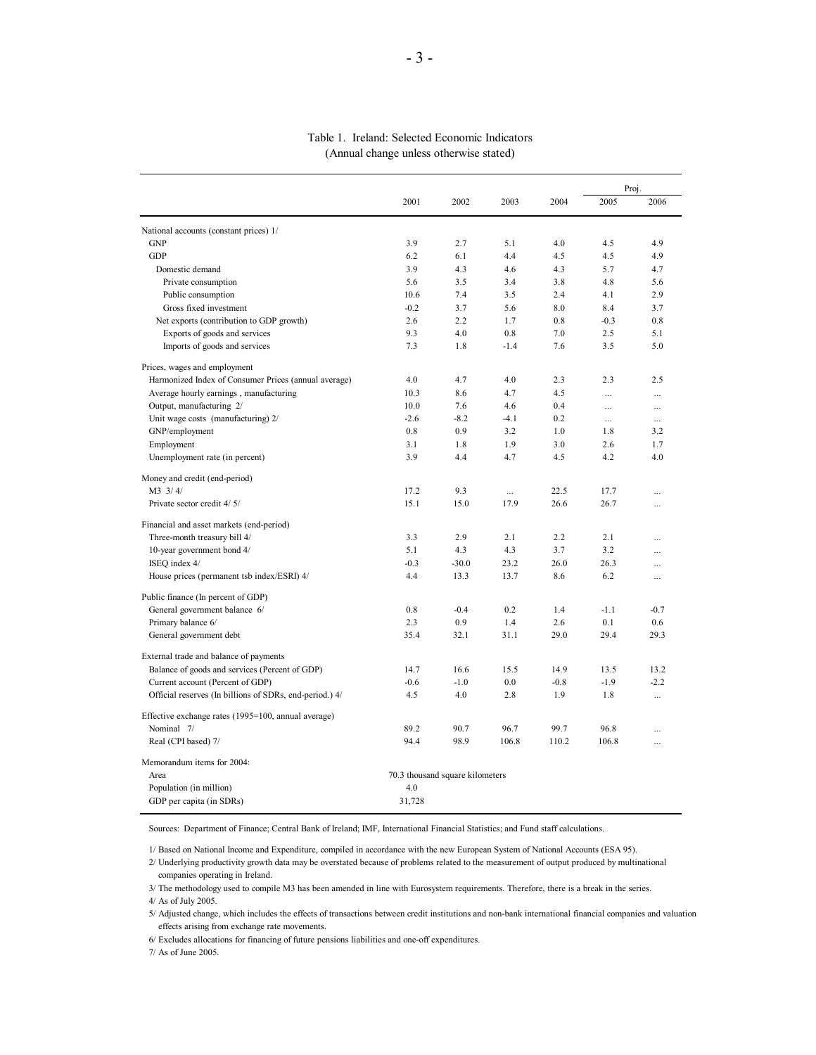Table 1. Ireland: Selected Economic Indicators
(Annual change unless otherwise stated)

| | 2001 | 2002 | 2003 | 2004 | Proj. 2005 | Proj. 2006 |
|---|---|---|---|---|---|---|
| National accounts (constant prices) 1/ | | | | | | |
| GNP | 3.9 | 2.7 | 5.1 | 4.0 | 4.5 | 4.9 |
| GDP | 6.2 | 6.1 | 4.4 | 4.5 | 4.5 | 4.9 |
| Domestic demand | 3.9 | 4.3 | 4.6 | 4.3 | 5.7 | 4.7 |
| Private consumption | 5.6 | 3.5 | 3.4 | 3.8 | 4.8 | 5.6 |
| Public consumption | 10.6 | 7.4 | 3.5 | 2.4 | 4.1 | 2.9 |
| Gross fixed investment | -0.2 | 3.7 | 5.6 | 8.0 | 8.4 | 3.7 |
| Net exports (contribution to GDP growth) | 2.6 | 2.2 | 1.7 | 0.8 | -0.3 | 0.8 |
| Exports of goods and services | 9.3 | 4.0 | 0.8 | 7.0 | 2.5 | 5.1 |
| Imports of goods and services | 7.3 | 1.8 | -1.4 | 7.6 | 3.5 | 5.0 |
| Prices, wages and employment | | | | | | |
| Harmonized Index of Consumer Prices (annual average) | 4.0 | 4.7 | 4.0 | 2.3 | 2.3 | 2.5 |
| Average hourly earnings , manufacturing | 10.3 | 8.6 | 4.7 | 4.5 | ... | ... |
| Output, manufacturing 2/ | 10.0 | 7.6 | 4.6 | 0.4 | ... | ... |
| Unit wage costs (manufacturing) 2/ | -2.6 | -8.2 | -4.1 | 0.2 | ... | ... |
| GNP/employment | 0.8 | 0.9 | 3.2 | 1.0 | 1.8 | 3.2 |
| Employment | 3.1 | 1.8 | 1.9 | 3.0 | 2.6 | 1.7 |
| Unemployment rate (in percent) | 3.9 | 4.4 | 4.7 | 4.5 | 4.2 | 4.0 |
| Money and credit (end-period) | | | | | | |
| M3 3/ 4/ | 17.2 | 9.3 | ... | 22.5 | 17.7 | ... |
| Private sector credit 4/ 5/ | 15.1 | 15.0 | 17.9 | 26.6 | 26.7 | ... |
| Financial and asset markets (end-period) | | | | | | |
| Three-month treasury bill 4/ | 3.3 | 2.9 | 2.1 | 2.2 | 2.1 | ... |
| 10-year government bond 4/ | 5.1 | 4.3 | 4.3 | 3.7 | 3.2 | ... |
| ISEQ index 4/ | -0.3 | -30.0 | 23.2 | 26.0 | 26.3 | ... |
| House prices (permanent tsb index/ESRI) 4/ | 4.4 | 13.3 | 13.7 | 8.6 | 6.2 | ... |
| Public finance (In percent of GDP) | | | | | | |
| General government balance 6/ | 0.8 | -0.4 | 0.2 | 1.4 | -1.1 | -0.7 |
| Primary balance 6/ | 2.3 | 0.9 | 1.4 | 2.6 | 0.1 | 0.6 |
| General government debt | 35.4 | 32.1 | 31.1 | 29.0 | 29.4 | 29.3 |
| External trade and balance of payments | | | | | | |
| Balance of goods and services (Percent of GDP) | 14.7 | 16.6 | 15.5 | 14.9 | 13.5 | 13.2 |
| Current account (Percent of GDP) | -0.6 | -1.0 | 0.0 | -0.8 | -1.9 | -2.2 |
| Official reserves (In billions of SDRs, end-period.) 4/ | 4.5 | 4.0 | 2.8 | 1.9 | 1.8 | ... |
| Effective exchange rates (1995=100, annual average) | | | | | | |
| Nominal 7/ | 89.2 | 90.7 | 96.7 | 99.7 | 96.8 | ... |
| Real (CPI based) 7/ | 94.4 | 98.9 | 106.8 | 110.2 | 106.8 | ... |
| Memorandum items for 2004: | | | | | | |
| Area | 70.3 thousand square kilometers | | | | | |
| Population (in million) | 4.0 | | | | | |
| GDP per capita (in SDRs) | 31,728 | | | | | |

Sources: Department of Finance; Central Bank of Ireland; IMF, International Financial Statistics; and Fund staff calculations.

1/ Based on National Income and Expenditure, compiled in accordance with the new European System of National Accounts (ESA 95).
2/ Underlying productivity growth data may be overstated because of problems related to the measurement of output produced by multinational companies operating in Ireland.
3/ The methodology used to compile M3 has been amended in line with Eurosystem requirements. Therefore, there is a break in the series.
4/ As of July 2005.
5/ Adjusted change, which includes the effects of transactions between credit institutions and non-bank international financial companies and valuation effects arising from exchange rate movements.
6/ Excludes allocations for financing of future pensions liabilities and one-off expenditures.
7/ As of June 2005.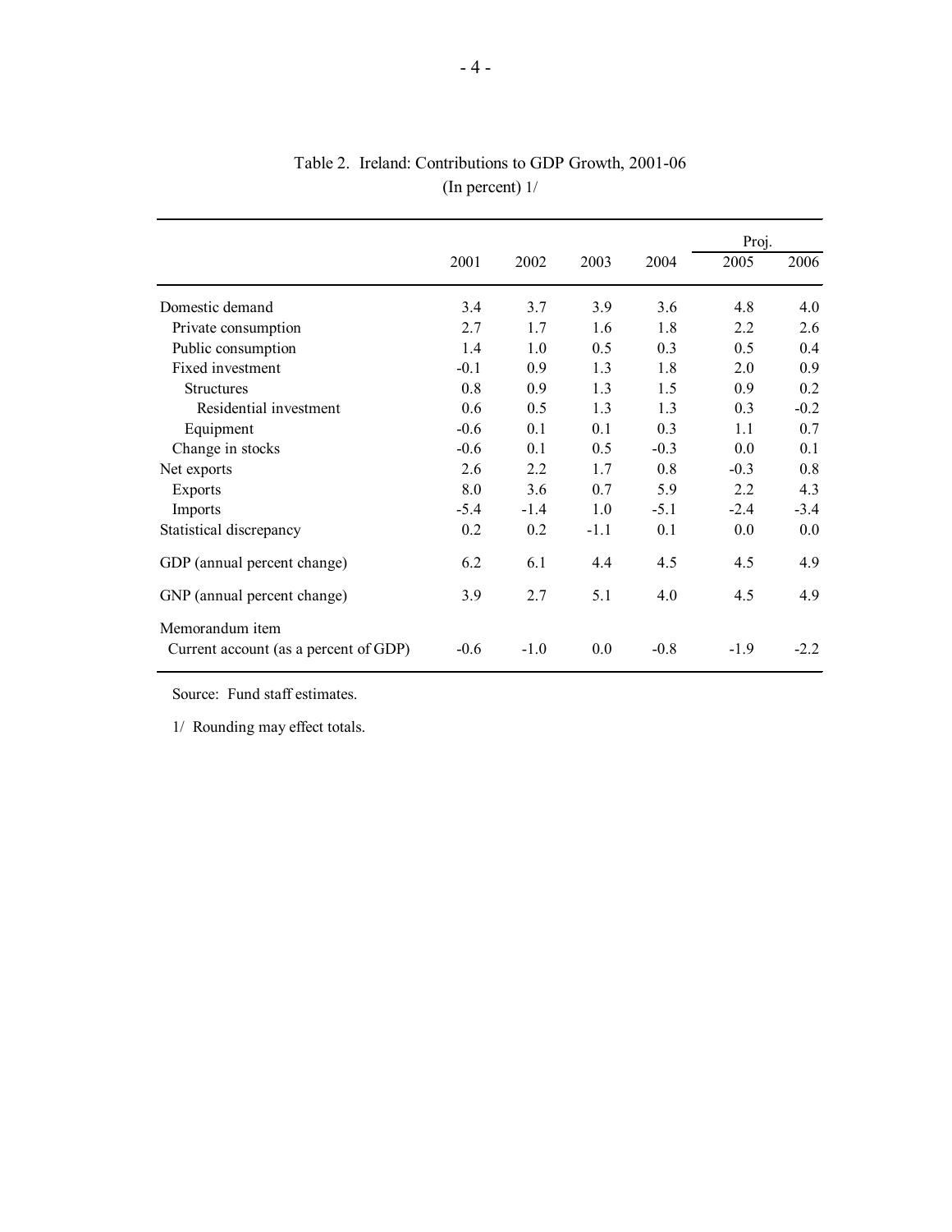Table 2. Ireland: Contributions to GDP Growth, 2001-06
(In percent) 1/

| | 2001 | 2002 | 2003 | 2004 | Proj. 2005 | Proj. 2006 |
|---|---|---|---|---|---|---|
| Domestic demand | 3.4 | 3.7 | 3.9 | 3.6 | 4.8 | 4.0 |
| Private consumption | 2.7 | 1.7 | 1.6 | 1.8 | 2.2 | 2.6 |
| Public consumption | 1.4 | 1.0 | 0.5 | 0.3 | 0.5 | 0.4 |
| Fixed investment | -0.1 | 0.9 | 1.3 | 1.8 | 2.0 | 0.9 |
| Structures | 0.8 | 0.9 | 1.3 | 1.5 | 0.9 | 0.2 |
| Residential investment | 0.6 | 0.5 | 1.3 | 1.3 | 0.3 | -0.2 |
| Equipment | -0.6 | 0.1 | 0.1 | 0.3 | 1.1 | 0.7 |
| Change in stocks | -0.6 | 0.1 | 0.5 | -0.3 | 0.0 | 0.1 |
| Net exports | 2.6 | 2.2 | 1.7 | 0.8 | -0.3 | 0.8 |
| Exports | 8.0 | 3.6 | 0.7 | 5.9 | 2.2 | 4.3 |
| Imports | -5.4 | -1.4 | 1.0 | -5.1 | -2.4 | -3.4 |
| Statistical discrepancy | 0.2 | 0.2 | -1.1 | 0.1 | 0.0 | 0.0 |
| GDP (annual percent change) | 6.2 | 6.1 | 4.4 | 4.5 | 4.5 | 4.9 |
| GNP (annual percent change) | 3.9 | 2.7 | 5.1 | 4.0 | 4.5 | 4.9 |
| Memorandum item | | | | | | |
| Current account (as a percent of GDP) | -0.6 | -1.0 | 0.0 | -0.8 | -1.9 | -2.2 |

Source: Fund staff estimates.

1/ Rounding may effect totals.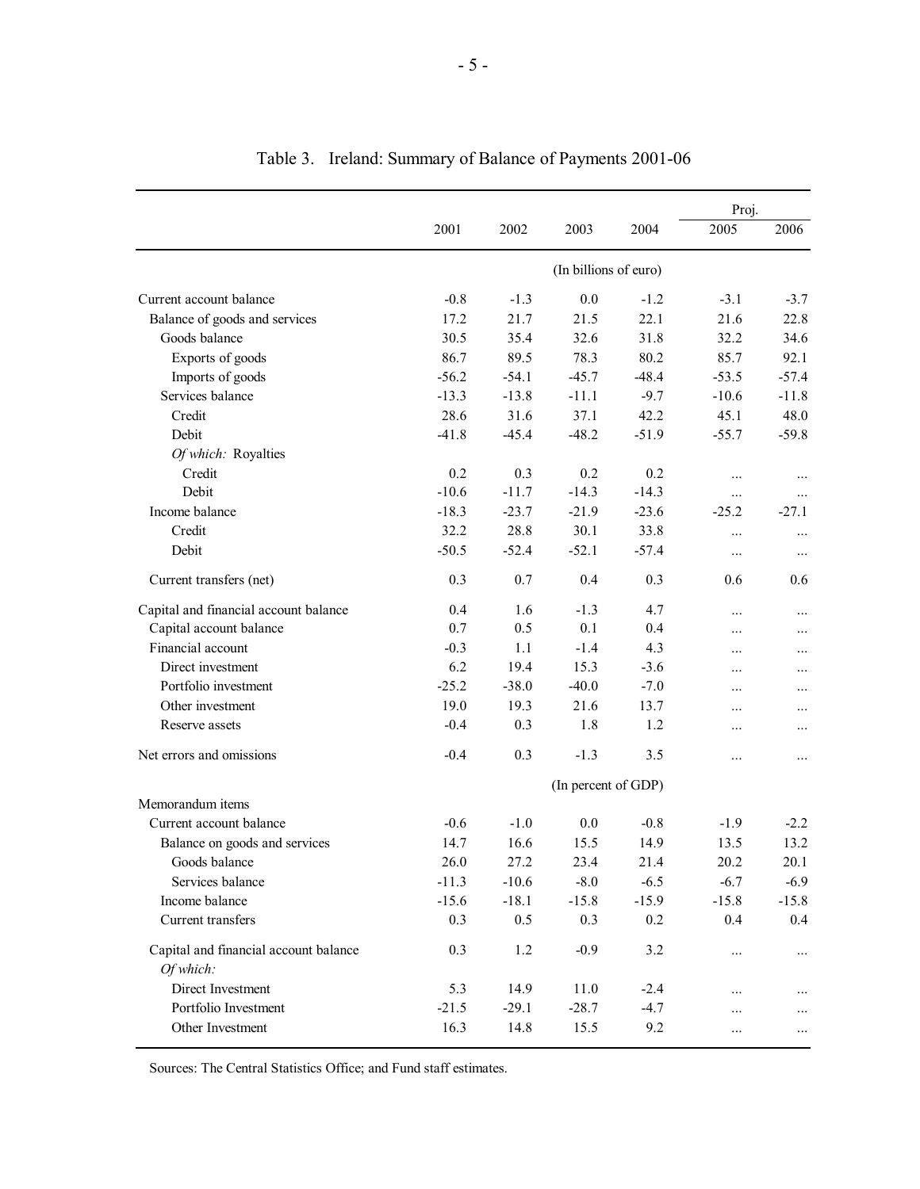## Table 3. Ireland: Summary of Balance of Payments 2001-06

| | 2001 | 2002 | 2003 | 2004 | Proj. 2005 | Proj. 2006 |
|---|---|---|---|---|---|---|
| | (In billions of euro) | | | | | |
| Current account balance | -0.8 | -1.3 | 0.0 | -1.2 | -3.1 | -3.7 |
| Balance of goods and services | 17.2 | 21.7 | 21.5 | 22.1 | 21.6 | 22.8 |
| Goods balance | 30.5 | 35.4 | 32.6 | 31.8 | 32.2 | 34.6 |
| Exports of goods | 86.7 | 89.5 | 78.3 | 80.2 | 85.7 | 92.1 |
| Imports of goods | -56.2 | -54.1 | -45.7 | -48.4 | -53.5 | -57.4 |
| Services balance | -13.3 | -13.8 | -11.1 | -9.7 | -10.6 | -11.8 |
| Credit | 28.6 | 31.6 | 37.1 | 42.2 | 45.1 | 48.0 |
| Debit | -41.8 | -45.4 | -48.2 | -51.9 | -55.7 | -59.8 |
| *Of which:* Royalties | | | | | | |
| Credit | 0.2 | 0.3 | 0.2 | 0.2 | ... | ... |
| Debit | -10.6 | -11.7 | -14.3 | -14.3 | ... | ... |
| Income balance | -18.3 | -23.7 | -21.9 | -23.6 | -25.2 | -27.1 |
| Credit | 32.2 | 28.8 | 30.1 | 33.8 | ... | ... |
| Debit | -50.5 | -52.4 | -52.1 | -57.4 | ... | ... |
| Current transfers (net) | 0.3 | 0.7 | 0.4 | 0.3 | 0.6 | 0.6 |
| Capital and financial account balance | 0.4 | 1.6 | -1.3 | 4.7 | ... | ... |
| Capital account balance | 0.7 | 0.5 | 0.1 | 0.4 | ... | ... |
| Financial account | -0.3 | 1.1 | -1.4 | 4.3 | ... | ... |
| Direct investment | 6.2 | 19.4 | 15.3 | -3.6 | ... | ... |
| Portfolio investment | -25.2 | -38.0 | -40.0 | -7.0 | ... | ... |
| Other investment | 19.0 | 19.3 | 21.6 | 13.7 | ... | ... |
| Reserve assets | -0.4 | 0.3 | 1.8 | 1.2 | ... | ... |
| Net errors and omissions | -0.4 | 0.3 | -1.3 | 3.5 | ... | ... |
| | (In percent of GDP) | | | | | |
| Memorandum items | | | | | | |
| Current account balance | -0.6 | -1.0 | 0.0 | -0.8 | -1.9 | -2.2 |
| Balance on goods and services | 14.7 | 16.6 | 15.5 | 14.9 | 13.5 | 13.2 |
| Goods balance | 26.0 | 27.2 | 23.4 | 21.4 | 20.2 | 20.1 |
| Services balance | -11.3 | -10.6 | -8.0 | -6.5 | -6.7 | -6.9 |
| Income balance | -15.6 | -18.1 | -15.8 | -15.9 | -15.8 | -15.8 |
| Current transfers | 0.3 | 0.5 | 0.3 | 0.2 | 0.4 | 0.4 |
| Capital and financial account balance | 0.3 | 1.2 | -0.9 | 3.2 | ... | ... |
| *Of which:* | | | | | | |
| Direct Investment | 5.3 | 14.9 | 11.0 | -2.4 | ... | ... |
| Portfolio Investment | -21.5 | -29.1 | -28.7 | -4.7 | ... | ... |
| Other Investment | 16.3 | 14.8 | 15.5 | 9.2 | ... | ... |

Sources: The Central Statistics Office; and Fund staff estimates.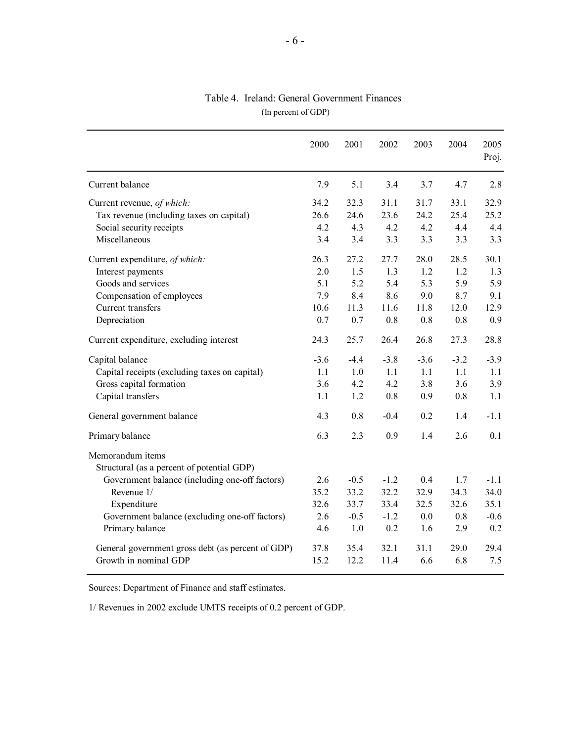Table 4. Ireland: General Government Finances
(In percent of GDP)

| | 2000 | 2001 | 2002 | 2003 | 2004 | 2005 Proj. |
|---|---|---|---|---|---|---|
| Current balance | 7.9 | 5.1 | 3.4 | 3.7 | 4.7 | 2.8 |
| Current revenue, *of which:* | 34.2 | 32.3 | 31.1 | 31.7 | 33.1 | 32.9 |
| Tax revenue (including taxes on capital) | 26.6 | 24.6 | 23.6 | 24.2 | 25.4 | 25.2 |
| Social security receipts | 4.2 | 4.3 | 4.2 | 4.2 | 4.4 | 4.4 |
| Miscellaneous | 3.4 | 3.4 | 3.3 | 3.3 | 3.3 | 3.3 |
| Current expenditure, *of which:* | 26.3 | 27.2 | 27.7 | 28.0 | 28.5 | 30.1 |
| Interest payments | 2.0 | 1.5 | 1.3 | 1.2 | 1.2 | 1.3 |
| Goods and services | 5.1 | 5.2 | 5.4 | 5.3 | 5.9 | 5.9 |
| Compensation of employees | 7.9 | 8.4 | 8.6 | 9.0 | 8.7 | 9.1 |
| Current transfers | 10.6 | 11.3 | 11.6 | 11.8 | 12.0 | 12.9 |
| Depreciation | 0.7 | 0.7 | 0.8 | 0.8 | 0.8 | 0.9 |
| Current expenditure, excluding interest | 24.3 | 25.7 | 26.4 | 26.8 | 27.3 | 28.8 |
| Capital balance | -3.6 | -4.4 | -3.8 | -3.6 | -3.2 | -3.9 |
| Capital receipts (excluding taxes on capital) | 1.1 | 1.0 | 1.1 | 1.1 | 1.1 | 1.1 |
| Gross capital formation | 3.6 | 4.2 | 4.2 | 3.8 | 3.6 | 3.9 |
| Capital transfers | 1.1 | 1.2 | 0.8 | 0.9 | 0.8 | 1.1 |
| General government balance | 4.3 | 0.8 | -0.4 | 0.2 | 1.4 | -1.1 |
| Primary balance | 6.3 | 2.3 | 0.9 | 1.4 | 2.6 | 0.1 |
| Memorandum items | | | | | | |
| Structural (as a percent of potential GDP) | | | | | | |
| Government balance (including one-off factors) | 2.6 | -0.5 | -1.2 | 0.4 | 1.7 | -1.1 |
| Revenue 1/ | 35.2 | 33.2 | 32.2 | 32.9 | 34.3 | 34.0 |
| Expenditure | 32.6 | 33.7 | 33.4 | 32.5 | 32.6 | 35.1 |
| Government balance (excluding one-off factors) | 2.6 | -0.5 | -1.2 | 0.0 | 0.8 | -0.6 |
| Primary balance | 4.6 | 1.0 | 0.2 | 1.6 | 2.9 | 0.2 |
| General government gross debt (as percent of GDP) | 37.8 | 35.4 | 32.1 | 31.1 | 29.0 | 29.4 |
| Growth in nominal GDP | 15.2 | 12.2 | 11.4 | 6.6 | 6.8 | 7.5 |

Sources: Department of Finance and staff estimates.

1/ Revenues in 2002 exclude UMTS receipts of 0.2 percent of GDP.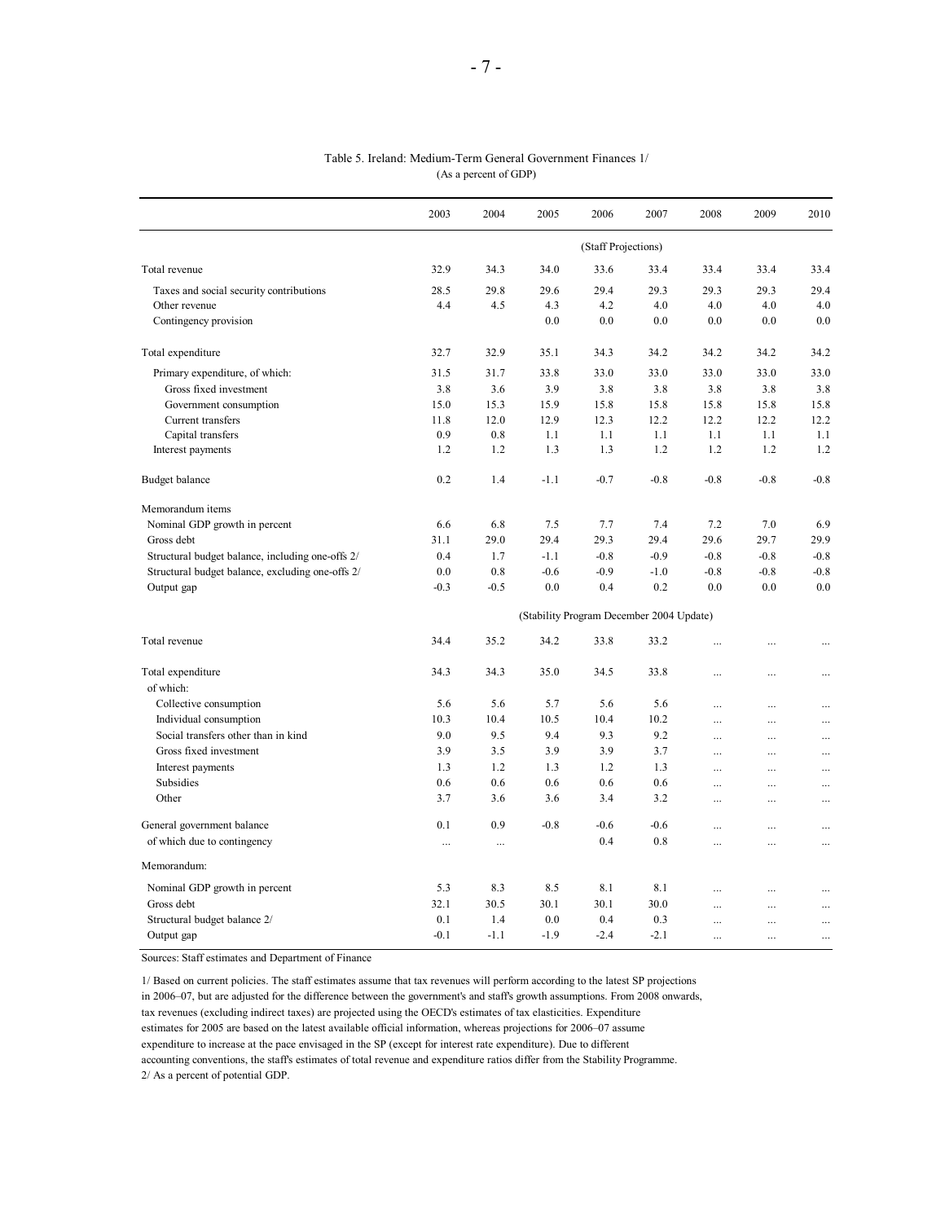Table 5. Ireland: Medium-Term General Government Finances 1/
(As a percent of GDP)

| | 2003 | 2004 | 2005 | 2006 | 2007 | 2008 | 2009 | 2010 |
|---|---|---|---|---|---|---|---|---|
| | | | (Staff Projections) | | | | | |
| Total revenue | 32.9 | 34.3 | 34.0 | 33.6 | 33.4 | 33.4 | 33.4 | 33.4 |
| Taxes and social security contributions | 28.5 | 29.8 | 29.6 | 29.4 | 29.3 | 29.3 | 29.3 | 29.4 |
| Other revenue | 4.4 | 4.5 | 4.3 | 4.2 | 4.0 | 4.0 | 4.0 | 4.0 |
| Contingency provision | | | 0.0 | 0.0 | 0.0 | 0.0 | 0.0 | 0.0 |
| Total expenditure | 32.7 | 32.9 | 35.1 | 34.3 | 34.2 | 34.2 | 34.2 | 34.2 |
| Primary expenditure, of which: | 31.5 | 31.7 | 33.8 | 33.0 | 33.0 | 33.0 | 33.0 | 33.0 |
| Gross fixed investment | 3.8 | 3.6 | 3.9 | 3.8 | 3.8 | 3.8 | 3.8 | 3.8 |
| Government consumption | 15.0 | 15.3 | 15.9 | 15.8 | 15.8 | 15.8 | 15.8 | 15.8 |
| Current transfers | 11.8 | 12.0 | 12.9 | 12.3 | 12.2 | 12.2 | 12.2 | 12.2 |
| Capital transfers | 0.9 | 0.8 | 1.1 | 1.1 | 1.1 | 1.1 | 1.1 | 1.1 |
| Interest payments | 1.2 | 1.2 | 1.3 | 1.3 | 1.2 | 1.2 | 1.2 | 1.2 |
| Budget balance | 0.2 | 1.4 | -1.1 | -0.7 | -0.8 | -0.8 | -0.8 | -0.8 |
| Memorandum items | | | | | | | | |
| Nominal GDP growth in percent | 6.6 | 6.8 | 7.5 | 7.7 | 7.4 | 7.2 | 7.0 | 6.9 |
| Gross debt | 31.1 | 29.0 | 29.4 | 29.3 | 29.4 | 29.6 | 29.7 | 29.9 |
| Structural budget balance, including one-offs 2/ | 0.4 | 1.7 | -1.1 | -0.8 | -0.9 | -0.8 | -0.8 | -0.8 |
| Structural budget balance, excluding one-offs 2/ | 0.0 | 0.8 | -0.6 | -0.9 | -1.0 | -0.8 | -0.8 | -0.8 |
| Output gap | -0.3 | -0.5 | 0.0 | 0.4 | 0.2 | 0.0 | 0.0 | 0.0 |
| | | | (Stability Program December 2004 Update) | | | | | |
| Total revenue | 34.4 | 35.2 | 34.2 | 33.8 | 33.2 | ... | ... | ... |
| Total expenditure | 34.3 | 34.3 | 35.0 | 34.5 | 33.8 | ... | ... | ... |
| of which: | | | | | | | | |
| Collective consumption | 5.6 | 5.6 | 5.7 | 5.6 | 5.6 | ... | ... | ... |
| Individual consumption | 10.3 | 10.4 | 10.5 | 10.4 | 10.2 | ... | ... | ... |
| Social transfers other than in kind | 9.0 | 9.5 | 9.4 | 9.3 | 9.2 | ... | ... | ... |
| Gross fixed investment | 3.9 | 3.5 | 3.9 | 3.9 | 3.7 | ... | ... | ... |
| Interest payments | 1.3 | 1.2 | 1.3 | 1.2 | 1.3 | ... | ... | ... |
| Subsidies | 0.6 | 0.6 | 0.6 | 0.6 | 0.6 | ... | ... | ... |
| Other | 3.7 | 3.6 | 3.6 | 3.4 | 3.2 | ... | ... | ... |
| General government balance | 0.1 | 0.9 | -0.8 | -0.6 | -0.6 | ... | ... | ... |
| of which due to contingency | ... | ... | | 0.4 | 0.8 | ... | ... | ... |
| Memorandum: | | | | | | | | |
| Nominal GDP growth in percent | 5.3 | 8.3 | 8.5 | 8.1 | 8.1 | ... | ... | ... |
| Gross debt | 32.1 | 30.5 | 30.1 | 30.1 | 30.0 | ... | ... | ... |
| Structural budget balance 2/ | 0.1 | 1.4 | 0.0 | 0.4 | 0.3 | ... | ... | ... |
| Output gap | -0.1 | -1.1 | -1.9 | -2.4 | -2.1 | ... | ... | ... |

Sources: Staff estimates and Department of Finance

1/ Based on current policies. The staff estimates assume that tax revenues will perform according to the latest SP projections in 2006–07, but are adjusted for the difference between the government's and staff's growth assumptions. From 2008 onwards, tax revenues (excluding indirect taxes) are projected using the OECD's estimates of tax elasticities. Expenditure estimates for 2005 are based on the latest available official information, whereas projections for 2006–07 assume expenditure to increase at the pace envisaged in the SP (except for interest rate expenditure). Due to different accounting conventions, the staff's estimates of total revenue and expenditure ratios differ from the Stability Programme.
2/ As a percent of potential GDP.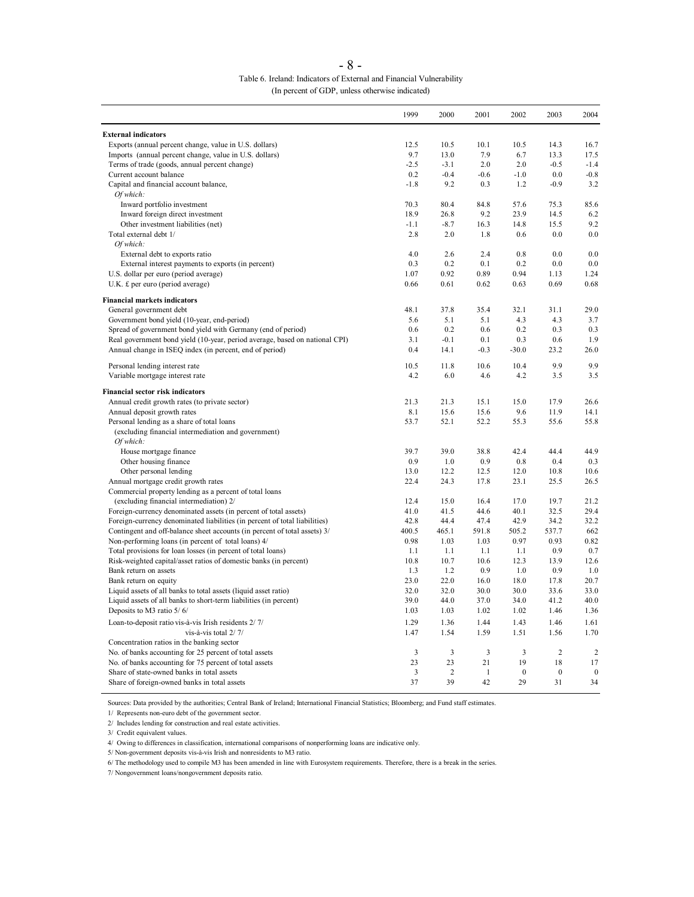Table 6. Ireland: Indicators of External and Financial Vulnerability
(In percent of GDP, unless otherwise indicated)

| | 1999 | 2000 | 2001 | 2002 | 2003 | 2004 |
|---|---|---|---|---|---|---|
| **External indicators** | | | | | | |
| Exports (annual percent change, value in U.S. dollars) | 12.5 | 10.5 | 10.1 | 10.5 | 14.3 | 16.7 |
| Imports (annual percent change, value in U.S. dollars) | 9.7 | 13.0 | 7.9 | 6.7 | 13.3 | 17.5 |
| Terms of trade (goods, annual percent change) | -2.5 | -3.1 | 2.0 | 2.0 | -0.5 | -1.4 |
| Current account balance | 0.2 | -0.4 | -0.6 | -1.0 | 0.0 | -0.8 |
| Capital and financial account balance, | -1.8 | 9.2 | 0.3 | 1.2 | -0.9 | 3.2 |
| *Of which:* | | | | | | |
| Inward portfolio investment | 70.3 | 80.4 | 84.8 | 57.6 | 75.3 | 85.6 |
| Inward foreign direct investment | 18.9 | 26.8 | 9.2 | 23.9 | 14.5 | 6.2 |
| Other investment liabilities (net) | -1.1 | -8.7 | 16.3 | 14.8 | 15.5 | 9.2 |
| Total external debt 1/ | 2.8 | 2.0 | 1.8 | 0.6 | 0.0 | 0.0 |
| *Of which:* | | | | | | |
| External debt to exports ratio | 4.0 | 2.6 | 2.4 | 0.8 | 0.0 | 0.0 |
| External interest payments to exports (in percent) | 0.3 | 0.2 | 0.1 | 0.2 | 0.0 | 0.0 |
| U.S. dollar per euro (period average) | 1.07 | 0.92 | 0.89 | 0.94 | 1.13 | 1.24 |
| U.K. £ per euro (period average) | 0.66 | 0.61 | 0.62 | 0.63 | 0.69 | 0.68 |
| **Financial markets indicators** | | | | | | |
| General government debt | 48.1 | 37.8 | 35.4 | 32.1 | 31.1 | 29.0 |
| Government bond yield (10-year, end-period) | 5.6 | 5.1 | 5.1 | 4.3 | 4.3 | 3.7 |
| Spread of government bond yield with Germany (end of period) | 0.6 | 0.2 | 0.6 | 0.2 | 0.3 | 0.3 |
| Real government bond yield (10-year, period average, based on national CPI) | 3.1 | -0.1 | 0.1 | 0.3 | 0.6 | 1.9 |
| Annual change in ISEQ index (in percent, end of period) | 0.4 | 14.1 | -0.3 | -30.0 | 23.2 | 26.0 |
| Personal lending interest rate | 10.5 | 11.8 | 10.6 | 10.4 | 9.9 | 9.9 |
| Variable mortgage interest rate | 4.2 | 6.0 | 4.6 | 4.2 | 3.5 | 3.5 |
| **Financial sector risk indicators** | | | | | | |
| Annual credit growth rates (to private sector) | 21.3 | 21.3 | 15.1 | 15.0 | 17.9 | 26.6 |
| Annual deposit growth rates | 8.1 | 15.6 | 15.6 | 9.6 | 11.9 | 14.1 |
| Personal lending as a share of total loans (excluding financial intermediation and government) | 53.7 | 52.1 | 52.2 | 55.3 | 55.6 | 55.8 |
| *Of which:* | | | | | | |
| House mortgage finance | 39.7 | 39.0 | 38.8 | 42.4 | 44.4 | 44.9 |
| Other housing finance | 0.9 | 1.0 | 0.9 | 0.8 | 0.4 | 0.3 |
| Other personal lending | 13.0 | 12.2 | 12.5 | 12.0 | 10.8 | 10.6 |
| Annual mortgage credit growth rates | 22.4 | 24.3 | 17.8 | 23.1 | 25.5 | 26.5 |
| Commercial property lending as a percent of total loans (excluding financial intermediation) 2/ | 12.4 | 15.0 | 16.4 | 17.0 | 19.7 | 21.2 |
| Foreign-currency denominated assets (in percent of total assets) | 41.0 | 41.5 | 44.6 | 40.1 | 32.5 | 29.4 |
| Foreign-currency denominated liabilities (in percent of total liabilities) | 42.8 | 44.4 | 47.4 | 42.9 | 34.2 | 32.2 |
| Contingent and off-balance sheet accounts (in percent of total assets) 3/ | 400.5 | 465.1 | 591.8 | 505.2 | 537.7 | 662 |
| Non-performing loans (in percent of total loans) 4/ | 0.98 | 1.03 | 1.03 | 0.97 | 0.93 | 0.82 |
| Total provisions for loan losses (in percent of total loans) | 1.1 | 1.1 | 1.1 | 1.1 | 0.9 | 0.7 |
| Risk-weighted capital/asset ratios of domestic banks (in percent) | 10.8 | 10.7 | 10.6 | 12.3 | 13.9 | 12.6 |
| Bank return on assets | 1.3 | 1.2 | 0.9 | 1.0 | 0.9 | 1.0 |
| Bank return on equity | 23.0 | 22.0 | 16.0 | 18.0 | 17.8 | 20.7 |
| Liquid assets of all banks to total assets (liquid asset ratio) | 32.0 | 32.0 | 30.0 | 30.0 | 33.6 | 33.0 |
| Liquid assets of all banks to short-term liabilities (in percent) | 39.0 | 44.0 | 37.0 | 34.0 | 41.2 | 40.0 |
| Deposits to M3 ratio 5/ 6/ | 1.03 | 1.03 | 1.02 | 1.02 | 1.46 | 1.36 |
| Loan-to-deposit ratio vis-à-vis Irish residents 2/ 7/ | 1.29 | 1.36 | 1.44 | 1.43 | 1.46 | 1.61 |
| vis-à-vis total 2/ 7/ | 1.47 | 1.54 | 1.59 | 1.51 | 1.56 | 1.70 |
| Concentration ratios in the banking sector | | | | | | |
| No. of banks accounting for 25 percent of total assets | 3 | 3 | 3 | 3 | 2 | 2 |
| No. of banks accounting for 75 percent of total assets | 23 | 23 | 21 | 19 | 18 | 17 |
| Share of state-owned banks in total assets | 3 | 2 | 1 | 0 | 0 | 0 |
| Share of foreign-owned banks in total assets | 37 | 39 | 42 | 29 | 31 | 34 |

Sources: Data provided by the authorities; Central Bank of Ireland; International Financial Statistics; Bloomberg; and Fund staff estimates.

1/ Represents non-euro debt of the government sector.

2/ Includes lending for construction and real estate activities.

3/ Credit equivalent values.

4/ Owing to differences in classification, international comparisons of nonperforming loans are indicative only.

5/ Non-government deposits vis-à-vis Irish and nonresidents to M3 ratio.

6/ The methodology used to compile M3 has been amended in line with Eurosystem requirements. Therefore, there is a break in the series.

7/ Nongovernment loans/nongovernment deposits ratio.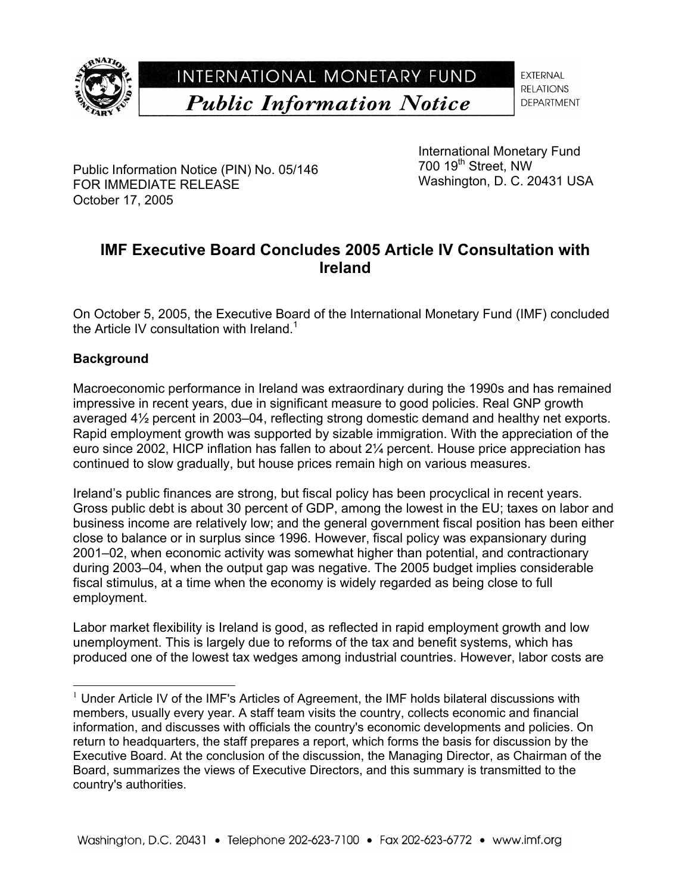INTERNATIONAL MONETARY FUND

*Public Information Notice*

EXTERNAL RELATIONS DEPARTMENT

Public Information Notice (PIN) No. 05/146
FOR IMMEDIATE RELEASE
October 17, 2005

International Monetary Fund
700 19th Street, NW
Washington, D. C. 20431 USA

## IMF Executive Board Concludes 2005 Article IV Consultation with Ireland

On October 5, 2005, the Executive Board of the International Monetary Fund (IMF) concluded the Article IV consultation with Ireland.[1]

**Background**

Macroeconomic performance in Ireland was extraordinary during the 1990s and has remained impressive in recent years, due in significant measure to good policies. Real GNP growth averaged 4½ percent in 2003–04, reflecting strong domestic demand and healthy net exports. Rapid employment growth was supported by sizable immigration. With the appreciation of the euro since 2002, HICP inflation has fallen to about 2¼ percent. House price appreciation has continued to slow gradually, but house prices remain high on various measures.

Ireland's public finances are strong, but fiscal policy has been procyclical in recent years. Gross public debt is about 30 percent of GDP, among the lowest in the EU; taxes on labor and business income are relatively low; and the general government fiscal position has been either close to balance or in surplus since 1996. However, fiscal policy was expansionary during 2001–02, when economic activity was somewhat higher than potential, and contractionary during 2003–04, when the output gap was negative. The 2005 budget implies considerable fiscal stimulus, at a time when the economy is widely regarded as being close to full employment.

Labor market flexibility is Ireland is good, as reflected in rapid employment growth and low unemployment. This is largely due to reforms of the tax and benefit systems, which has produced one of the lowest tax wedges among industrial countries. However, labor costs are

[1] Under Article IV of the IMF's Articles of Agreement, the IMF holds bilateral discussions with members, usually every year. A staff team visits the country, collects economic and financial information, and discusses with officials the country's economic developments and policies. On return to headquarters, the staff prepares a report, which forms the basis for discussion by the Executive Board. At the conclusion of the discussion, the Managing Director, as Chairman of the Board, summarizes the views of Executive Directors, and this summary is transmitted to the country's authorities.

Washington, D.C. 20431 • Telephone 202-623-7100 • Fax 202-623-6772 • www.imf.org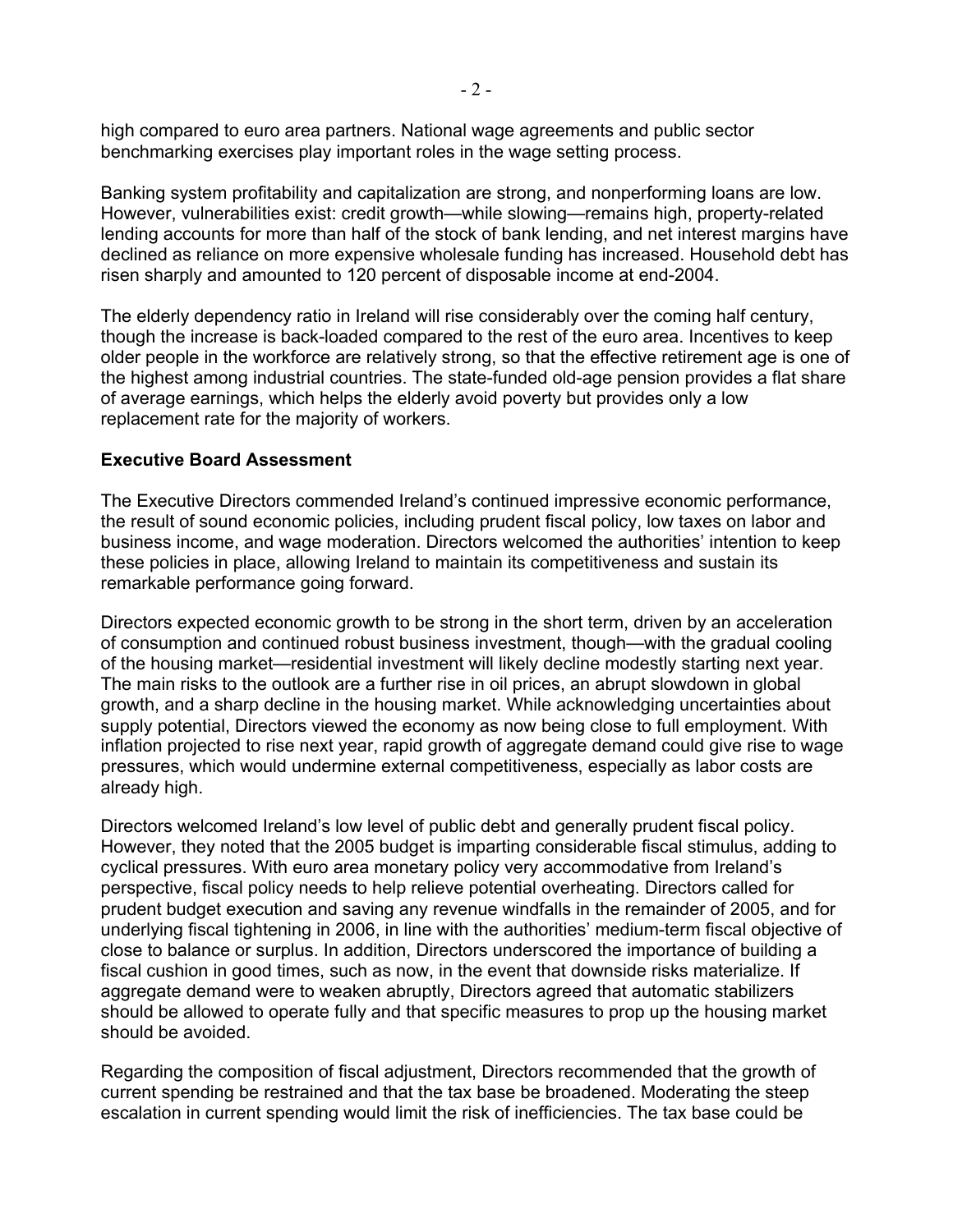high compared to euro area partners. National wage agreements and public sector benchmarking exercises play important roles in the wage setting process.

Banking system profitability and capitalization are strong, and nonperforming loans are low. However, vulnerabilities exist: credit growth—while slowing—remains high, property-related lending accounts for more than half of the stock of bank lending, and net interest margins have declined as reliance on more expensive wholesale funding has increased. Household debt has risen sharply and amounted to 120 percent of disposable income at end-2004.

The elderly dependency ratio in Ireland will rise considerably over the coming half century, though the increase is back-loaded compared to the rest of the euro area. Incentives to keep older people in the workforce are relatively strong, so that the effective retirement age is one of the highest among industrial countries. The state-funded old-age pension provides a flat share of average earnings, which helps the elderly avoid poverty but provides only a low replacement rate for the majority of workers.

**Executive Board Assessment**

The Executive Directors commended Ireland's continued impressive economic performance, the result of sound economic policies, including prudent fiscal policy, low taxes on labor and business income, and wage moderation. Directors welcomed the authorities' intention to keep these policies in place, allowing Ireland to maintain its competitiveness and sustain its remarkable performance going forward.

Directors expected economic growth to be strong in the short term, driven by an acceleration of consumption and continued robust business investment, though—with the gradual cooling of the housing market—residential investment will likely decline modestly starting next year. The main risks to the outlook are a further rise in oil prices, an abrupt slowdown in global growth, and a sharp decline in the housing market. While acknowledging uncertainties about supply potential, Directors viewed the economy as now being close to full employment. With inflation projected to rise next year, rapid growth of aggregate demand could give rise to wage pressures, which would undermine external competitiveness, especially as labor costs are already high.

Directors welcomed Ireland's low level of public debt and generally prudent fiscal policy. However, they noted that the 2005 budget is imparting considerable fiscal stimulus, adding to cyclical pressures. With euro area monetary policy very accommodative from Ireland's perspective, fiscal policy needs to help relieve potential overheating. Directors called for prudent budget execution and saving any revenue windfalls in the remainder of 2005, and for underlying fiscal tightening in 2006, in line with the authorities' medium-term fiscal objective of close to balance or surplus. In addition, Directors underscored the importance of building a fiscal cushion in good times, such as now, in the event that downside risks materialize. If aggregate demand were to weaken abruptly, Directors agreed that automatic stabilizers should be allowed to operate fully and that specific measures to prop up the housing market should be avoided.

Regarding the composition of fiscal adjustment, Directors recommended that the growth of current spending be restrained and that the tax base be broadened. Moderating the steep escalation in current spending would limit the risk of inefficiencies. The tax base could be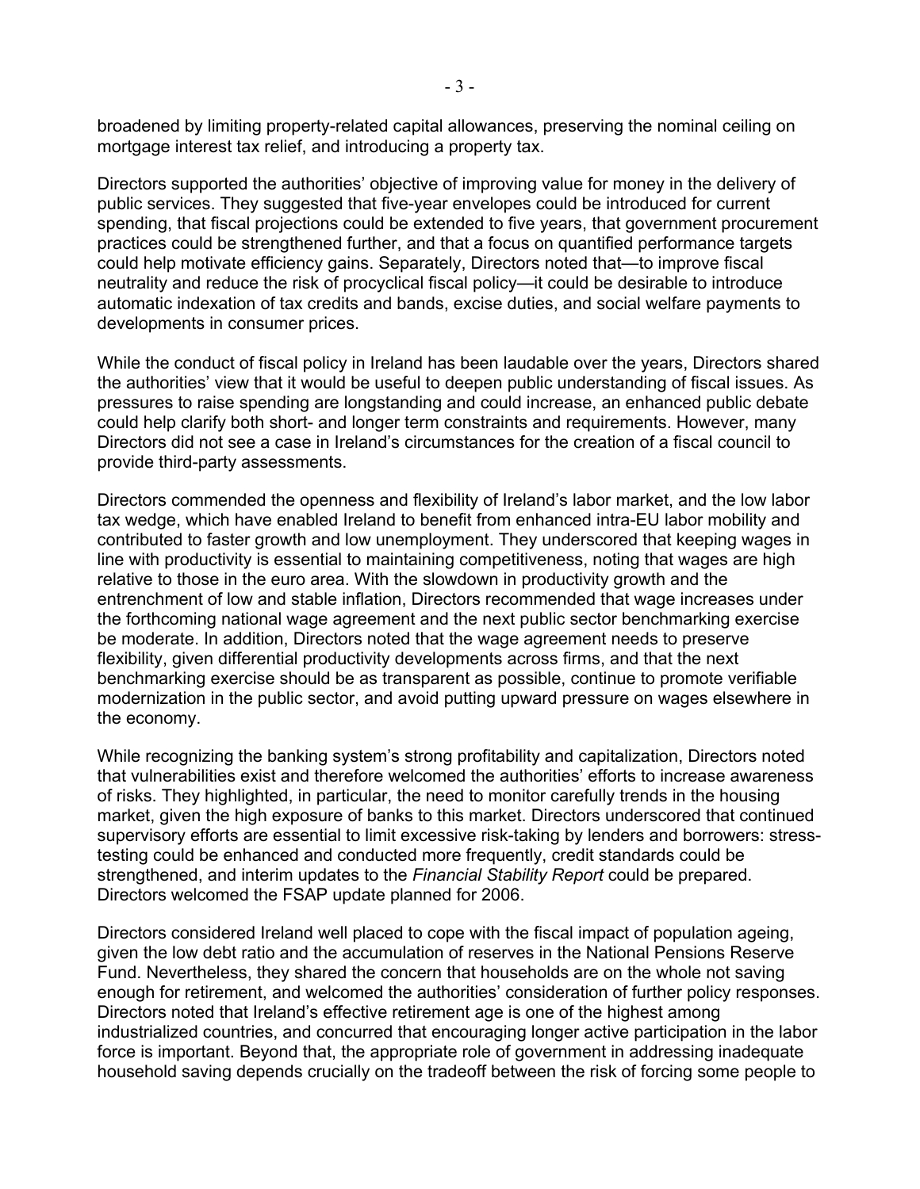broadened by limiting property-related capital allowances, preserving the nominal ceiling on mortgage interest tax relief, and introducing a property tax.

Directors supported the authorities' objective of improving value for money in the delivery of public services. They suggested that five-year envelopes could be introduced for current spending, that fiscal projections could be extended to five years, that government procurement practices could be strengthened further, and that a focus on quantified performance targets could help motivate efficiency gains. Separately, Directors noted that—to improve fiscal neutrality and reduce the risk of procyclical fiscal policy—it could be desirable to introduce automatic indexation of tax credits and bands, excise duties, and social welfare payments to developments in consumer prices.

While the conduct of fiscal policy in Ireland has been laudable over the years, Directors shared the authorities' view that it would be useful to deepen public understanding of fiscal issues. As pressures to raise spending are longstanding and could increase, an enhanced public debate could help clarify both short- and longer term constraints and requirements. However, many Directors did not see a case in Ireland's circumstances for the creation of a fiscal council to provide third-party assessments.

Directors commended the openness and flexibility of Ireland's labor market, and the low labor tax wedge, which have enabled Ireland to benefit from enhanced intra-EU labor mobility and contributed to faster growth and low unemployment. They underscored that keeping wages in line with productivity is essential to maintaining competitiveness, noting that wages are high relative to those in the euro area. With the slowdown in productivity growth and the entrenchment of low and stable inflation, Directors recommended that wage increases under the forthcoming national wage agreement and the next public sector benchmarking exercise be moderate. In addition, Directors noted that the wage agreement needs to preserve flexibility, given differential productivity developments across firms, and that the next benchmarking exercise should be as transparent as possible, continue to promote verifiable modernization in the public sector, and avoid putting upward pressure on wages elsewhere in the economy.

While recognizing the banking system's strong profitability and capitalization, Directors noted that vulnerabilities exist and therefore welcomed the authorities' efforts to increase awareness of risks. They highlighted, in particular, the need to monitor carefully trends in the housing market, given the high exposure of banks to this market. Directors underscored that continued supervisory efforts are essential to limit excessive risk-taking by lenders and borrowers: stress-testing could be enhanced and conducted more frequently, credit standards could be strengthened, and interim updates to the *Financial Stability Report* could be prepared. Directors welcomed the FSAP update planned for 2006.

Directors considered Ireland well placed to cope with the fiscal impact of population ageing, given the low debt ratio and the accumulation of reserves in the National Pensions Reserve Fund. Nevertheless, they shared the concern that households are on the whole not saving enough for retirement, and welcomed the authorities' consideration of further policy responses. Directors noted that Ireland's effective retirement age is one of the highest among industrialized countries, and concurred that encouraging longer active participation in the labor force is important. Beyond that, the appropriate role of government in addressing inadequate household saving depends crucially on the tradeoff between the risk of forcing some people to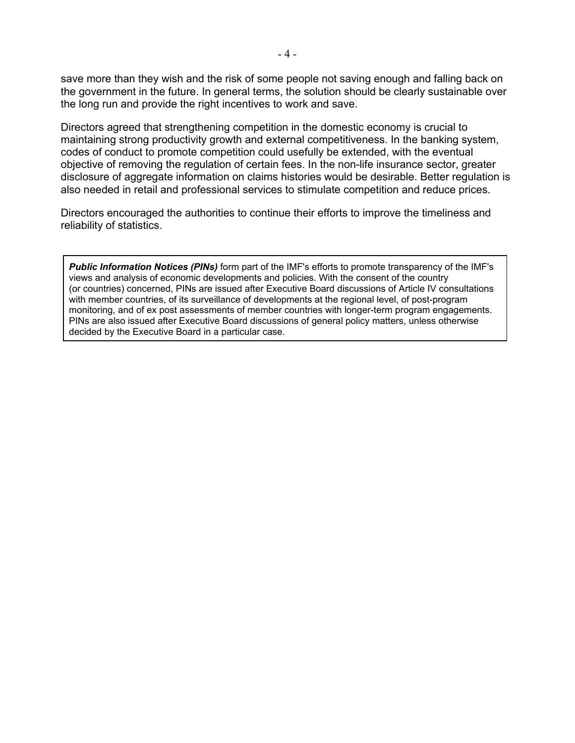save more than they wish and the risk of some people not saving enough and falling back on the government in the future. In general terms, the solution should be clearly sustainable over the long run and provide the right incentives to work and save.

Directors agreed that strengthening competition in the domestic economy is crucial to maintaining strong productivity growth and external competitiveness. In the banking system, codes of conduct to promote competition could usefully be extended, with the eventual objective of removing the regulation of certain fees. In the non-life insurance sector, greater disclosure of aggregate information on claims histories would be desirable. Better regulation is also needed in retail and professional services to stimulate competition and reduce prices.

Directors encouraged the authorities to continue their efforts to improve the timeliness and reliability of statistics.

***Public Information Notices (PINs)*** form part of the IMF's efforts to promote transparency of the IMF's views and analysis of economic developments and policies. With the consent of the country (or countries) concerned, PINs are issued after Executive Board discussions of Article IV consultations with member countries, of its surveillance of developments at the regional level, of post-program monitoring, and of ex post assessments of member countries with longer-term program engagements. PINs are also issued after Executive Board discussions of general policy matters, unless otherwise decided by the Executive Board in a particular case.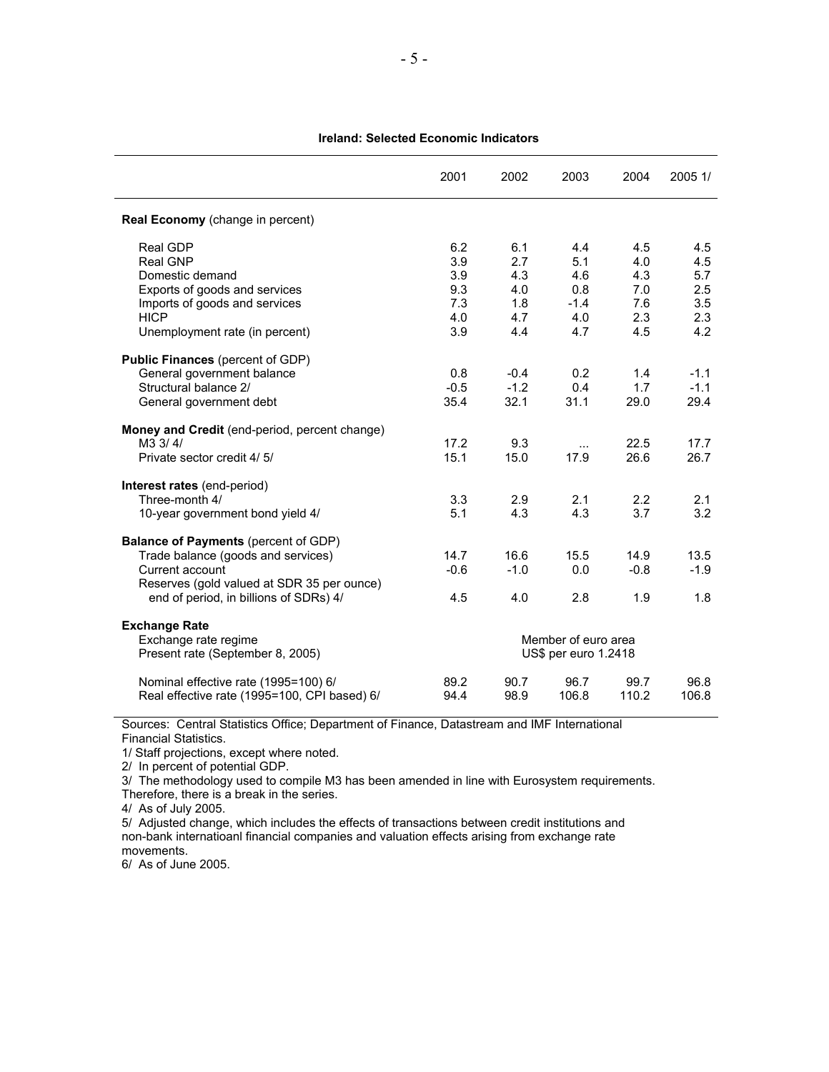**Ireland: Selected Economic Indicators**

| | 2001 | 2002 | 2003 | 2004 | 2005 1/ |
|---|---|---|---|---|---|
| **Real Economy** (change in percent) | | | | | |
| Real GDP | 6.2 | 6.1 | 4.4 | 4.5 | 4.5 |
| Real GNP | 3.9 | 2.7 | 5.1 | 4.0 | 4.5 |
| Domestic demand | 3.9 | 4.3 | 4.6 | 4.3 | 5.7 |
| Exports of goods and services | 9.3 | 4.0 | 0.8 | 7.0 | 2.5 |
| Imports of goods and services | 7.3 | 1.8 | -1.4 | 7.6 | 3.5 |
| HICP | 4.0 | 4.7 | 4.0 | 2.3 | 2.3 |
| Unemployment rate (in percent) | 3.9 | 4.4 | 4.7 | 4.5 | 4.2 |
| **Public Finances** (percent of GDP) | | | | | |
| General government balance | 0.8 | -0.4 | 0.2 | 1.4 | -1.1 |
| Structural balance 2/ | -0.5 | -1.2 | 0.4 | 1.7 | -1.1 |
| General government debt | 35.4 | 32.1 | 31.1 | 29.0 | 29.4 |
| **Money and Credit** (end-period, percent change) | | | | | |
| M3 3/ 4/ | 17.2 | 9.3 | ... | 22.5 | 17.7 |
| Private sector credit 4/ 5/ | 15.1 | 15.0 | 17.9 | 26.6 | 26.7 |
| **Interest rates** (end-period) | | | | | |
| Three-month 4/ | 3.3 | 2.9 | 2.1 | 2.2 | 2.1 |
| 10-year government bond yield 4/ | 5.1 | 4.3 | 4.3 | 3.7 | 3.2 |
| **Balance of Payments** (percent of GDP) | | | | | |
| Trade balance (goods and services) | 14.7 | 16.6 | 15.5 | 14.9 | 13.5 |
| Current account | -0.6 | -1.0 | 0.0 | -0.8 | -1.9 |
| Reserves (gold valued at SDR 35 per ounce) end of period, in billions of SDRs) 4/ | 4.5 | 4.0 | 2.8 | 1.9 | 1.8 |
| **Exchange Rate** | | | | | |
| Exchange rate regime | | | Member of euro area | | |
| Present rate (September 8, 2005) | | | US$ per euro 1.2418 | | |
| Nominal effective rate (1995=100) 6/ | 89.2 | 90.7 | 96.7 | 99.7 | 96.8 |
| Real effective rate (1995=100, CPI based) 6/ | 94.4 | 98.9 | 106.8 | 110.2 | 106.8 |

Sources: Central Statistics Office; Department of Finance, Datastream and IMF International Financial Statistics.

1/ Staff projections, except where noted.

2/ In percent of potential GDP.

3/ The methodology used to compile M3 has been amended in line with Eurosystem requirements. Therefore, there is a break in the series.

4/ As of July 2005.

5/ Adjusted change, which includes the effects of transactions between credit institutions and non-bank internatioanl financial companies and valuation effects arising from exchange rate movements.

6/ As of June 2005.